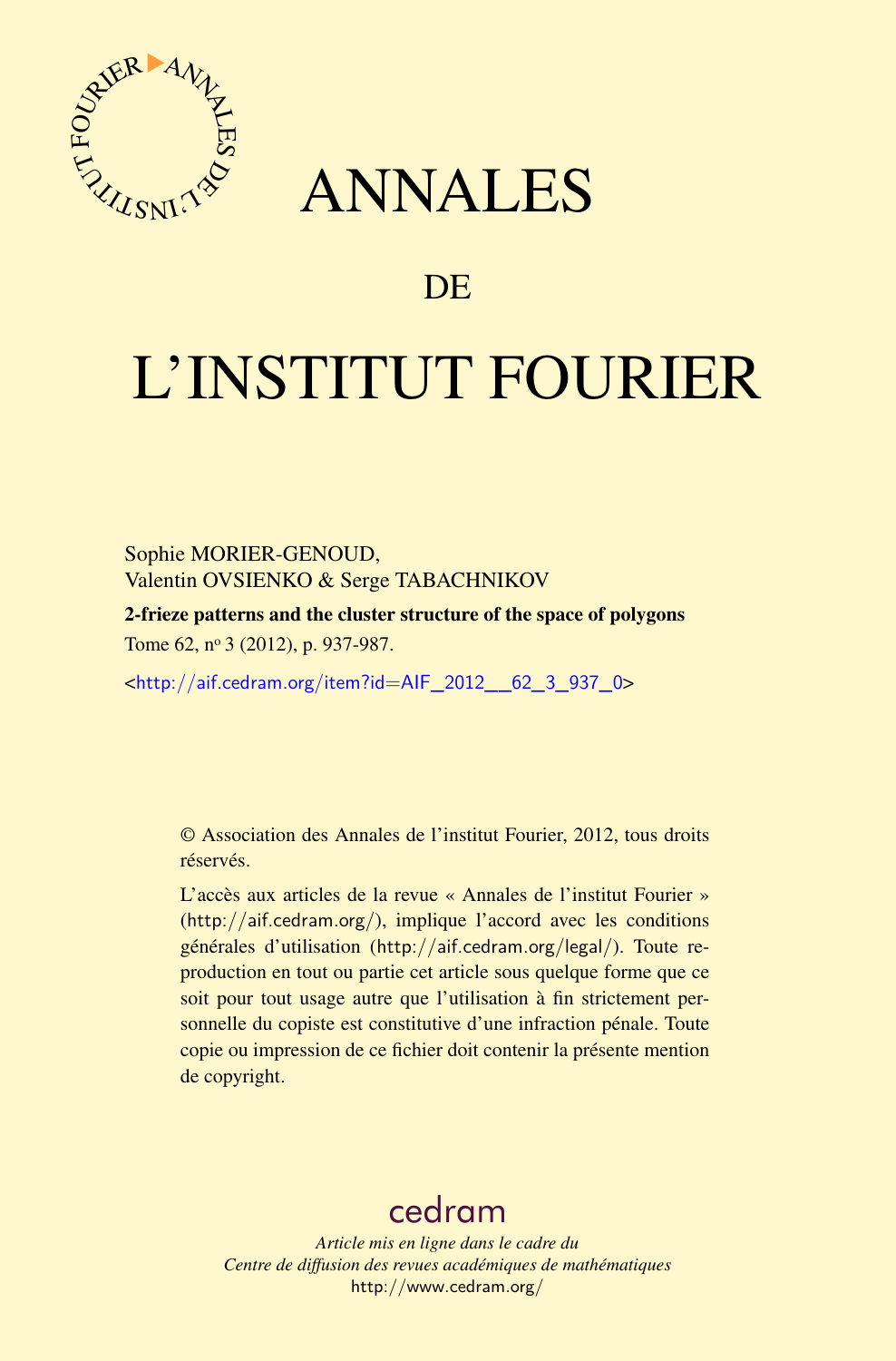# ANNALES

## DE

# L'INSTITUT FOURIER

Sophie MORIER-GENOUD,
Valentin OVSIENKO & Serge TABACHNIKOV

**2-frieze patterns and the cluster structure of the space of polygons**

Tome 62, nº 3 (2012), p. 937-987.

<http://aif.cedram.org/item?id=AIF_2012__62_3_937_0>

© Association des Annales de l'institut Fourier, 2012, tous droits réservés.

L'accès aux articles de la revue « Annales de l'institut Fourier » (http://aif.cedram.org/), implique l'accord avec les conditions générales d'utilisation (http://aif.cedram.org/legal/). Toute reproduction en tout ou partie cet article sous quelque forme que ce soit pour tout usage autre que l'utilisation à fin strictement personnelle du copiste est constitutive d'une infraction pénale. Toute copie ou impression de ce fichier doit contenir la présente mention de copyright.

cedram

*Article mis en ligne dans le cadre du*
*Centre de diffusion des revues académiques de mathématiques*
http://www.cedram.org/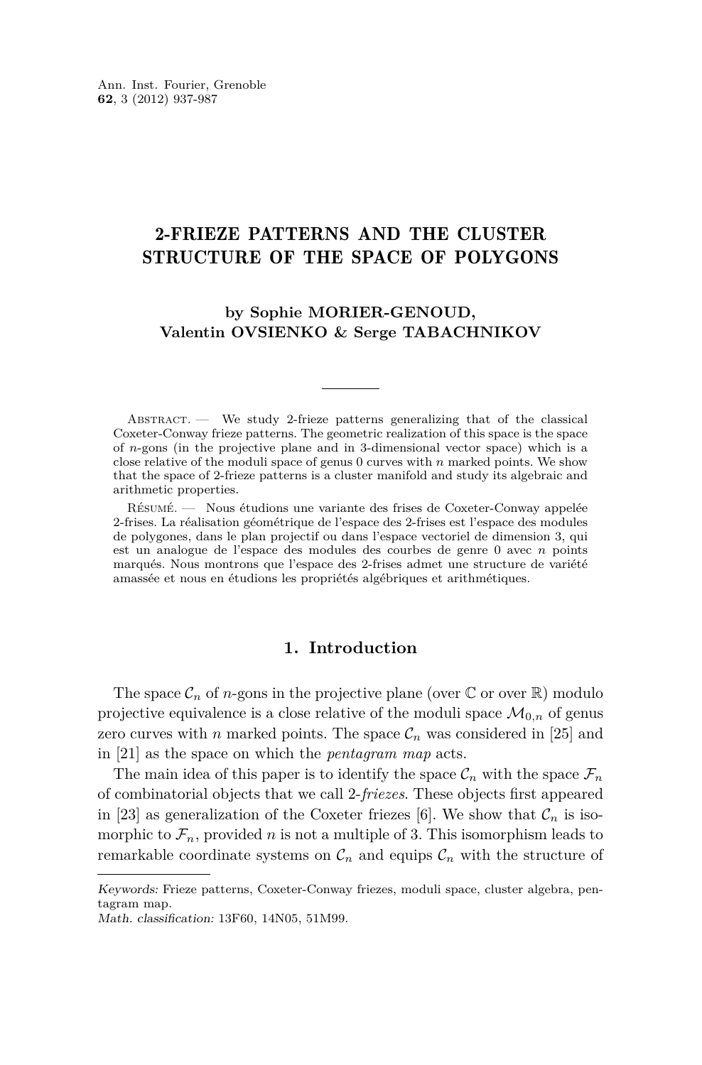Ann. Inst. Fourier, Grenoble
**62**, 3 (2012) 937-987

# 2-FRIEZE PATTERNS AND THE CLUSTER STRUCTURE OF THE SPACE OF POLYGONS

**by Sophie MORIER-GENOUD, Valentin OVSIENKO & Serge TABACHNIKOV**

Abstract. — We study 2-frieze patterns generalizing that of the classical Coxeter-Conway frieze patterns. The geometric realization of this space is the space of $n$-gons (in the projective plane and in 3-dimensional vector space) which is a close relative of the moduli space of genus 0 curves with $n$ marked points. We show that the space of 2-frieze patterns is a cluster manifold and study its algebraic and arithmetic properties.

Résumé. — Nous étudions une variante des frises de Coxeter-Conway appelée 2-frises. La réalisation géométrique de l'espace des 2-frises est l'espace des modules de polygones, dans le plan projectif ou dans l'espace vectoriel de dimension 3, qui est un analogue de l'espace des modules des courbes de genre 0 avec $n$ points marqués. Nous montrons que l'espace des 2-frises admet une structure de variété amassée et nous en étudions les propriétés algébriques et arithmétiques.

## 1. Introduction

The space $\mathcal{C}_n$ of $n$-gons in the projective plane (over $\mathbb{C}$ or over $\mathbb{R}$) modulo projective equivalence is a close relative of the moduli space $\mathcal{M}_{0,n}$ of genus zero curves with $n$ marked points. The space $\mathcal{C}_n$ was considered in [25] and in [21] as the space on which the *pentagram map* acts.

The main idea of this paper is to identify the space $\mathcal{C}_n$ with the space $\mathcal{F}_n$ of combinatorial objects that we call 2-*friezes*. These objects first appeared in [23] as generalization of the Coxeter friezes [6]. We show that $\mathcal{C}_n$ is isomorphic to $\mathcal{F}_n$, provided $n$ is not a multiple of 3. This isomorphism leads to remarkable coordinate systems on $\mathcal{C}_n$ and equips $\mathcal{C}_n$ with the structure of

*Keywords:* Frieze patterns, Coxeter-Conway friezes, moduli space, cluster algebra, pentagram map.
*Math. classification:* 13F60, 14N05, 51M99.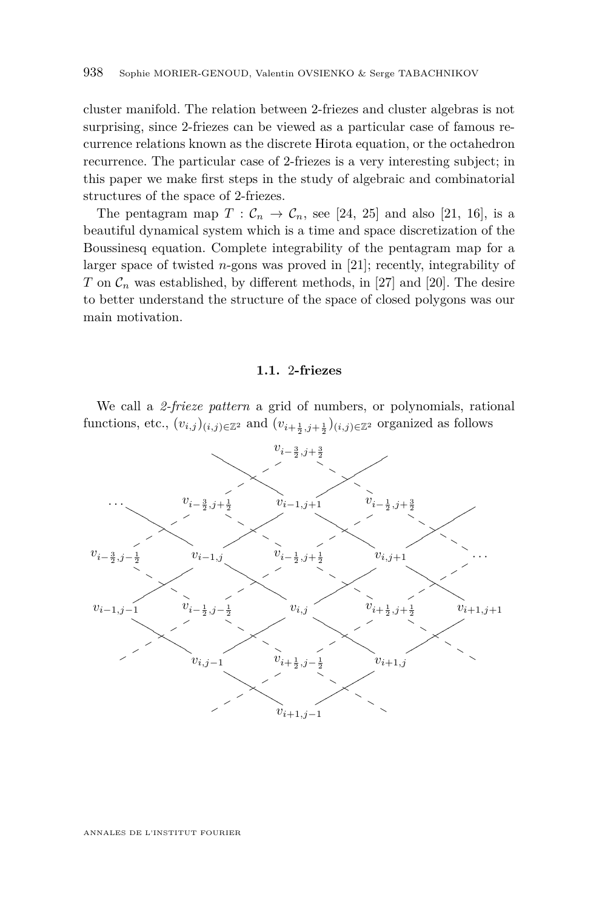cluster manifold. The relation between 2-friezes and cluster algebras is not surprising, since 2-friezes can be viewed as a particular case of famous recurrence relations known as the discrete Hirota equation, or the octahedron recurrence. The particular case of 2-friezes is a very interesting subject; in this paper we make first steps in the study of algebraic and combinatorial structures of the space of 2-friezes.

The pentagram map $T : \mathcal{C}_n \to \mathcal{C}_n$, see [24, 25] and also [21, 16], is a beautiful dynamical system which is a time and space discretization of the Boussinesq equation. Complete integrability of the pentagram map for a larger space of twisted $n$-gons was proved in [21]; recently, integrability of $T$ on $\mathcal{C}_n$ was established, by different methods, in [27] and [20]. The desire to better understand the structure of the space of closed polygons was our main motivation.

### 1.1. 2-friezes

We call a *2-frieze pattern* a grid of numbers, or polynomials, rational functions, etc., $(v_{i,j})_{(i,j)\in\mathbb{Z}^2}$ and $(v_{i+\frac{1}{2},j+\frac{1}{2}})_{(i,j)\in\mathbb{Z}^2}$ organized as follows

$$
\begin{array}{ccccccccc}
 & & & & v_{i-\frac{3}{2},j+\frac{3}{2}} & & & & \\
\cdots & & v_{i-\frac{3}{2},j+\frac{1}{2}} & & v_{i-1,j+1} & & v_{i-\frac{1}{2},j+\frac{3}{2}} & & \\
v_{i-\frac{3}{2},j-\frac{1}{2}} & & v_{i-1,j} & & v_{i-\frac{1}{2},j+\frac{1}{2}} & & v_{i,j+1} & & \cdots \\
v_{i-1,j-1} & & v_{i-\frac{1}{2},j-\frac{1}{2}} & & v_{i,j} & & v_{i+\frac{1}{2},j+\frac{1}{2}} & & v_{i+1,j+1} \\
 & & v_{i,j-1} & & v_{i+\frac{1}{2},j-\frac{1}{2}} & & v_{i+1,j} & & \\
 & & & & v_{i+1,j-1} & & & &
\end{array}
$$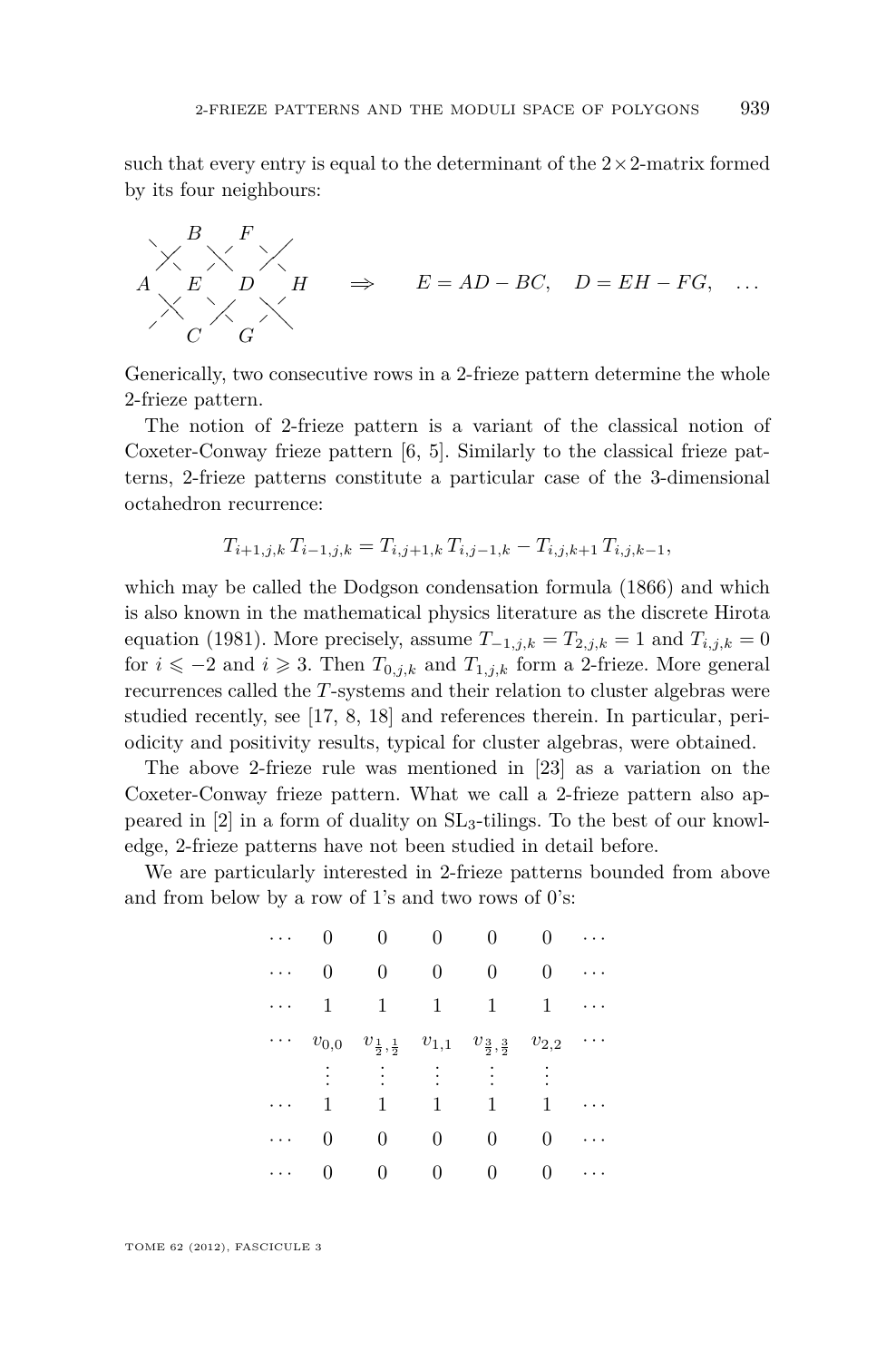such that every entry is equal to the determinant of the $2\times 2$-matrix formed by its four neighbours:

$$
\begin{array}{ccccccc}
 & B & & F & & & \\
A & E & & D & & H & \\
 & C & & G & & &
\end{array}
\qquad \Rightarrow \qquad E = AD - BC, \quad D = EH - FG, \quad \ldots
$$

Generically, two consecutive rows in a 2-frieze pattern determine the whole 2-frieze pattern.

The notion of 2-frieze pattern is a variant of the classical notion of Coxeter-Conway frieze pattern [6, 5]. Similarly to the classical frieze patterns, 2-frieze patterns constitute a particular case of the 3-dimensional octahedron recurrence:

$$T_{i+1,j,k}\,T_{i-1,j,k} = T_{i,j+1,k}\,T_{i,j-1,k} - T_{i,j,k+1}\,T_{i,j,k-1},$$

which may be called the Dodgson condensation formula (1866) and which is also known in the mathematical physics literature as the discrete Hirota equation (1981). More precisely, assume $T_{-1,j,k} = T_{2,j,k} = 1$ and $T_{i,j,k} = 0$ for $i \leqslant -2$ and $i \geqslant 3$. Then $T_{0,j,k}$ and $T_{1,j,k}$ form a 2-frieze. More general recurrences called the $T$-systems and their relation to cluster algebras were studied recently, see [17, 8, 18] and references therein. In particular, periodicity and positivity results, typical for cluster algebras, were obtained.

The above 2-frieze rule was mentioned in [23] as a variation on the Coxeter-Conway frieze pattern. What we call a 2-frieze pattern also appeared in [2] in a form of duality on $\mathrm{SL}_3$-tilings. To the best of our knowledge, 2-frieze patterns have not been studied in detail before.

We are particularly interested in 2-frieze patterns bounded from above and from below by a row of 1's and two rows of 0's:

$$
\begin{array}{ccccccc}
\cdots & 0 & 0 & 0 & 0 & 0 & \cdots \\
\cdots & 0 & 0 & 0 & 0 & 0 & \cdots \\
\cdots & 1 & 1 & 1 & 1 & 1 & \cdots \\
\cdots & v_{0,0} & v_{\frac{1}{2},\frac{1}{2}} & v_{1,1} & v_{\frac{3}{2},\frac{3}{2}} & v_{2,2} & \cdots \\
 & \vdots & \vdots & \vdots & \vdots & \vdots & \\
\cdots & 1 & 1 & 1 & 1 & 1 & \cdots \\
\cdots & 0 & 0 & 0 & 0 & 0 & \cdots \\
\cdots & 0 & 0 & 0 & 0 & 0 & \cdots
\end{array}
$$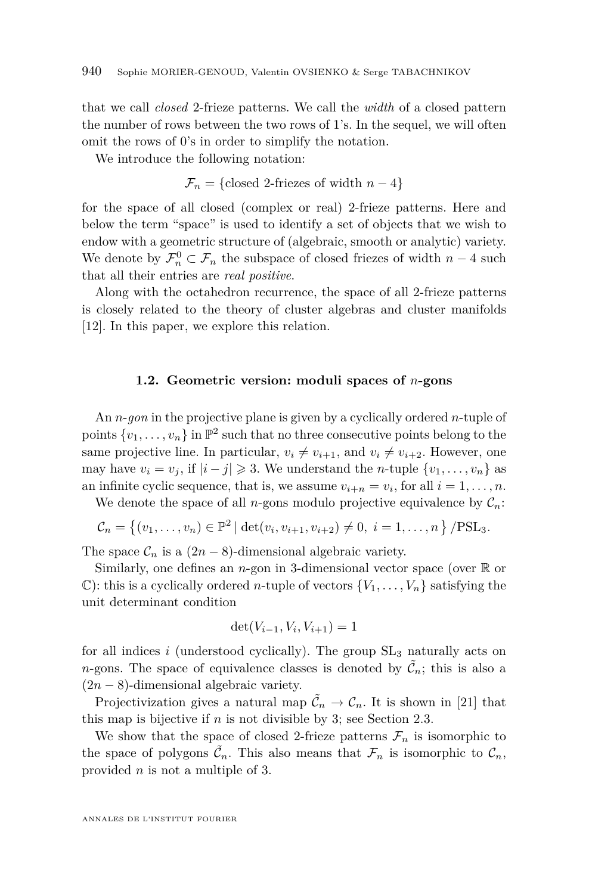that we call *closed* 2-frieze patterns. We call the *width* of a closed pattern the number of rows between the two rows of 1's. In the sequel, we will often omit the rows of 0's in order to simplify the notation.

We introduce the following notation:

$$\mathcal{F}_n = \{\text{closed 2-friezes of width } n-4\}$$

for the space of all closed (complex or real) 2-frieze patterns. Here and below the term "space" is used to identify a set of objects that we wish to endow with a geometric structure of (algebraic, smooth or analytic) variety. We denote by $\mathcal{F}_n^0 \subset \mathcal{F}_n$ the subspace of closed friezes of width $n-4$ such that all their entries are *real positive*.

Along with the octahedron recurrence, the space of all 2-frieze patterns is closely related to the theory of cluster algebras and cluster manifolds [12]. In this paper, we explore this relation.

### 1.2. Geometric version: moduli spaces of $n$-gons

An *$n$-gon* in the projective plane is given by a cyclically ordered $n$-tuple of points $\{v_1, \ldots, v_n\}$ in $\mathbb{P}^2$ such that no three consecutive points belong to the same projective line. In particular, $v_i \neq v_{i+1}$, and $v_i \neq v_{i+2}$. However, one may have $v_i = v_j$, if $|i-j| \geqslant 3$. We understand the $n$-tuple $\{v_1, \ldots, v_n\}$ as an infinite cyclic sequence, that is, we assume $v_{i+n} = v_i$, for all $i = 1, \ldots, n$.

We denote the space of all $n$-gons modulo projective equivalence by $\mathcal{C}_n$:

$$\mathcal{C}_n = \left\{(v_1, \ldots, v_n) \in \mathbb{P}^2 \mid \det(v_i, v_{i+1}, v_{i+2}) \neq 0,\ i = 1, \ldots, n\right\} / \mathrm{PSL}_3.$$

The space $\mathcal{C}_n$ is a $(2n-8)$-dimensional algebraic variety.

Similarly, one defines an $n$-gon in 3-dimensional vector space (over $\mathbb{R}$ or $\mathbb{C}$): this is a cyclically ordered $n$-tuple of vectors $\{V_1, \ldots, V_n\}$ satisfying the unit determinant condition

$$\det(V_{i-1}, V_i, V_{i+1}) = 1$$

for all indices $i$ (understood cyclically). The group $\mathrm{SL}_3$ naturally acts on $n$-gons. The space of equivalence classes is denoted by $\tilde{\mathcal{C}}_n$; this is also a $(2n-8)$-dimensional algebraic variety.

Projectivization gives a natural map $\tilde{\mathcal{C}}_n \to \mathcal{C}_n$. It is shown in [21] that this map is bijective if $n$ is not divisible by 3; see Section 2.3.

We show that the space of closed 2-frieze patterns $\mathcal{F}_n$ is isomorphic to the space of polygons $\tilde{\mathcal{C}}_n$. This also means that $\mathcal{F}_n$ is isomorphic to $\mathcal{C}_n$, provided $n$ is not a multiple of 3.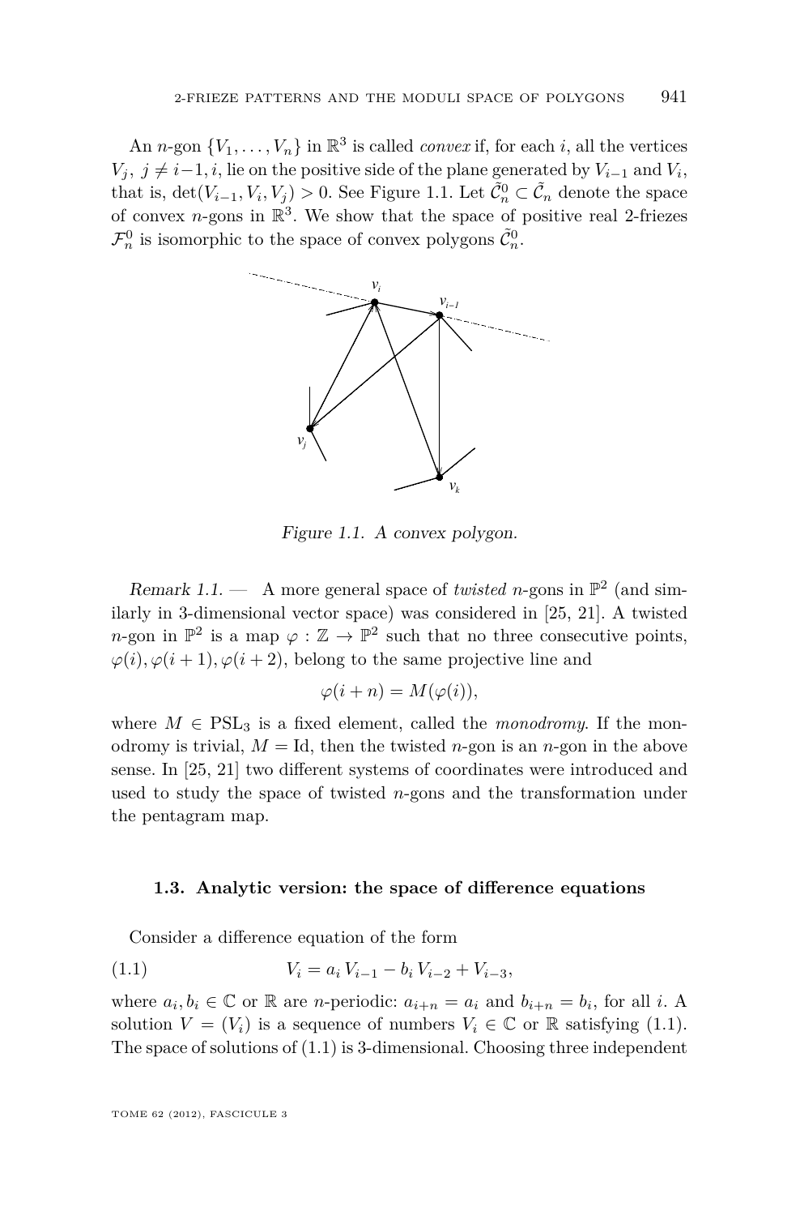An $n$-gon $\{V_1, \ldots, V_n\}$ in $\mathbb{R}^3$ is called *convex* if, for each $i$, all the vertices $V_j,\ j \neq i-1, i$, lie on the positive side of the plane generated by $V_{i-1}$ and $V_i$, that is, $\det(V_{i-1}, V_i, V_j) > 0$. See Figure 1.1. Let $\tilde{\mathcal{C}}_n^0 \subset \tilde{\mathcal{C}}_n$ denote the space of convex $n$-gons in $\mathbb{R}^3$. We show that the space of positive real 2-friezes $\mathcal{F}_n^0$ is isomorphic to the space of convex polygons $\tilde{\mathcal{C}}_n^0$.

$v_i$

$v_{i-1}$

$v_j$

$v_k$

*Figure 1.1. A convex polygon.*

*Remark 1.1.* — A more general space of *twisted* $n$-gons in $\mathbb{P}^2$ (and similarly in 3-dimensional vector space) was considered in [25, 21]. A twisted $n$-gon in $\mathbb{P}^2$ is a map $\varphi : \mathbb{Z} \to \mathbb{P}^2$ such that no three consecutive points, $\varphi(i), \varphi(i+1), \varphi(i+2)$, belong to the same projective line and

$$\varphi(i+n) = M(\varphi(i)),$$

where $M \in \mathrm{PSL}_3$ is a fixed element, called the *monodromy*. If the monodromy is trivial, $M = \mathrm{Id}$, then the twisted $n$-gon is an $n$-gon in the above sense. In [25, 21] two different systems of coordinates were introduced and used to study the space of twisted $n$-gons and the transformation under the pentagram map.

### 1.3. Analytic version: the space of difference equations

Consider a difference equation of the form

$$V_i = a_i\, V_{i-1} - b_i\, V_{i-2} + V_{i-3}, \tag{1.1}$$

where $a_i, b_i \in \mathbb{C}$ or $\mathbb{R}$ are $n$-periodic: $a_{i+n} = a_i$ and $b_{i+n} = b_i$, for all $i$. A solution $V = (V_i)$ is a sequence of numbers $V_i \in \mathbb{C}$ or $\mathbb{R}$ satisfying (1.1). The space of solutions of (1.1) is 3-dimensional. Choosing three independent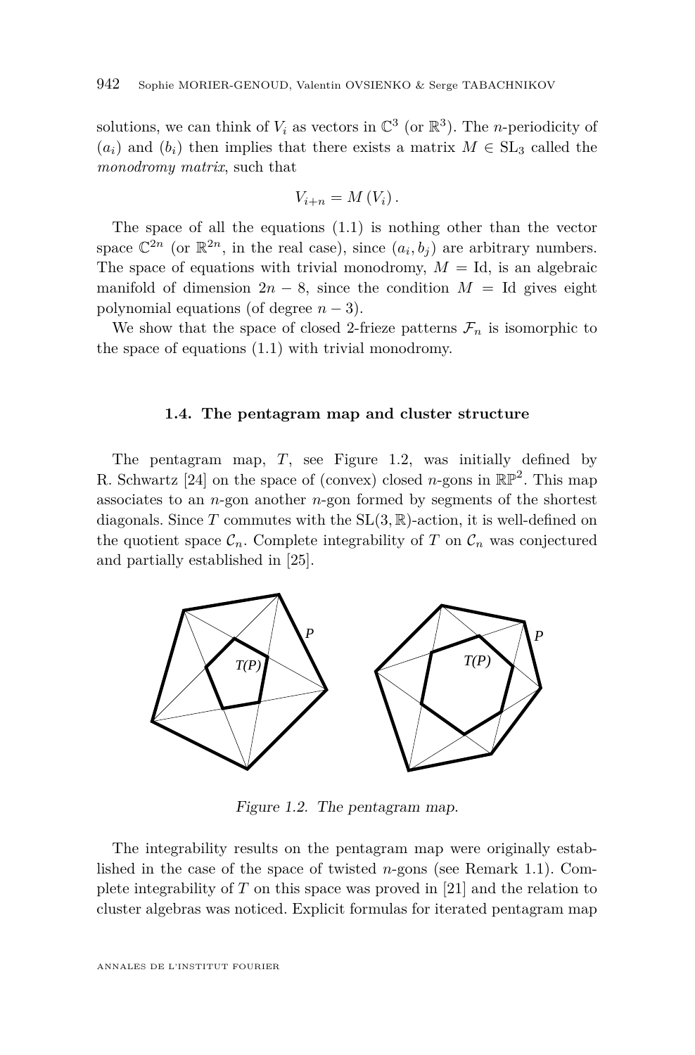solutions, we can think of $V_i$ as vectors in $\mathbb{C}^3$ (or $\mathbb{R}^3$). The $n$-periodicity of $(a_i)$ and $(b_i)$ then implies that there exists a matrix $M \in \mathrm{SL}_3$ called the *monodromy matrix*, such that

$$V_{i+n} = M\,(V_i)\,.$$

The space of all the equations (1.1) is nothing other than the vector space $\mathbb{C}^{2n}$ (or $\mathbb{R}^{2n}$, in the real case), since $(a_i, b_j)$ are arbitrary numbers. The space of equations with trivial monodromy, $M = \mathrm{Id}$, is an algebraic manifold of dimension $2n - 8$, since the condition $M = \mathrm{Id}$ gives eight polynomial equations (of degree $n - 3$).

We show that the space of closed 2-frieze patterns $\mathcal{F}_n$ is isomorphic to the space of equations (1.1) with trivial monodromy.

### 1.4. The pentagram map and cluster structure

The pentagram map, $T$, see Figure 1.2, was initially defined by R. Schwartz [24] on the space of (convex) closed $n$-gons in $\mathbb{RP}^2$. This map associates to an $n$-gon another $n$-gon formed by segments of the shortest diagonals. Since $T$ commutes with the $\mathrm{SL}(3, \mathbb{R})$-action, it is well-defined on the quotient space $\mathcal{C}_n$. Complete integrability of $T$ on $\mathcal{C}_n$ was conjectured and partially established in [25].

P

T(P)

P

T(P)

Figure 1.2. The pentagram map.

The integrability results on the pentagram map were originally established in the case of the space of twisted $n$-gons (see Remark 1.1). Complete integrability of $T$ on this space was proved in [21] and the relation to cluster algebras was noticed. Explicit formulas for iterated pentagram map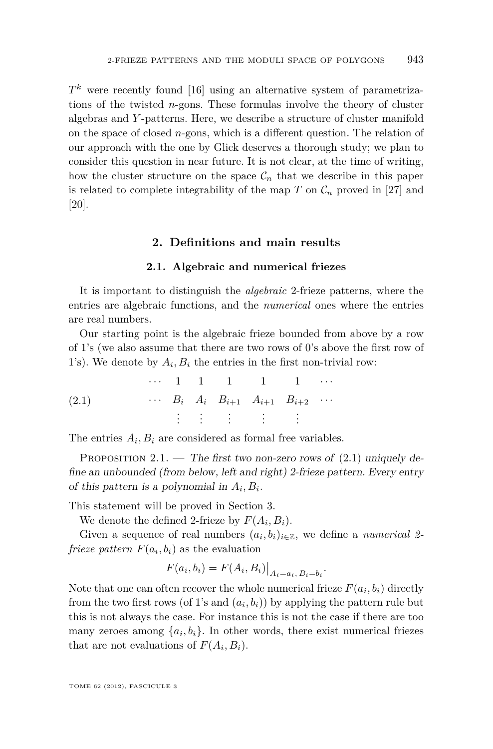$T^k$ were recently found [16] using an alternative system of parametrizations of the twisted $n$-gons. These formulas involve the theory of cluster algebras and $Y$-patterns. Here, we describe a structure of cluster manifold on the space of closed $n$-gons, which is a different question. The relation of our approach with the one by Glick deserves a thorough study; we plan to consider this question in near future. It is not clear, at the time of writing, how the cluster structure on the space $\mathcal{C}_n$ that we describe in this paper is related to complete integrability of the map $T$ on $\mathcal{C}_n$ proved in [27] and [20].

## 2. Definitions and main results

### 2.1. Algebraic and numerical friezes

It is important to distinguish the *algebraic* 2-frieze patterns, where the entries are algebraic functions, and the *numerical* ones where the entries are real numbers.

Our starting point is the algebraic frieze bounded from above by a row of 1's (we also assume that there are two rows of 0's above the first row of 1's). We denote by $A_i, B_i$ the entries in the first non-trivial row:

$$
\begin{array}{ccccccc}
\cdots & 1 & 1 & 1 & 1 & 1 & \cdots \\
\cdots & B_i & A_i & B_{i+1} & A_{i+1} & B_{i+2} & \cdots \\
 & \vdots & \vdots & \vdots & \vdots & \vdots &
\end{array}
\tag{2.1}
$$

The entries $A_i, B_i$ are considered as formal free variables.

Proposition 2.1. — *The first two non-zero rows of* (2.1) *uniquely define an unbounded (from below, left and right) 2-frieze pattern. Every entry of this pattern is a polynomial in $A_i, B_i$.*

This statement will be proved in Section 3.

We denote the defined 2-frieze by $F(A_i, B_i)$.

Given a sequence of real numbers $(a_i, b_i)_{i\in\mathbb{Z}}$, we define a *numerical 2-frieze pattern* $F(a_i, b_i)$ as the evaluation

$$
F(a_i, b_i) = F(A_i, B_i)\big|_{A_i=a_i,\, B_i=b_i}.
$$

Note that one can often recover the whole numerical frieze $F(a_i, b_i)$ directly from the two first rows (of 1's and $(a_i, b_i)$) by applying the pattern rule but this is not always the case. For instance this is not the case if there are too many zeroes among $\{a_i, b_i\}$. In other words, there exist numerical friezes that are not evaluations of $F(A_i, B_i)$.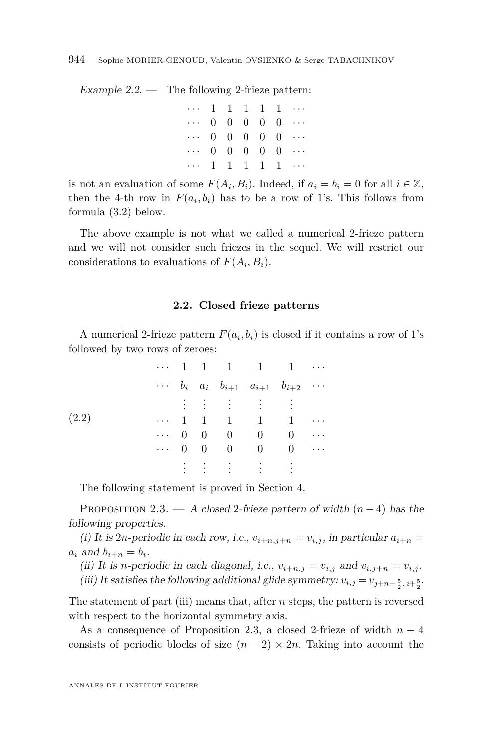*Example 2.2.* — The following 2-frieze pattern:

$$
\begin{array}{ccccccc}
\cdots & 1 & 1 & 1 & 1 & 1 & \cdots \\
\cdots & 0 & 0 & 0 & 0 & 0 & \cdots \\
\cdots & 0 & 0 & 0 & 0 & 0 & \cdots \\
\cdots & 0 & 0 & 0 & 0 & 0 & \cdots \\
\cdots & 1 & 1 & 1 & 1 & 1 & \cdots
\end{array}
$$

is not an evaluation of some $F(A_i, B_i)$. Indeed, if $a_i = b_i = 0$ for all $i \in \mathbb{Z}$, then the 4-th row in $F(a_i, b_i)$ has to be a row of 1's. This follows from formula (3.2) below.

The above example is not what we called a numerical 2-frieze pattern and we will not consider such friezes in the sequel. We will restrict our considerations to evaluations of $F(A_i, B_i)$.

### 2.2. Closed frieze patterns

A numerical 2-frieze pattern $F(a_i, b_i)$ is closed if it contains a row of 1's followed by two rows of zeroes:

$$
\begin{array}{ccccccc}
\cdots & 1 & 1 & 1 & 1 & 1 & \cdots \\
\cdots & b_i & a_i & b_{i+1} & a_{i+1} & b_{i+2} & \cdots \\
 & \vdots & \vdots & \vdots & \vdots & \vdots & \\
\cdots & 1 & 1 & 1 & 1 & 1 & \cdots \\
\cdots & 0 & 0 & 0 & 0 & 0 & \cdots \\
\cdots & 0 & 0 & 0 & 0 & 0 & \cdots \\
 & \vdots & \vdots & \vdots & \vdots & \vdots &
\end{array}
\tag{2.2}
$$

The following statement is proved in Section 4.

PROPOSITION 2.3. — *A closed 2-frieze pattern of width $(n-4)$ has the following properties.*

*(i) It is $2n$-periodic in each row, i.e., $v_{i+n,j+n} = v_{i,j}$, in particular $a_{i+n} = a_i$ and $b_{i+n} = b_i$.*

*(ii) It is $n$-periodic in each diagonal, i.e., $v_{i+n,j} = v_{i,j}$ and $v_{i,j+n} = v_{i,j}$.*

*(iii) It satisfies the following additional glide symmetry: $v_{i,j} = v_{j+n-\frac{5}{2},\, i+\frac{5}{2}}$.*

The statement of part (iii) means that, after $n$ steps, the pattern is reversed with respect to the horizontal symmetry axis.

As a consequence of Proposition 2.3, a closed 2-frieze of width $n-4$ consists of periodic blocks of size $(n-2) \times 2n$. Taking into account the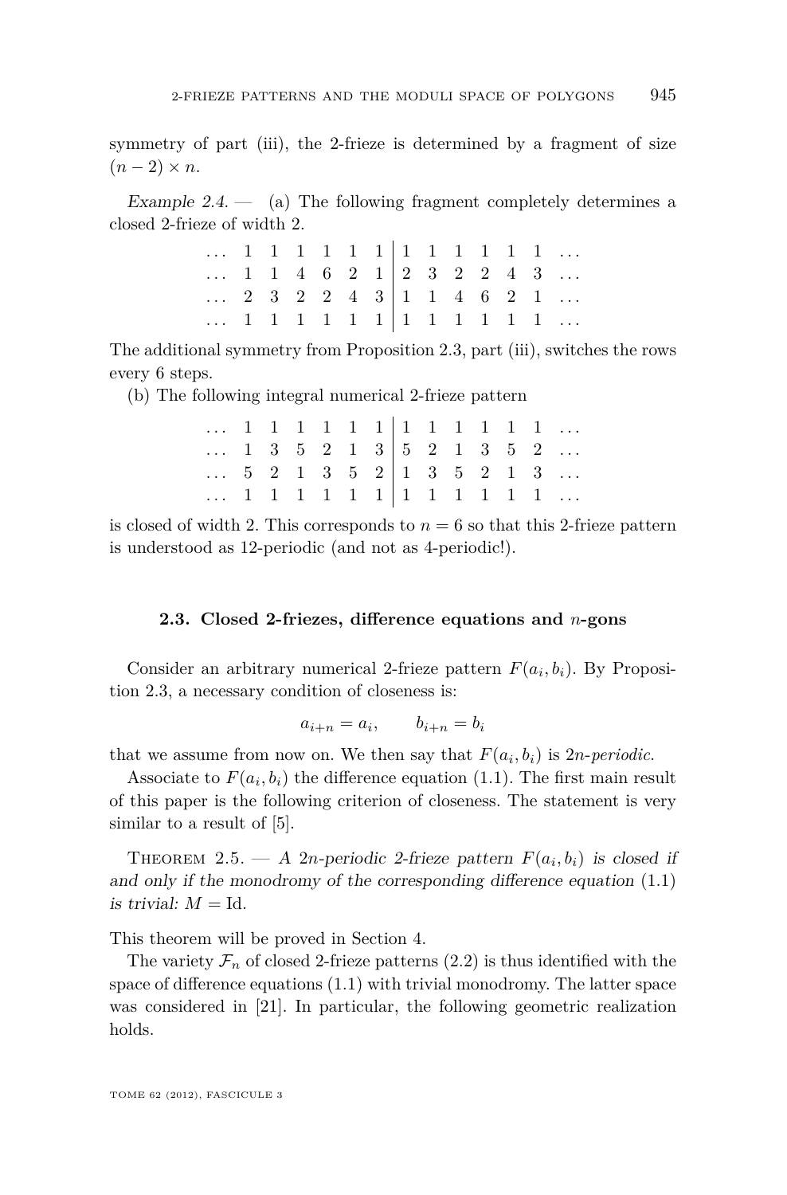symmetry of part (iii), the 2-frieze is determined by a fragment of size $(n-2)\times n$.

*Example 2.4.* — (a) The following fragment completely determines a closed 2-frieze of width 2.

$$
\begin{array}{cccccccc|cccccccc}
\dots & 1 & 1 & 1 & 1 & 1 & 1 & & 1 & 1 & 1 & 1 & 1 & 1 & \dots \\
\dots & 1 & 1 & 4 & 6 & 2 & 1 & & 2 & 3 & 2 & 2 & 4 & 3 & \dots \\
\dots & 2 & 3 & 2 & 2 & 4 & 3 & & 1 & 1 & 4 & 6 & 2 & 1 & \dots \\
\dots & 1 & 1 & 1 & 1 & 1 & 1 & & 1 & 1 & 1 & 1 & 1 & 1 & \dots
\end{array}
$$

The additional symmetry from Proposition 2.3, part (iii), switches the rows every 6 steps.

(b) The following integral numerical 2-frieze pattern

$$
\begin{array}{cccccccc|cccccccc}
\dots & 1 & 1 & 1 & 1 & 1 & 1 & & 1 & 1 & 1 & 1 & 1 & 1 & \dots \\
\dots & 1 & 3 & 5 & 2 & 1 & 3 & & 5 & 2 & 1 & 3 & 5 & 2 & \dots \\
\dots & 5 & 2 & 1 & 3 & 5 & 2 & & 1 & 3 & 5 & 2 & 1 & 3 & \dots \\
\dots & 1 & 1 & 1 & 1 & 1 & 1 & & 1 & 1 & 1 & 1 & 1 & 1 & \dots
\end{array}
$$

is closed of width 2. This corresponds to $n=6$ so that this 2-frieze pattern is understood as 12-periodic (and not as 4-periodic!).

### 2.3. Closed 2-friezes, difference equations and $n$-gons

Consider an arbitrary numerical 2-frieze pattern $F(a_i, b_i)$. By Proposition 2.3, a necessary condition of closeness is:

$$
a_{i+n} = a_i, \qquad b_{i+n} = b_i
$$

that we assume from now on. We then say that $F(a_i, b_i)$ is $2n$*-periodic*.

Associate to $F(a_i, b_i)$ the difference equation (1.1). The first main result of this paper is the following criterion of closeness. The statement is very similar to a result of [5].

Theorem 2.5. — *A $2n$-periodic 2-frieze pattern $F(a_i, b_i)$ is closed if and only if the monodromy of the corresponding difference equation* (1.1) *is trivial:* $M = \mathrm{Id}$.

This theorem will be proved in Section 4.

The variety $\mathcal{F}_n$ of closed 2-frieze patterns (2.2) is thus identified with the space of difference equations (1.1) with trivial monodromy. The latter space was considered in [21]. In particular, the following geometric realization holds.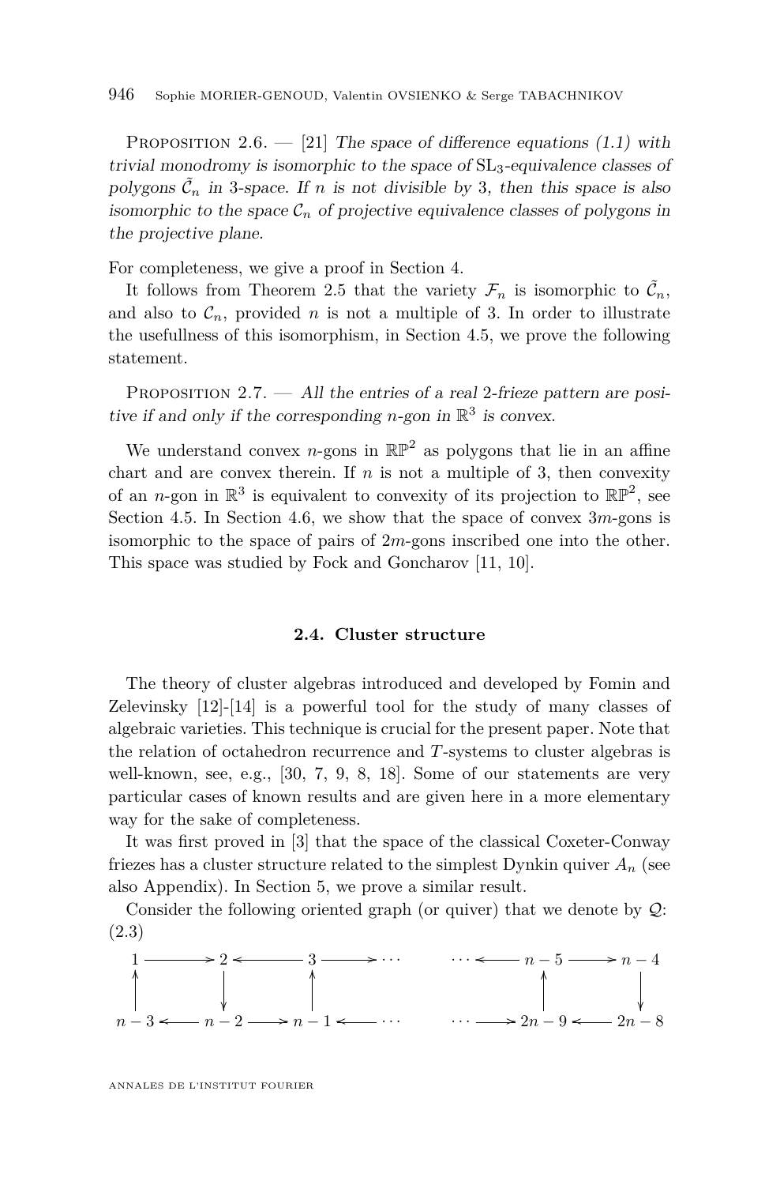Proposition 2.6. — [21] *The space of difference equations (1.1) with trivial monodromy is isomorphic to the space of* $\mathrm{SL}_3$*-equivalence classes of polygons* $\tilde{\mathcal{C}}_n$ *in* 3*-space. If* $n$ *is not divisible by* 3*, then this space is also isomorphic to the space* $\mathcal{C}_n$ *of projective equivalence classes of polygons in the projective plane.*

For completeness, we give a proof in Section 4.

It follows from Theorem 2.5 that the variety $\mathcal{F}_n$ is isomorphic to $\tilde{\mathcal{C}}_n$, and also to $\mathcal{C}_n$, provided $n$ is not a multiple of 3. In order to illustrate the usefullness of this isomorphism, in Section 4.5, we prove the following statement.

Proposition 2.7. — *All the entries of a real* 2*-frieze pattern are positive if and only if the corresponding* $n$*-gon in* $\mathbb{R}^3$ *is convex.*

We understand convex $n$-gons in $\mathbb{RP}^2$ as polygons that lie in an affine chart and are convex therein. If $n$ is not a multiple of 3, then convexity of an $n$-gon in $\mathbb{R}^3$ is equivalent to convexity of its projection to $\mathbb{RP}^2$, see Section 4.5. In Section 4.6, we show that the space of convex $3m$-gons is isomorphic to the space of pairs of $2m$-gons inscribed one into the other. This space was studied by Fock and Goncharov [11, 10].

### 2.4. Cluster structure

The theory of cluster algebras introduced and developed by Fomin and Zelevinsky [12]-[14] is a powerful tool for the study of many classes of algebraic varieties. This technique is crucial for the present paper. Note that the relation of octahedron recurrence and $T$-systems to cluster algebras is well-known, see, e.g., [30, 7, 9, 8, 18]. Some of our statements are very particular cases of known results and are given here in a more elementary way for the sake of completeness.

It was first proved in [3] that the space of the classical Coxeter-Conway friezes has a cluster structure related to the simplest Dynkin quiver $A_n$ (see also Appendix). In Section 5, we prove a similar result.

Consider the following oriented graph (or quiver) that we denote by $\mathcal{Q}$:

(2.3)

$$
\begin{array}{ccccccccccc}
1 & \longrightarrow & 2 & \longleftarrow & 3 & \longrightarrow & \cdots & \quad & \cdots & \longleftarrow & n-5 & \longrightarrow & n-4 \\
\uparrow & & \downarrow & & \uparrow & & & & & & \uparrow & & \downarrow \\
n-3 & \longleftarrow & n-2 & \longrightarrow & n-1 & \longleftarrow & \cdots & \quad & \cdots & \longrightarrow & 2n-9 & \longleftarrow & 2n-8
\end{array}
$$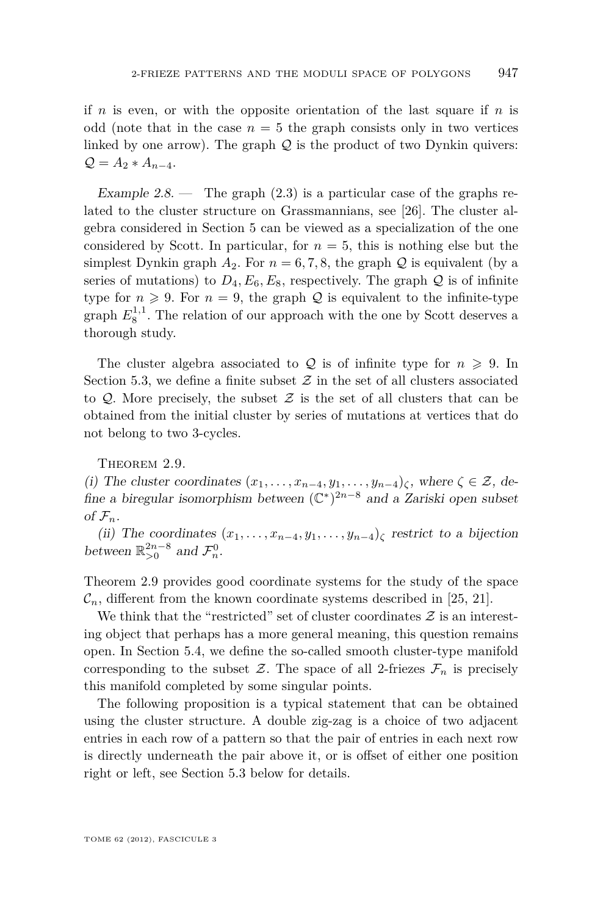if $n$ is even, or with the opposite orientation of the last square if $n$ is odd (note that in the case $n = 5$ the graph consists only in two vertices linked by one arrow). The graph $\mathcal{Q}$ is the product of two Dynkin quivers: $\mathcal{Q} = A_2 * A_{n-4}$.

*Example 2.8.* — The graph (2.3) is a particular case of the graphs related to the cluster structure on Grassmannians, see [26]. The cluster algebra considered in Section 5 can be viewed as a specialization of the one considered by Scott. In particular, for $n = 5$, this is nothing else but the simplest Dynkin graph $A_2$. For $n = 6, 7, 8$, the graph $\mathcal{Q}$ is equivalent (by a series of mutations) to $D_4, E_6, E_8$, respectively. The graph $\mathcal{Q}$ is of infinite type for $n \geqslant 9$. For $n = 9$, the graph $\mathcal{Q}$ is equivalent to the infinite-type graph $E_8^{1,1}$. The relation of our approach with the one by Scott deserves a thorough study.

The cluster algebra associated to $\mathcal{Q}$ is of infinite type for $n \geqslant 9$. In Section 5.3, we define a finite subset $\mathcal{Z}$ in the set of all clusters associated to $\mathcal{Q}$. More precisely, the subset $\mathcal{Z}$ is the set of all clusters that can be obtained from the initial cluster by series of mutations at vertices that do not belong to two 3-cycles.

Theorem 2.9.

*(i) The cluster coordinates $(x_1, \ldots, x_{n-4}, y_1, \ldots, y_{n-4})_\zeta$, where $\zeta \in \mathcal{Z}$, define a biregular isomorphism between $(\mathbb{C}^*)^{2n-8}$ and a Zariski open subset of $\mathcal{F}_n$.*

*(ii) The coordinates $(x_1, \ldots, x_{n-4}, y_1, \ldots, y_{n-4})_\zeta$ restrict to a bijection between $\mathbb{R}^{2n-8}_{>0}$ and $\mathcal{F}^0_n$.*

Theorem 2.9 provides good coordinate systems for the study of the space $\mathcal{C}_n$, different from the known coordinate systems described in [25, 21].

We think that the "restricted" set of cluster coordinates $\mathcal{Z}$ is an interesting object that perhaps has a more general meaning, this question remains open. In Section 5.4, we define the so-called smooth cluster-type manifold corresponding to the subset $\mathcal{Z}$. The space of all 2-friezes $\mathcal{F}_n$ is precisely this manifold completed by some singular points.

The following proposition is a typical statement that can be obtained using the cluster structure. A double zig-zag is a choice of two adjacent entries in each row of a pattern so that the pair of entries in each next row is directly underneath the pair above it, or is offset of either one position right or left, see Section 5.3 below for details.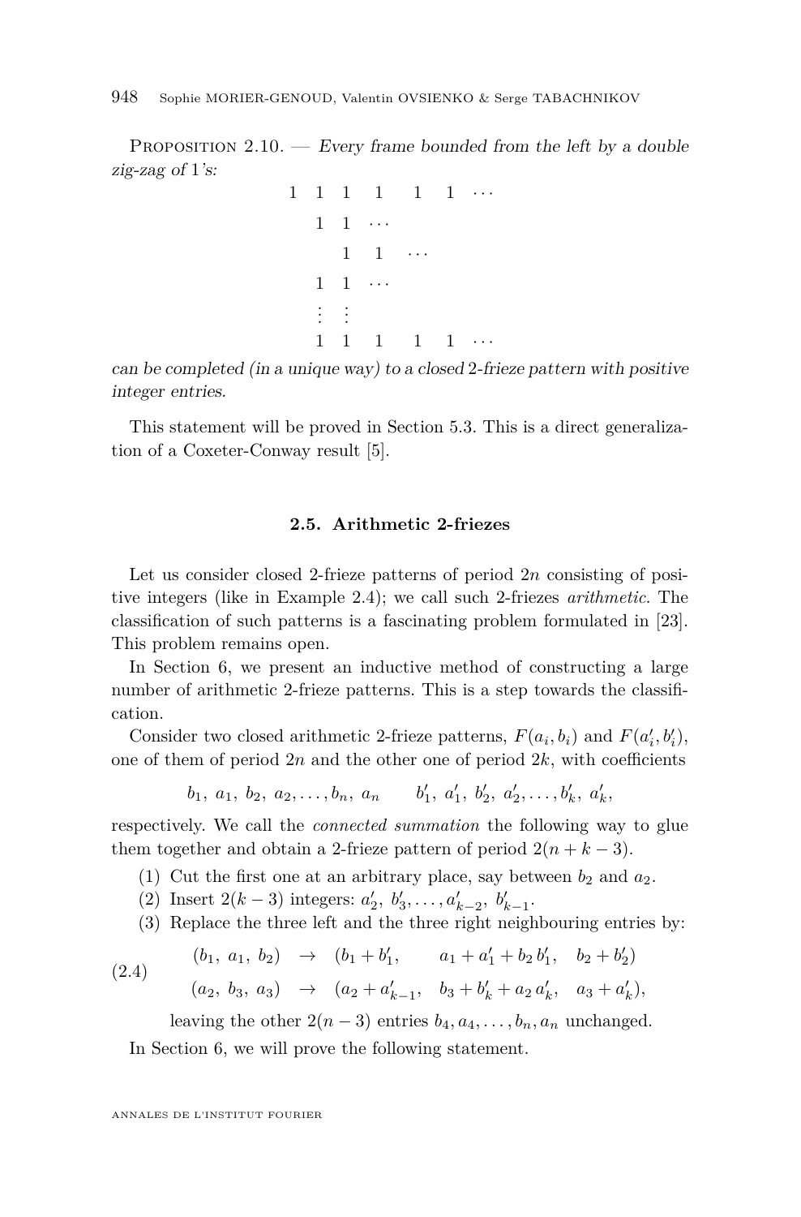Proposition 2.10. — *Every frame bounded from the left by a double zig-zag of* 1*'s:*

$$
\begin{array}{cccccccc}
1 & 1 & 1 & 1 & 1 & 1 & \cdots & \\
 & 1 & 1 & \cdots & & & & \\
 & & 1 & 1 & \cdots & & & \\
 & 1 & 1 & \cdots & & & & \\
 & \vdots & \vdots & & & & & \\
 & 1 & 1 & 1 & 1 & 1 & \cdots &
\end{array}
$$

*can be completed (in a unique way) to a closed* 2*-frieze pattern with positive integer entries.*

This statement will be proved in Section 5.3. This is a direct generalization of a Coxeter-Conway result [5].

## 2.5. Arithmetic 2-friezes

Let us consider closed 2-frieze patterns of period $2n$ consisting of positive integers (like in Example 2.4); we call such 2-friezes *arithmetic*. The classification of such patterns is a fascinating problem formulated in [23]. This problem remains open.

In Section 6, we present an inductive method of constructing a large number of arithmetic 2-frieze patterns. This is a step towards the classification.

Consider two closed arithmetic 2-frieze patterns, $F(a_i, b_i)$ and $F(a'_i, b'_i)$, one of them of period $2n$ and the other one of period $2k$, with coefficients

$$b_1,\ a_1,\ b_2,\ a_2, \ldots, b_n,\ a_n \qquad b'_1,\ a'_1,\ b'_2,\ a'_2, \ldots, b'_k,\ a'_k,$$

respectively. We call the *connected summation* the following way to glue them together and obtain a 2-frieze pattern of period $2(n+k-3)$.

1. Cut the first one at an arbitrary place, say between $b_2$ and $a_2$.
2. Insert $2(k-3)$ integers: $a'_2,\ b'_3, \ldots, a'_{k-2},\ b'_{k-1}$.
3. Replace the three left and the three right neighbouring entries by:

$$
\begin{array}{lll}
(b_1,\ a_1,\ b_2) & \to & (b_1 + b'_1, \qquad a_1 + a'_1 + b_2\, b'_1, \quad b_2 + b'_2) \\
(a_2,\ b_3,\ a_3) & \to & (a_2 + a'_{k-1}, \quad b_3 + b'_k + a_2\, a'_k, \quad a_3 + a'_k),
\end{array}
\tag{2.4}
$$

   leaving the other $2(n-3)$ entries $b_4, a_4, \ldots, b_n, a_n$ unchanged.

In Section 6, we will prove the following statement.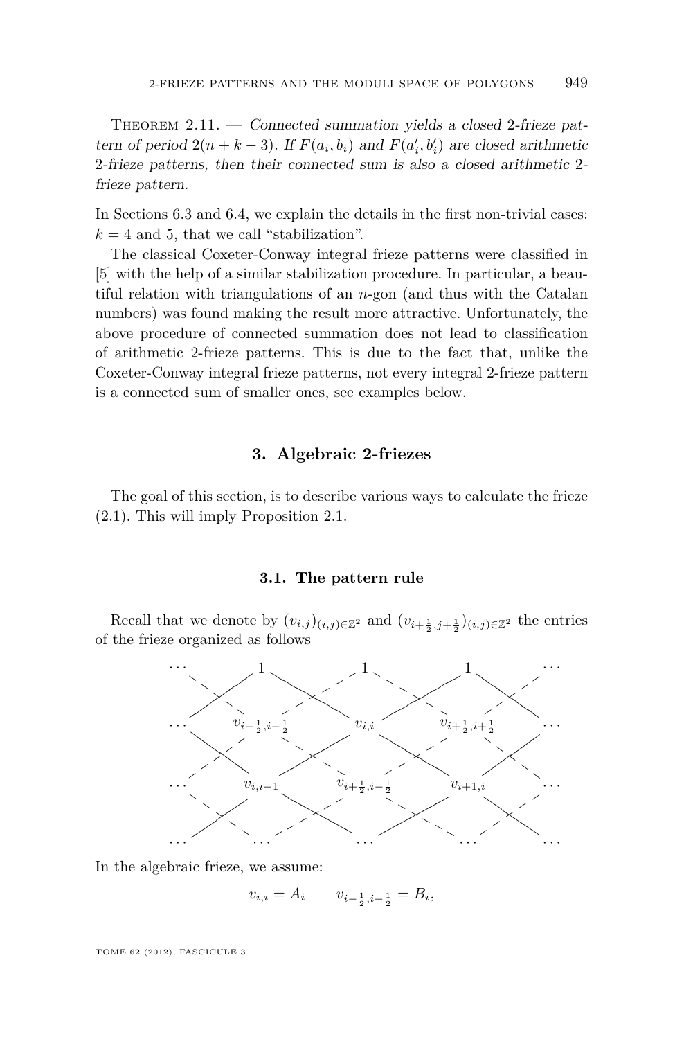Theorem 2.11. — *Connected summation yields a closed 2-frieze pattern of period $2(n+k-3)$. If $F(a_i, b_i)$ and $F(a'_i, b'_i)$ are closed arithmetic 2-frieze patterns, then their connected sum is also a closed arithmetic 2-frieze pattern.*

In Sections 6.3 and 6.4, we explain the details in the first non-trivial cases: $k = 4$ and 5, that we call "stabilization".

The classical Coxeter-Conway integral frieze patterns were classified in [5] with the help of a similar stabilization procedure. In particular, a beautiful relation with triangulations of an $n$-gon (and thus with the Catalan numbers) was found making the result more attractive. Unfortunately, the above procedure of connected summation does not lead to classification of arithmetic 2-frieze patterns. This is due to the fact that, unlike the Coxeter-Conway integral frieze patterns, not every integral 2-frieze pattern is a connected sum of smaller ones, see examples below.

## 3. Algebraic 2-friezes

The goal of this section, is to describe various ways to calculate the frieze (2.1). This will imply Proposition 2.1.

### 3.1. The pattern rule

Recall that we denote by $(v_{i,j})_{(i,j)\in\mathbb{Z}^2}$ and $(v_{i+\frac{1}{2},j+\frac{1}{2}})_{(i,j)\in\mathbb{Z}^2}$ the entries of the frieze organized as follows

$$
\begin{array}{ccccccccc}
\cdots & & 1 & & 1 & & 1 & & \cdots \\
\cdots & & v_{i-\frac{1}{2},i-\frac{1}{2}} & & v_{i,i} & & v_{i+\frac{1}{2},i+\frac{1}{2}} & & \cdots \\
\cdots & & v_{i,i-1} & & v_{i+\frac{1}{2},i-\frac{1}{2}} & & v_{i+1,i} & & \cdots \\
\cdots & & \cdots & & \cdots & & \cdots & & \cdots
\end{array}
$$

In the algebraic frieze, we assume:

$$v_{i,i} = A_i \qquad v_{i-\frac{1}{2},i-\frac{1}{2}} = B_i,$$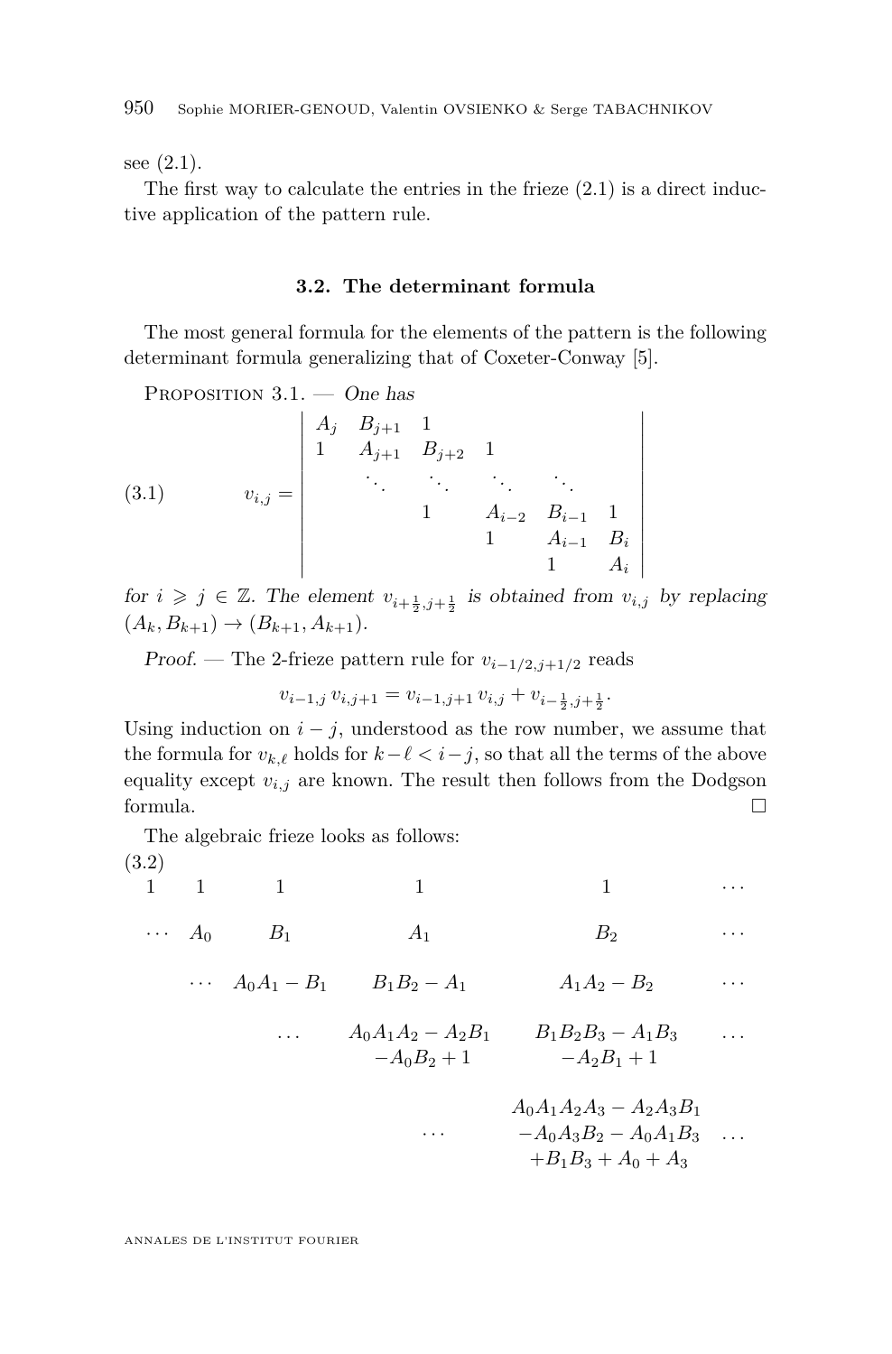see (2.1).

The first way to calculate the entries in the frieze (2.1) is a direct inductive application of the pattern rule.

### 3.2. The determinant formula

The most general formula for the elements of the pattern is the following determinant formula generalizing that of Coxeter-Conway [5].

Proposition 3.1. — *One has*

$$v_{i,j} = \begin{vmatrix} A_j & B_{j+1} & 1 & & & \\ 1 & A_{j+1} & B_{j+2} & 1 & & \\ & \ddots & \ddots & \ddots & \ddots & \\ & & 1 & A_{i-2} & B_{i-1} & 1 \\ & & & 1 & A_{i-1} & B_i \\ & & & & 1 & A_i \end{vmatrix} \tag{3.1}$$

*for $i \geqslant j \in \mathbb{Z}$. The element $v_{i+\frac{1}{2},j+\frac{1}{2}}$ is obtained from $v_{i,j}$ by replacing $(A_k, B_{k+1}) \to (B_{k+1}, A_{k+1})$.*

*Proof.* — The 2-frieze pattern rule for $v_{i-1/2,j+1/2}$ reads

$$v_{i-1,j}\, v_{i,j+1} = v_{i-1,j+1}\, v_{i,j} + v_{i-\frac{1}{2},j+\frac{1}{2}}.$$

Using induction on $i-j$, understood as the row number, we assume that the formula for $v_{k,\ell}$ holds for $k-\ell < i-j$, so that all the terms of the above equality except $v_{i,j}$ are known. The result then follows from the Dodgson formula. $\square$

The algebraic frieze looks as follows:

$$\begin{array}{ccccccc}
1 & 1 & 1 & 1 & 1 & \cdots \\
\cdots & A_0 & B_1 & A_1 & B_2 & \cdots \\
& \cdots & A_0A_1 - B_1 & B_1B_2 - A_1 & A_1A_2 - B_2 & \cdots \\
& & \cdots & \begin{array}{c} A_0A_1A_2 - A_2B_1 \\ -A_0B_2 + 1 \end{array} & \begin{array}{c} B_1B_2B_3 - A_1B_3 \\ -A_2B_1 + 1 \end{array} & \cdots \\
& & & \cdots & \begin{array}{c} A_0A_1A_2A_3 - A_2A_3B_1 \\ -A_0A_3B_2 - A_0A_1B_3 \\ +B_1B_3 + A_0 + A_3 \end{array} & \cdots
\end{array} \tag{3.2}$$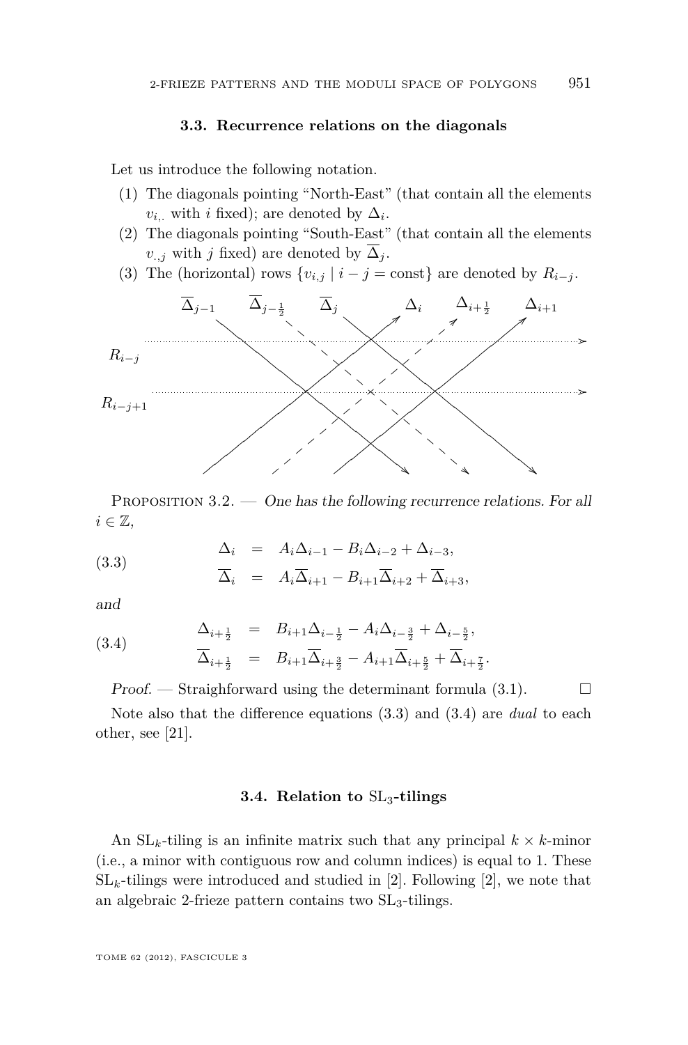### 3.3. Recurrence relations on the diagonals

Let us introduce the following notation.

1. The diagonals pointing "North-East" (that contain all the elements $v_{i,\cdot}$ with $i$ fixed); are denoted by $\Delta_i$.
2. The diagonals pointing "South-East" (that contain all the elements $v_{\cdot,j}$ with $j$ fixed) are denoted by $\overline{\Delta}_j$.
3. The (horizontal) rows $\{v_{i,j} \mid i-j = \text{const}\}$ are denoted by $R_{i-j}$.

Proposition 3.2. — *One has the following recurrence relations. For all $i \in \mathbb{Z}$,*

$$
\begin{aligned}
\Delta_i &= A_i \Delta_{i-1} - B_i \Delta_{i-2} + \Delta_{i-3}, \\
\overline{\Delta}_i &= A_i \overline{\Delta}_{i+1} - B_{i+1} \overline{\Delta}_{i+2} + \overline{\Delta}_{i+3},
\end{aligned}
\tag{3.3}
$$

*and*

$$
\begin{aligned}
\Delta_{i+\frac{1}{2}} &= B_{i+1} \Delta_{i-\frac{1}{2}} - A_i \Delta_{i-\frac{3}{2}} + \Delta_{i-\frac{5}{2}}, \\
\overline{\Delta}_{i+\frac{1}{2}} &= B_{i+1} \overline{\Delta}_{i+\frac{3}{2}} - A_{i+1} \overline{\Delta}_{i+\frac{5}{2}} + \overline{\Delta}_{i+\frac{7}{2}}.
\end{aligned}
\tag{3.4}
$$

*Proof.* — Straighforward using the determinant formula (3.1). □

Note also that the difference equations (3.3) and (3.4) are *dual* to each other, see [21].

### 3.4. Relation to $\mathrm{SL}_3$-tilings

An $\mathrm{SL}_k$-tiling is an infinite matrix such that any principal $k \times k$-minor (i.e., a minor with contiguous row and column indices) is equal to 1. These $\mathrm{SL}_k$-tilings were introduced and studied in [2]. Following [2], we note that an algebraic 2-frieze pattern contains two $\mathrm{SL}_3$-tilings.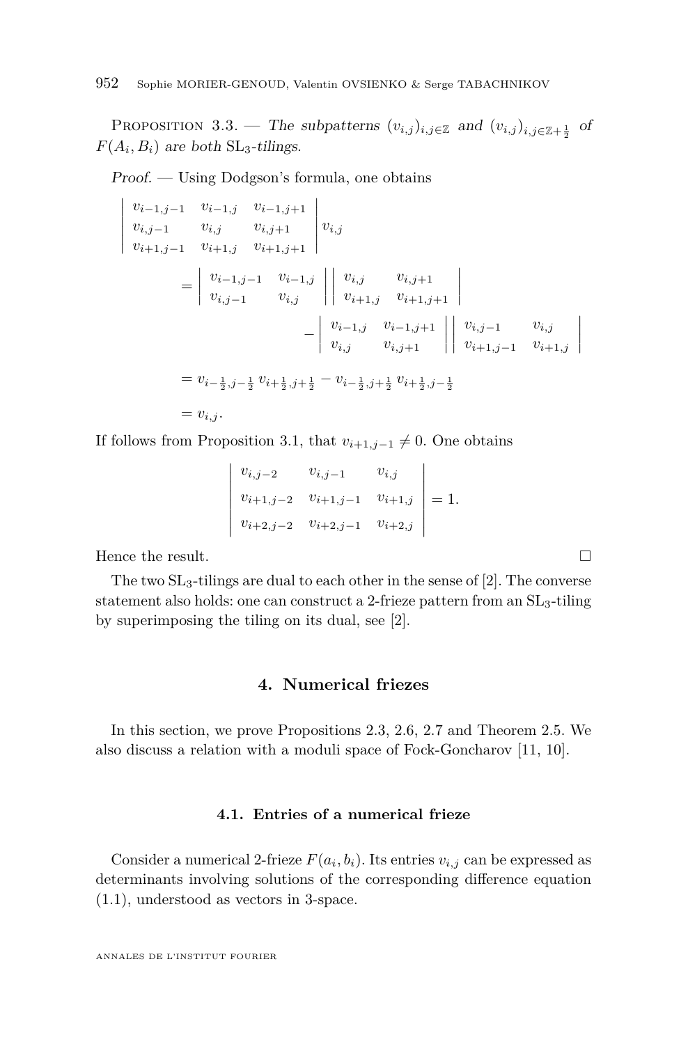Proposition 3.3. — *The subpatterns $(v_{i,j})_{i,j\in\mathbb{Z}}$ and $(v_{i,j})_{i,j\in\mathbb{Z}+\frac{1}{2}}$ of $F(A_i, B_i)$ are both* $\mathrm{SL}_3$*-tilings.*

*Proof.* — Using Dodgson's formula, one obtains

$$
\begin{aligned}
&\begin{vmatrix} v_{i-1,j-1} & v_{i-1,j} & v_{i-1,j+1} \\ v_{i,j-1} & v_{i,j} & v_{i,j+1} \\ v_{i+1,j-1} & v_{i+1,j} & v_{i+1,j+1} \end{vmatrix} v_{i,j} \\
&\qquad = \begin{vmatrix} v_{i-1,j-1} & v_{i-1,j} \\ v_{i,j-1} & v_{i,j} \end{vmatrix} \begin{vmatrix} v_{i,j} & v_{i,j+1} \\ v_{i+1,j} & v_{i+1,j+1} \end{vmatrix} \\
&\qquad\qquad\qquad\qquad - \begin{vmatrix} v_{i-1,j} & v_{i-1,j+1} \\ v_{i,j} & v_{i,j+1} \end{vmatrix} \begin{vmatrix} v_{i,j-1} & v_{i,j} \\ v_{i+1,j-1} & v_{i+1,j} \end{vmatrix} \\
&\qquad = v_{i-\frac{1}{2},j-\frac{1}{2}}\, v_{i+\frac{1}{2},j+\frac{1}{2}} - v_{i-\frac{1}{2},j+\frac{1}{2}}\, v_{i+\frac{1}{2},j-\frac{1}{2}} \\
&\qquad = v_{i,j}.
\end{aligned}
$$

If follows from Proposition 3.1, that $v_{i+1,j-1} \neq 0$. One obtains

$$
\begin{vmatrix} v_{i,j-2} & v_{i,j-1} & v_{i,j} \\ v_{i+1,j-2} & v_{i+1,j-1} & v_{i+1,j} \\ v_{i+2,j-2} & v_{i+2,j-1} & v_{i+2,j} \end{vmatrix} = 1.
$$

Hence the result. □

The two $\mathrm{SL}_3$-tilings are dual to each other in the sense of [2]. The converse statement also holds: one can construct a 2-frieze pattern from an $\mathrm{SL}_3$-tiling by superimposing the tiling on its dual, see [2].

## 4. Numerical friezes

In this section, we prove Propositions 2.3, 2.6, 2.7 and Theorem 2.5. We also discuss a relation with a moduli space of Fock-Goncharov [11, 10].

### 4.1. Entries of a numerical frieze

Consider a numerical 2-frieze $F(a_i, b_i)$. Its entries $v_{i,j}$ can be expressed as determinants involving solutions of the corresponding difference equation (1.1), understood as vectors in 3-space.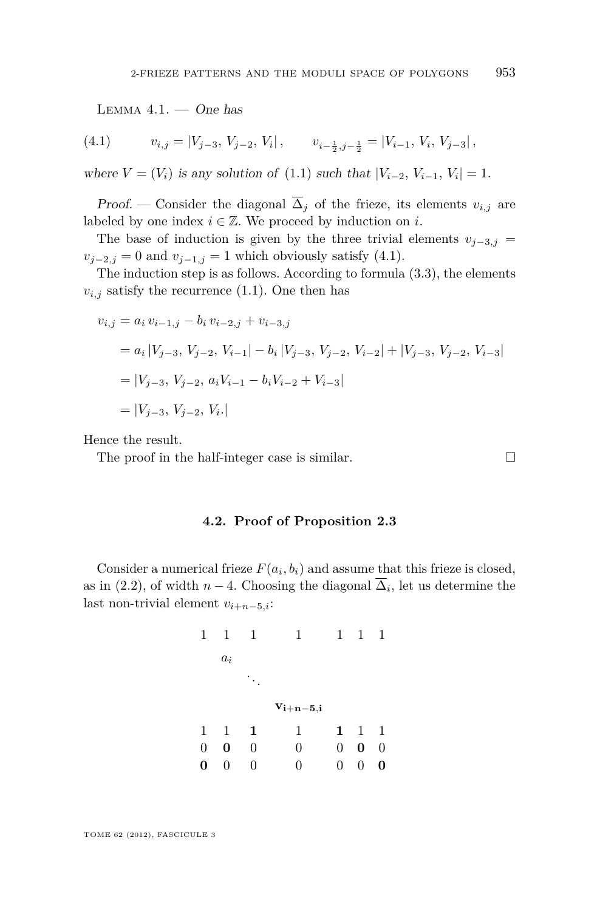Lemma 4.1. — *One has*

$$v_{i,j} = |V_{j-3}, V_{j-2}, V_i|, \qquad v_{i-\frac{1}{2},j-\frac{1}{2}} = |V_{i-1}, V_i, V_{j-3}|, \tag{4.1}$$

*where $V = (V_i)$ is any solution of (1.1) such that $|V_{i-2}, V_{i-1}, V_i| = 1$.*

*Proof.* — Consider the diagonal $\overline{\Delta}_j$ of the frieze, its elements $v_{i,j}$ are labeled by one index $i \in \mathbb{Z}$. We proceed by induction on $i$.

The base of induction is given by the three trivial elements $v_{j-3,j} = v_{j-2,j} = 0$ and $v_{j-1,j} = 1$ which obviously satisfy (4.1).

The induction step is as follows. According to formula (3.3), the elements $v_{i,j}$ satisfy the recurrence (1.1). One then has

$$\begin{aligned}
v_{i,j} &= a_i\, v_{i-1,j} - b_i\, v_{i-2,j} + v_{i-3,j} \\
&= a_i\, |V_{j-3}, V_{j-2}, V_{i-1}| - b_i\, |V_{j-3}, V_{j-2}, V_{i-2}| + |V_{j-3}, V_{j-2}, V_{i-3}| \\
&= |V_{j-3}, V_{j-2}, a_i V_{i-1} - b_i V_{i-2} + V_{i-3}| \\
&= |V_{j-3}, V_{j-2}, V_i.|
\end{aligned}$$

Hence the result.

The proof in the half-integer case is similar. □

### 4.2. Proof of Proposition 2.3

Consider a numerical frieze $F(a_i, b_i)$ and assume that this frieze is closed, as in (2.2), of width $n-4$. Choosing the diagonal $\overline{\Delta}_i$, let us determine the last non-trivial element $v_{i+n-5,i}$:

$$\begin{array}{ccccccc}
1 & 1 & 1 & & 1 & & 1 \quad 1 \quad 1 \\
 & a_i & & & & & \\
 & & \ddots & & & & \\
 & & & \mathbf{v_{i+n-5,i}} & & & \\
1 & 1 & \mathbf{1} & & 1 & & \mathbf{1} \quad 1 \quad 1 \\
0 & \mathbf{0} & 0 & & 0 & & 0 \quad \mathbf{0} \quad 0 \\
\mathbf{0} & 0 & 0 & & 0 & & 0 \quad 0 \quad \mathbf{0}
\end{array}$$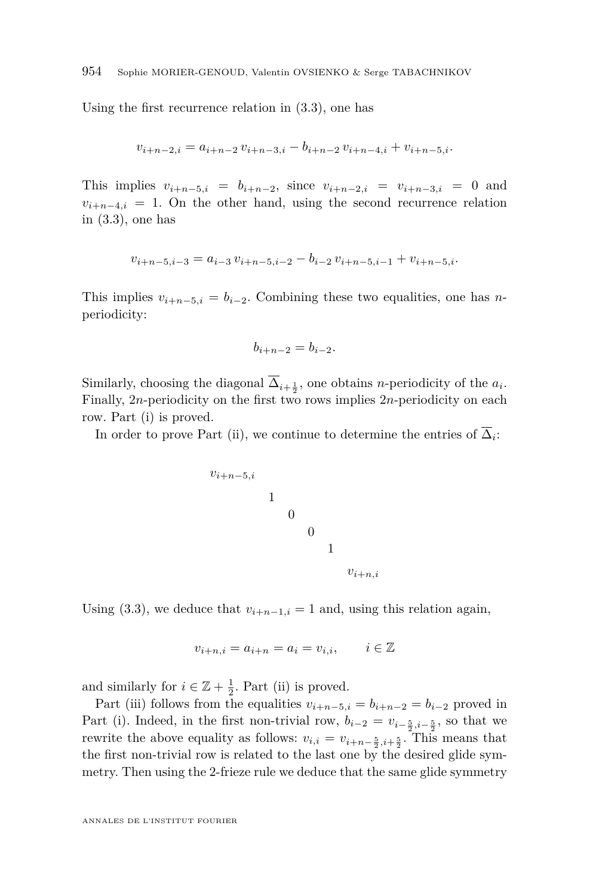Using the first recurrence relation in (3.3), one has

$$v_{i+n-2,i} = a_{i+n-2}\, v_{i+n-3,i} - b_{i+n-2}\, v_{i+n-4,i} + v_{i+n-5,i}.$$

This implies $v_{i+n-5,i} = b_{i+n-2}$, since $v_{i+n-2,i} = v_{i+n-3,i} = 0$ and $v_{i+n-4,i} = 1$. On the other hand, using the second recurrence relation in (3.3), one has

$$v_{i+n-5,i-3} = a_{i-3}\, v_{i+n-5,i-2} - b_{i-2}\, v_{i+n-5,i-1} + v_{i+n-5,i}.$$

This implies $v_{i+n-5,i} = b_{i-2}$. Combining these two equalities, one has $n$-periodicity:

$$b_{i+n-2} = b_{i-2}.$$

Similarly, choosing the diagonal $\overline{\Delta}_{i+\frac{1}{2}}$, one obtains $n$-periodicity of the $a_i$. Finally, $2n$-periodicity on the first two rows implies $2n$-periodicity on each row. Part (i) is proved.

In order to prove Part (ii), we continue to determine the entries of $\overline{\Delta}_i$:

$$\begin{array}{cccccc}
v_{i+n-5,i} & & & & & \\
& 1 & & & & \\
& & 0 & & & \\
& & & 0 & & \\
& & & & 1 & \\
& & & & & v_{i+n,i}
\end{array}$$

Using (3.3), we deduce that $v_{i+n-1,i} = 1$ and, using this relation again,

$$v_{i+n,i} = a_{i+n} = a_i = v_{i,i}, \qquad i \in \mathbb{Z}$$

and similarly for $i \in \mathbb{Z} + \frac{1}{2}$. Part (ii) is proved.

Part (iii) follows from the equalities $v_{i+n-5,i} = b_{i+n-2} = b_{i-2}$ proved in Part (i). Indeed, in the first non-trivial row, $b_{i-2} = v_{i-\frac{5}{2},i-\frac{5}{2}}$, so that we rewrite the above equality as follows: $v_{i,i} = v_{i+n-\frac{5}{2},i+\frac{5}{2}}$. This means that the first non-trivial row is related to the last one by the desired glide symmetry. Then using the 2-frieze rule we deduce that the same glide symmetry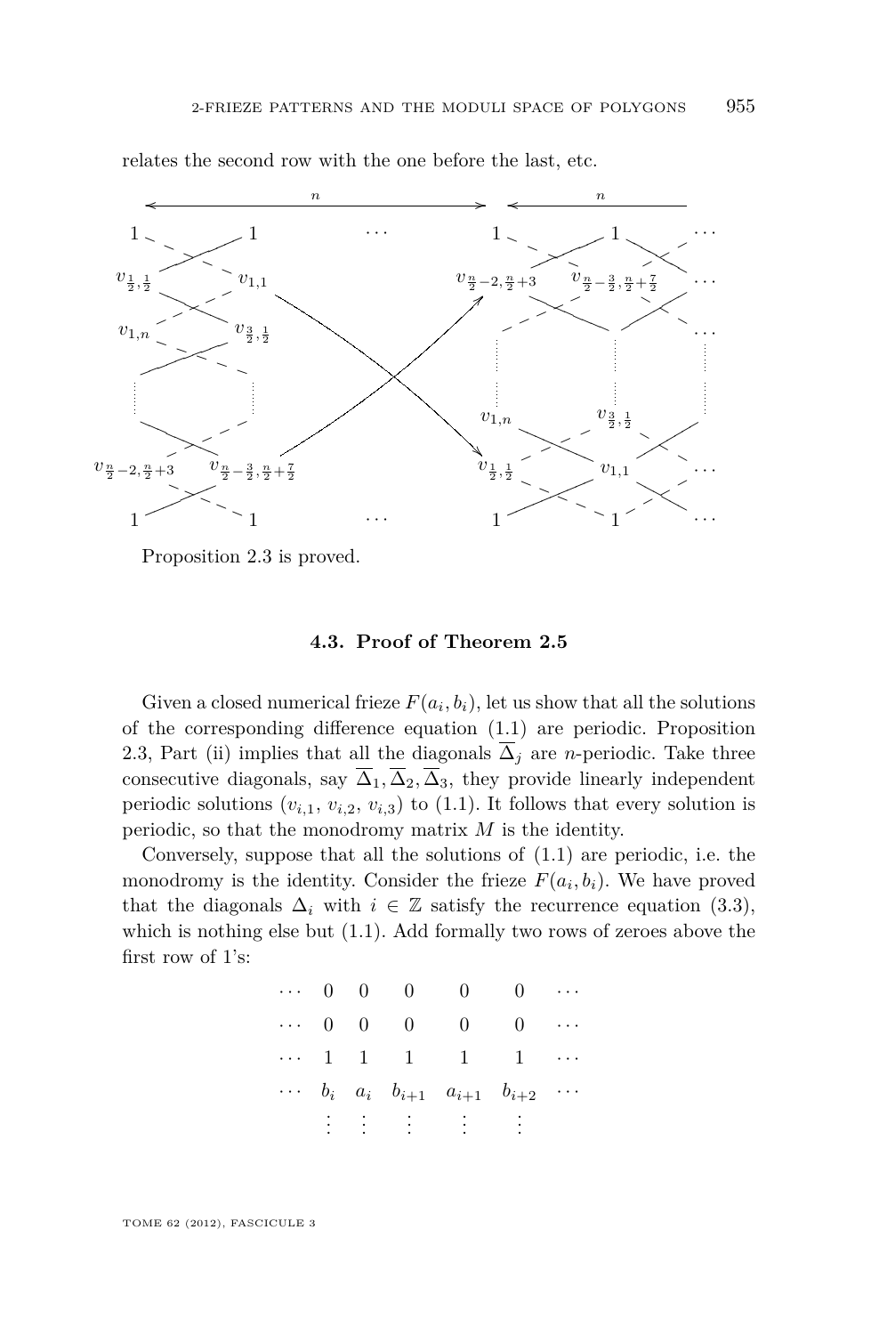relates the second row with the one before the last, etc.

$n$

$n$

1 1 $\cdots$ 1 1 $\cdots$

$v_{\frac{1}{2},\frac{1}{2}}$ $v_{1,1}$ $v_{\frac{n}{2}-2,\frac{n}{2}+3}$ $v_{\frac{n}{2}-\frac{3}{2},\frac{n}{2}+\frac{7}{2}}$ $\cdots$

$v_{1,n}$ $v_{\frac{3}{2},\frac{1}{2}}$ $\cdots$

$v_{1,n}$ $v_{\frac{3}{2},\frac{1}{2}}$

$v_{\frac{n}{2}-2,\frac{n}{2}+3}$ $v_{\frac{n}{2}-\frac{3}{2},\frac{n}{2}+\frac{7}{2}}$ $v_{\frac{1}{2},\frac{1}{2}}$ $v_{1,1}$ $\cdots$

1 1 $\cdots$ 1 1 $\cdots$

Proposition 2.3 is proved.

### 4.3. Proof of Theorem 2.5

Given a closed numerical frieze $F(a_i, b_i)$, let us show that all the solutions of the corresponding difference equation (1.1) are periodic. Proposition 2.3, Part (ii) implies that all the diagonals $\overline{\Delta}_j$ are $n$-periodic. Take three consecutive diagonals, say $\overline{\Delta}_1, \overline{\Delta}_2, \overline{\Delta}_3$, they provide linearly independent periodic solutions $(v_{i,1},\, v_{i,2},\, v_{i,3})$ to (1.1). It follows that every solution is periodic, so that the monodromy matrix $M$ is the identity.

Conversely, suppose that all the solutions of (1.1) are periodic, i.e. the monodromy is the identity. Consider the frieze $F(a_i, b_i)$. We have proved that the diagonals $\Delta_i$ with $i \in \mathbb{Z}$ satisfy the recurrence equation (3.3), which is nothing else but (1.1). Add formally two rows of zeroes above the first row of 1's:

$$
\begin{array}{ccccccc}
\cdots & 0 & 0 & 0 & 0 & 0 & \cdots \\
\cdots & 0 & 0 & 0 & 0 & 0 & \cdots \\
\cdots & 1 & 1 & 1 & 1 & 1 & \cdots \\
\cdots & b_i & a_i & b_{i+1} & a_{i+1} & b_{i+2} & \cdots \\
 & \vdots & \vdots & \vdots & \vdots & \vdots &
\end{array}
$$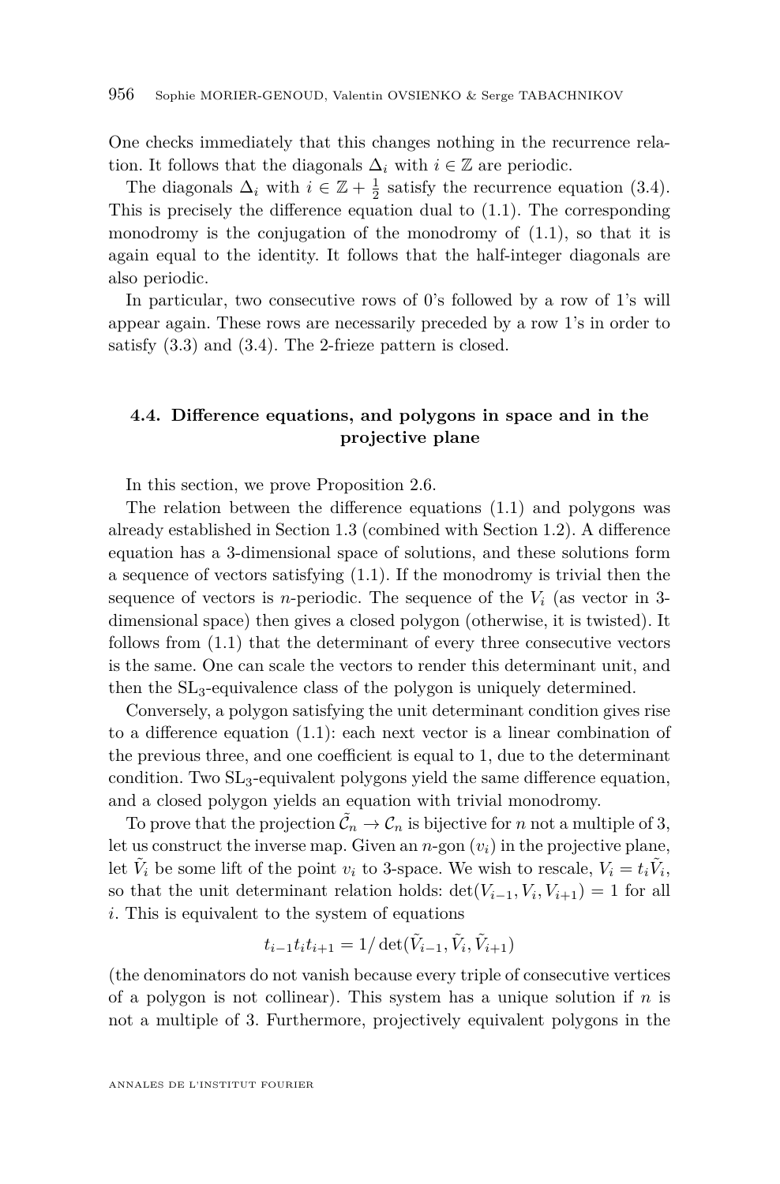One checks immediately that this changes nothing in the recurrence relation. It follows that the diagonals $\Delta_i$ with $i \in \mathbb{Z}$ are periodic.

The diagonals $\Delta_i$ with $i \in \mathbb{Z} + \frac{1}{2}$ satisfy the recurrence equation (3.4). This is precisely the difference equation dual to (1.1). The corresponding monodromy is the conjugation of the monodromy of (1.1), so that it is again equal to the identity. It follows that the half-integer diagonals are also periodic.

In particular, two consecutive rows of 0's followed by a row of 1's will appear again. These rows are necessarily preceded by a row 1's in order to satisfy (3.3) and (3.4). The 2-frieze pattern is closed.

### 4.4. Difference equations, and polygons in space and in the projective plane

In this section, we prove Proposition 2.6.

The relation between the difference equations (1.1) and polygons was already established in Section 1.3 (combined with Section 1.2). A difference equation has a 3-dimensional space of solutions, and these solutions form a sequence of vectors satisfying (1.1). If the monodromy is trivial then the sequence of vectors is $n$-periodic. The sequence of the $V_i$ (as vector in 3-dimensional space) then gives a closed polygon (otherwise, it is twisted). It follows from (1.1) that the determinant of every three consecutive vectors is the same. One can scale the vectors to render this determinant unit, and then the $\mathrm{SL}_3$-equivalence class of the polygon is uniquely determined.

Conversely, a polygon satisfying the unit determinant condition gives rise to a difference equation (1.1): each next vector is a linear combination of the previous three, and one coefficient is equal to 1, due to the determinant condition. Two $\mathrm{SL}_3$-equivalent polygons yield the same difference equation, and a closed polygon yields an equation with trivial monodromy.

To prove that the projection $\tilde{\mathcal{C}}_n \to \mathcal{C}_n$ is bijective for $n$ not a multiple of 3, let us construct the inverse map. Given an $n$-gon $(v_i)$ in the projective plane, let $\tilde{V}_i$ be some lift of the point $v_i$ to 3-space. We wish to rescale, $V_i = t_i \tilde{V}_i$, so that the unit determinant relation holds: $\det(V_{i-1}, V_i, V_{i+1}) = 1$ for all $i$. This is equivalent to the system of equations

$$t_{i-1} t_i t_{i+1} = 1/\det(\tilde{V}_{i-1}, \tilde{V}_i, \tilde{V}_{i+1})$$

(the denominators do not vanish because every triple of consecutive vertices of a polygon is not collinear). This system has a unique solution if $n$ is not a multiple of 3. Furthermore, projectively equivalent polygons in the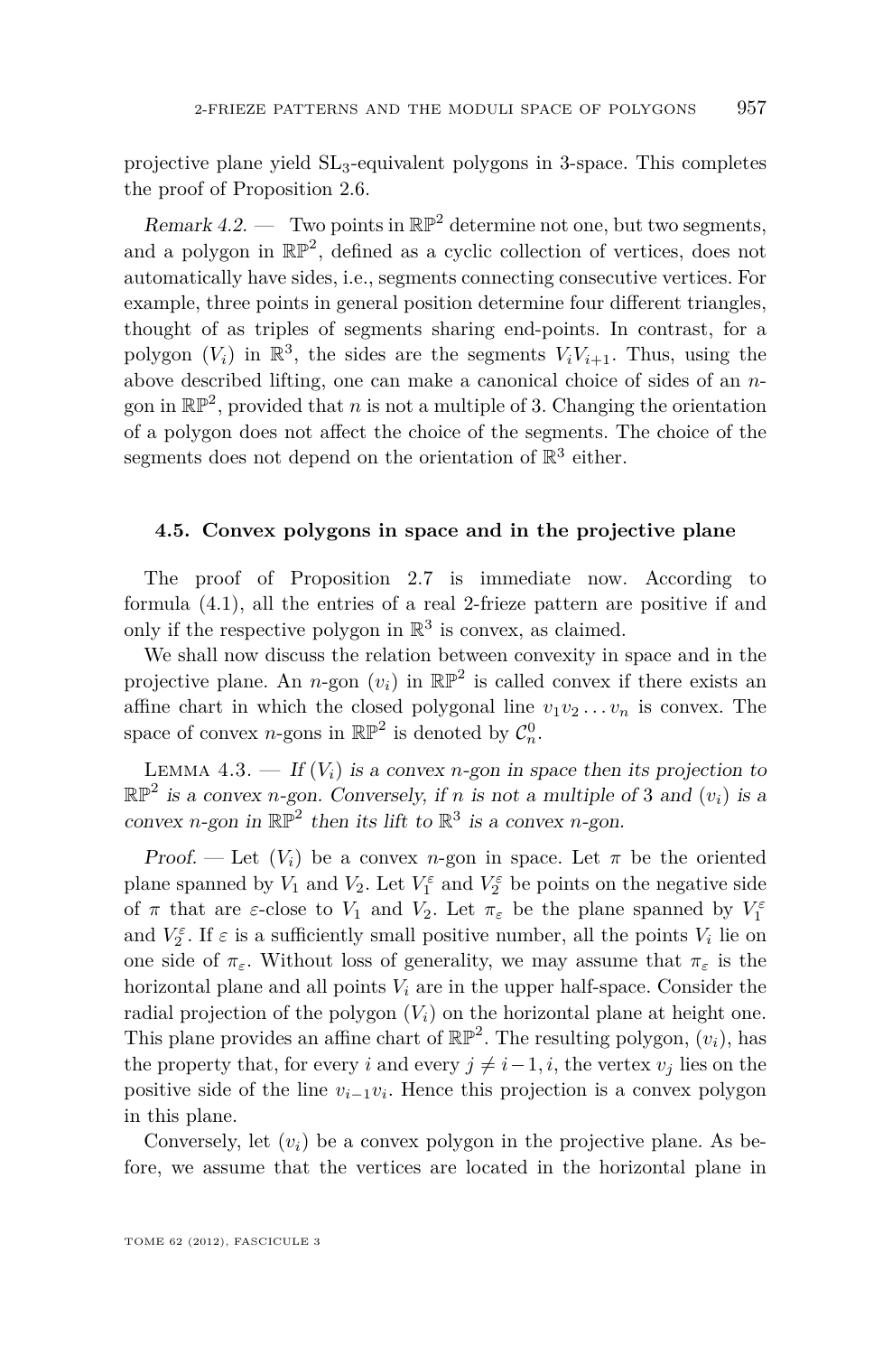projective plane yield $\mathrm{SL}_3$-equivalent polygons in 3-space. This completes the proof of Proposition 2.6.

*Remark 4.2.* — Two points in $\mathbb{RP}^2$ determine not one, but two segments, and a polygon in $\mathbb{RP}^2$, defined as a cyclic collection of vertices, does not automatically have sides, i.e., segments connecting consecutive vertices. For example, three points in general position determine four different triangles, thought of as triples of segments sharing end-points. In contrast, for a polygon $(V_i)$ in $\mathbb{R}^3$, the sides are the segments $V_iV_{i+1}$. Thus, using the above described lifting, one can make a canonical choice of sides of an $n$-gon in $\mathbb{RP}^2$, provided that $n$ is not a multiple of 3. Changing the orientation of a polygon does not affect the choice of the segments. The choice of the segments does not depend on the orientation of $\mathbb{R}^3$ either.

### 4.5. Convex polygons in space and in the projective plane

The proof of Proposition 2.7 is immediate now. According to formula (4.1), all the entries of a real 2-frieze pattern are positive if and only if the respective polygon in $\mathbb{R}^3$ is convex, as claimed.

We shall now discuss the relation between convexity in space and in the projective plane. An $n$-gon $(v_i)$ in $\mathbb{RP}^2$ is called convex if there exists an affine chart in which the closed polygonal line $v_1v_2\dots v_n$ is convex. The space of convex $n$-gons in $\mathbb{RP}^2$ is denoted by $\mathcal{C}_n^0$.

Lemma 4.3. — *If $(V_i)$ is a convex $n$-gon in space then its projection to $\mathbb{RP}^2$ is a convex $n$-gon. Conversely, if $n$ is not a multiple of 3 and $(v_i)$ is a convex $n$-gon in $\mathbb{RP}^2$ then its lift to $\mathbb{R}^3$ is a convex $n$-gon.*

*Proof.* — Let $(V_i)$ be a convex $n$-gon in space. Let $\pi$ be the oriented plane spanned by $V_1$ and $V_2$. Let $V_1^\varepsilon$ and $V_2^\varepsilon$ be points on the negative side of $\pi$ that are $\varepsilon$-close to $V_1$ and $V_2$. Let $\pi_\varepsilon$ be the plane spanned by $V_1^\varepsilon$ and $V_2^\varepsilon$. If $\varepsilon$ is a sufficiently small positive number, all the points $V_i$ lie on one side of $\pi_\varepsilon$. Without loss of generality, we may assume that $\pi_\varepsilon$ is the horizontal plane and all points $V_i$ are in the upper half-space. Consider the radial projection of the polygon $(V_i)$ on the horizontal plane at height one. This plane provides an affine chart of $\mathbb{RP}^2$. The resulting polygon, $(v_i)$, has the property that, for every $i$ and every $j \neq i-1, i$, the vertex $v_j$ lies on the positive side of the line $v_{i-1}v_i$. Hence this projection is a convex polygon in this plane.

Conversely, let $(v_i)$ be a convex polygon in the projective plane. As before, we assume that the vertices are located in the horizontal plane in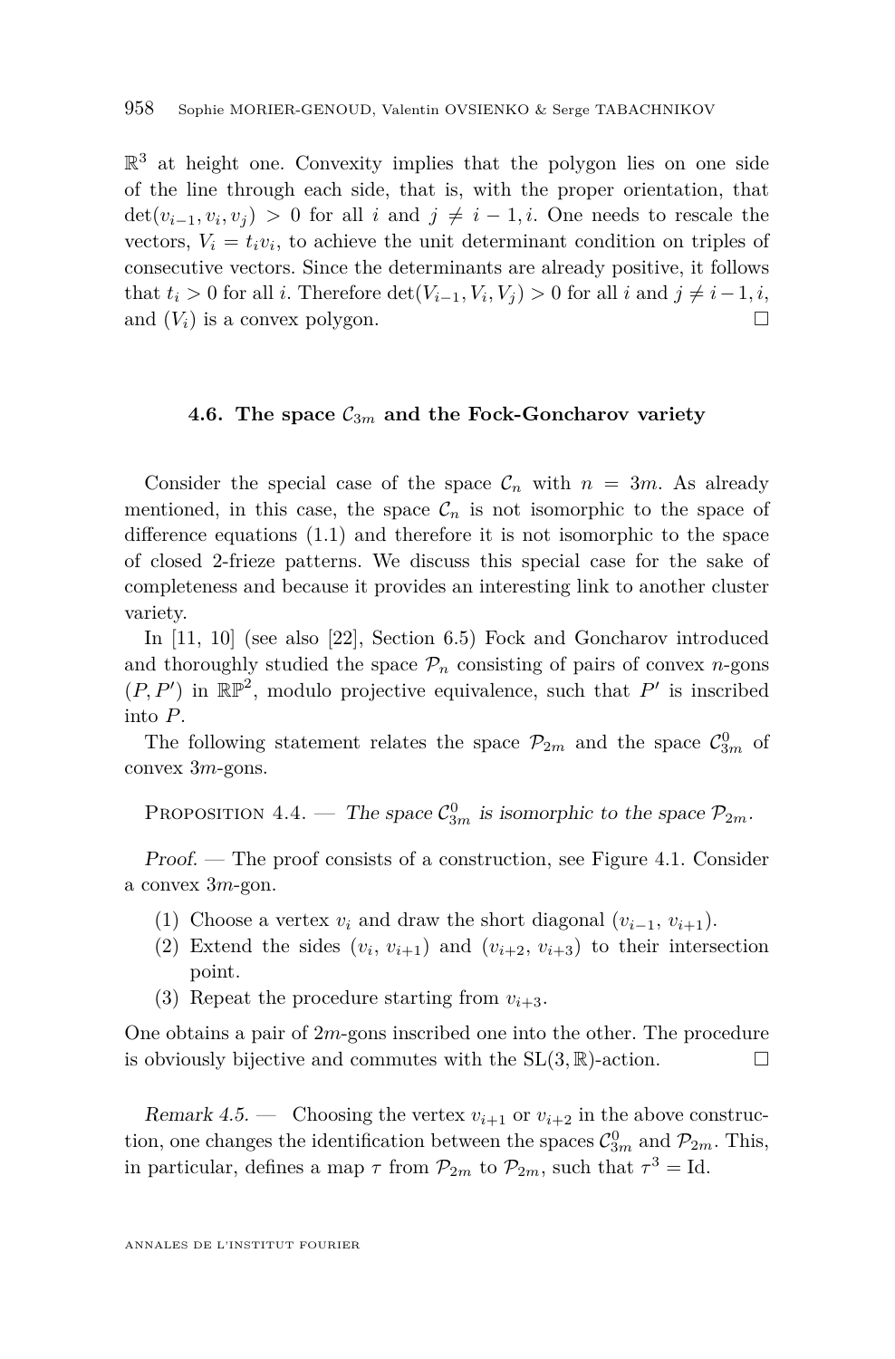$\mathbb{R}^3$ at height one. Convexity implies that the polygon lies on one side of the line through each side, that is, with the proper orientation, that $\det(v_{i-1}, v_i, v_j) > 0$ for all $i$ and $j \neq i-1, i$. One needs to rescale the vectors, $V_i = t_i v_i$, to achieve the unit determinant condition on triples of consecutive vectors. Since the determinants are already positive, it follows that $t_i > 0$ for all $i$. Therefore $\det(V_{i-1}, V_i, V_j) > 0$ for all $i$ and $j \neq i-1, i$, and $(V_i)$ is a convex polygon. □

### 4.6. The space $\mathcal{C}_{3m}$ and the Fock-Goncharov variety

Consider the special case of the space $\mathcal{C}_n$ with $n = 3m$. As already mentioned, in this case, the space $\mathcal{C}_n$ is not isomorphic to the space of difference equations (1.1) and therefore it is not isomorphic to the space of closed 2-frieze patterns. We discuss this special case for the sake of completeness and because it provides an interesting link to another cluster variety.

In [11, 10] (see also [22], Section 6.5) Fock and Goncharov introduced and thoroughly studied the space $\mathcal{P}_n$ consisting of pairs of convex $n$-gons $(P, P')$ in $\mathbb{RP}^2$, modulo projective equivalence, such that $P'$ is inscribed into $P$.

The following statement relates the space $\mathcal{P}_{2m}$ and the space $\mathcal{C}^0_{3m}$ of convex $3m$-gons.

Proposition 4.4. — *The space $\mathcal{C}^0_{3m}$ is isomorphic to the space $\mathcal{P}_{2m}$.*

*Proof.* — The proof consists of a construction, see Figure 4.1. Consider a convex $3m$-gon.

1. Choose a vertex $v_i$ and draw the short diagonal $(v_{i-1}, v_{i+1})$.
2. Extend the sides $(v_i, v_{i+1})$ and $(v_{i+2}, v_{i+3})$ to their intersection point.
3. Repeat the procedure starting from $v_{i+3}$.

One obtains a pair of $2m$-gons inscribed one into the other. The procedure is obviously bijective and commutes with the $\mathrm{SL}(3,\mathbb{R})$-action. □

*Remark 4.5.* — Choosing the vertex $v_{i+1}$ or $v_{i+2}$ in the above construction, one changes the identification between the spaces $\mathcal{C}^0_{3m}$ and $\mathcal{P}_{2m}$. This, in particular, defines a map $\tau$ from $\mathcal{P}_{2m}$ to $\mathcal{P}_{2m}$, such that $\tau^3 = \mathrm{Id}$.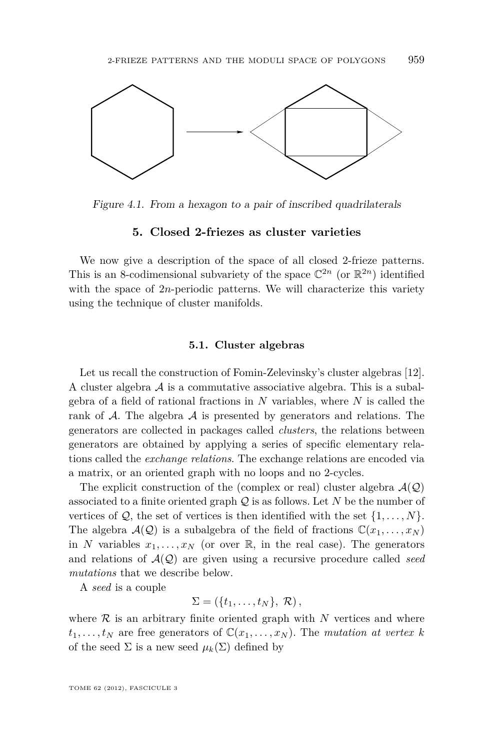Figure 4.1. From a hexagon to a pair of inscribed quadrilaterals

## 5. Closed 2-friezes as cluster varieties

We now give a description of the space of all closed 2-frieze patterns. This is an 8-codimensional subvariety of the space $\mathbb{C}^{2n}$ (or $\mathbb{R}^{2n}$) identified with the space of $2n$-periodic patterns. We will characterize this variety using the technique of cluster manifolds.

### 5.1. Cluster algebras

Let us recall the construction of Fomin-Zelevinsky's cluster algebras [12]. A cluster algebra $\mathcal{A}$ is a commutative associative algebra. This is a subalgebra of a field of rational fractions in $N$ variables, where $N$ is called the rank of $\mathcal{A}$. The algebra $\mathcal{A}$ is presented by generators and relations. The generators are collected in packages called *clusters*, the relations between generators are obtained by applying a series of specific elementary relations called the *exchange relations*. The exchange relations are encoded via a matrix, or an oriented graph with no loops and no 2-cycles.

The explicit construction of the (complex or real) cluster algebra $\mathcal{A}(\mathcal{Q})$ associated to a finite oriented graph $\mathcal{Q}$ is as follows. Let $N$ be the number of vertices of $\mathcal{Q}$, the set of vertices is then identified with the set $\{1, \ldots, N\}$. The algebra $\mathcal{A}(\mathcal{Q})$ is a subalgebra of the field of fractions $\mathbb{C}(x_1, \ldots, x_N)$ in $N$ variables $x_1, \ldots, x_N$ (or over $\mathbb{R}$, in the real case). The generators and relations of $\mathcal{A}(\mathcal{Q})$ are given using a recursive procedure called *seed mutations* that we describe below.

A *seed* is a couple

$$\Sigma = (\{t_1, \ldots, t_N\},\ \mathcal{R}),$$

where $\mathcal{R}$ is an arbitrary finite oriented graph with $N$ vertices and where $t_1, \ldots, t_N$ are free generators of $\mathbb{C}(x_1, \ldots, x_N)$. The *mutation at vertex $k$* of the seed $\Sigma$ is a new seed $\mu_k(\Sigma)$ defined by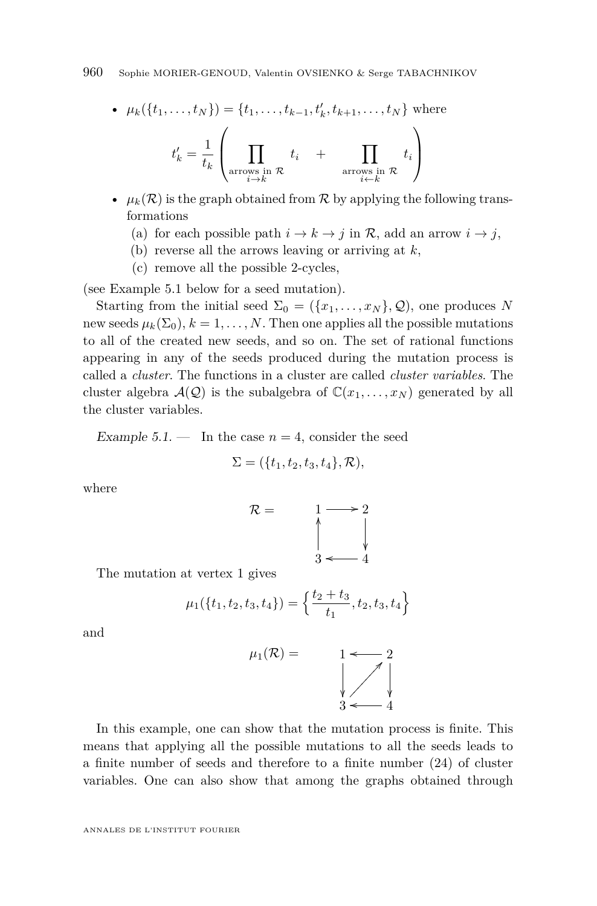- $\mu_k(\{t_1, \ldots, t_N\}) = \{t_1, \ldots, t_{k-1}, t'_k, t_{k+1}, \ldots, t_N\}$ where

$$t'_k = \frac{1}{t_k}\left(\prod_{\substack{\text{arrows in } \mathcal{R}\\ i\to k}} t_i \quad + \prod_{\substack{\text{arrows in } \mathcal{R}\\ i\leftarrow k}} t_i\right)$$

- $\mu_k(\mathcal{R})$ is the graph obtained from $\mathcal{R}$ by applying the following transformations
  - (a) for each possible path $i \to k \to j$ in $\mathcal{R}$, add an arrow $i \to j$,
  - (b) reverse all the arrows leaving or arriving at $k$,
  - (c) remove all the possible 2-cycles,

(see Example 5.1 below for a seed mutation).

Starting from the initial seed $\Sigma_0 = (\{x_1, \ldots, x_N\}, \mathcal{Q})$, one produces $N$ new seeds $\mu_k(\Sigma_0)$, $k = 1, \ldots, N$. Then one applies all the possible mutations to all of the created new seeds, and so on. The set of rational functions appearing in any of the seeds produced during the mutation process is called a *cluster*. The functions in a cluster are called *cluster variables*. The cluster algebra $\mathcal{A}(\mathcal{Q})$ is the subalgebra of $\mathbb{C}(x_1, \ldots, x_N)$ generated by all the cluster variables.

*Example 5.1.* — In the case $n = 4$, consider the seed

$$\Sigma = (\{t_1, t_2, t_3, t_4\}, \mathcal{R}),$$

where

$$\mathcal{R} = \quad \begin{array}{ccc} 1 & \longrightarrow & 2 \\ \uparrow & & \downarrow \\ 3 & \longleftarrow & 4 \end{array}$$

The mutation at vertex 1 gives

$$\mu_1(\{t_1, t_2, t_3, t_4\}) = \left\{\frac{t_2 + t_3}{t_1}, t_2, t_3, t_4\right\}$$

and

$$\mu_1(\mathcal{R}) = \quad \begin{array}{ccc} 1 & \longleftarrow & 2 \\ \downarrow & \nearrow & \downarrow \\ 3 & \longleftarrow & 4 \end{array}$$

In this example, one can show that the mutation process is finite. This means that applying all the possible mutations to all the seeds leads to a finite number of seeds and therefore to a finite number (24) of cluster variables. One can also show that among the graphs obtained through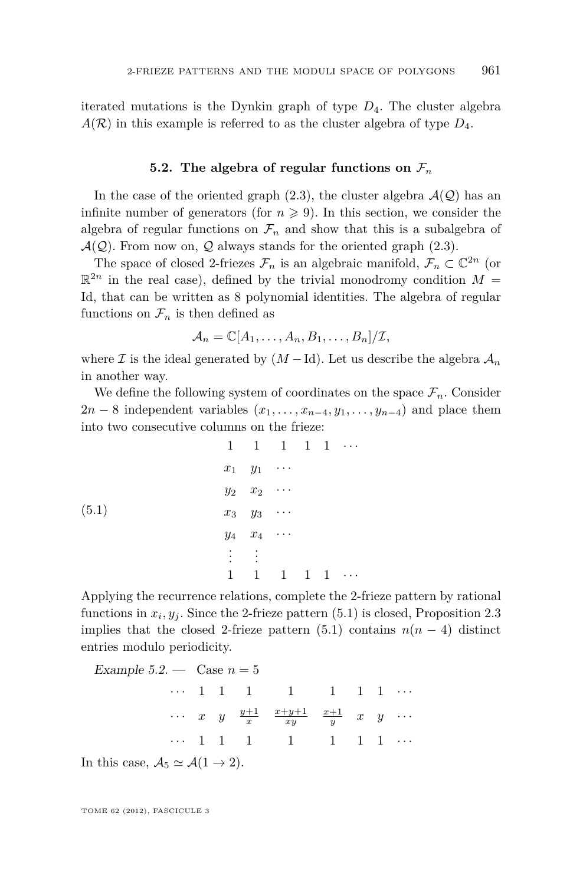iterated mutations is the Dynkin graph of type $D_4$. The cluster algebra $A(\mathcal{R})$ in this example is referred to as the cluster algebra of type $D_4$.

### 5.2. The algebra of regular functions on $\mathcal{F}_n$

In the case of the oriented graph (2.3), the cluster algebra $\mathcal{A}(\mathcal{Q})$ has an infinite number of generators (for $n \geqslant 9$). In this section, we consider the algebra of regular functions on $\mathcal{F}_n$ and show that this is a subalgebra of $\mathcal{A}(\mathcal{Q})$. From now on, $\mathcal{Q}$ always stands for the oriented graph (2.3).

The space of closed 2-friezes $\mathcal{F}_n$ is an algebraic manifold, $\mathcal{F}_n \subset \mathbb{C}^{2n}$ (or $\mathbb{R}^{2n}$ in the real case), defined by the trivial monodromy condition $M = \mathrm{Id}$, that can be written as 8 polynomial identities. The algebra of regular functions on $\mathcal{F}_n$ is then defined as

$$\mathcal{A}_n = \mathbb{C}[A_1, \ldots, A_n, B_1, \ldots, B_n]/\mathcal{I},$$

where $\mathcal{I}$ is the ideal generated by $(M - \mathrm{Id})$. Let us describe the algebra $\mathcal{A}_n$ in another way.

We define the following system of coordinates on the space $\mathcal{F}_n$. Consider $2n-8$ independent variables $(x_1, \ldots, x_{n-4}, y_1, \ldots, y_{n-4})$ and place them into two consecutive columns on the frieze:

$$\begin{array}{cccccc}
1 & 1 & 1 & 1 & 1 & \cdots \\
x_1 & y_1 & \cdots & & & \\
y_2 & x_2 & \cdots & & & \\
x_3 & y_3 & \cdots & & & \\
y_4 & x_4 & \cdots & & & \\
\vdots & \vdots & & & & \\
1 & 1 & 1 & 1 & 1 & \cdots
\end{array} \tag{5.1}$$

Applying the recurrence relations, complete the 2-frieze pattern by rational functions in $x_i, y_j$. Since the 2-frieze pattern (5.1) is closed, Proposition 2.3 implies that the closed 2-frieze pattern (5.1) contains $n(n-4)$ distinct entries modulo periodicity.

*Example 5.2.* — Case $n = 5$

$$\begin{array}{ccccccccc}
\cdots & 1 & 1 & 1 & 1 & 1 & 1 & 1 & \cdots \\
\cdots & x & y & \frac{y+1}{x} & \frac{x+y+1}{xy} & \frac{x+1}{y} & x & y & \cdots \\
\cdots & 1 & 1 & 1 & 1 & 1 & 1 & 1 & \cdots
\end{array}$$

In this case, $\mathcal{A}_5 \simeq \mathcal{A}(1 \to 2)$.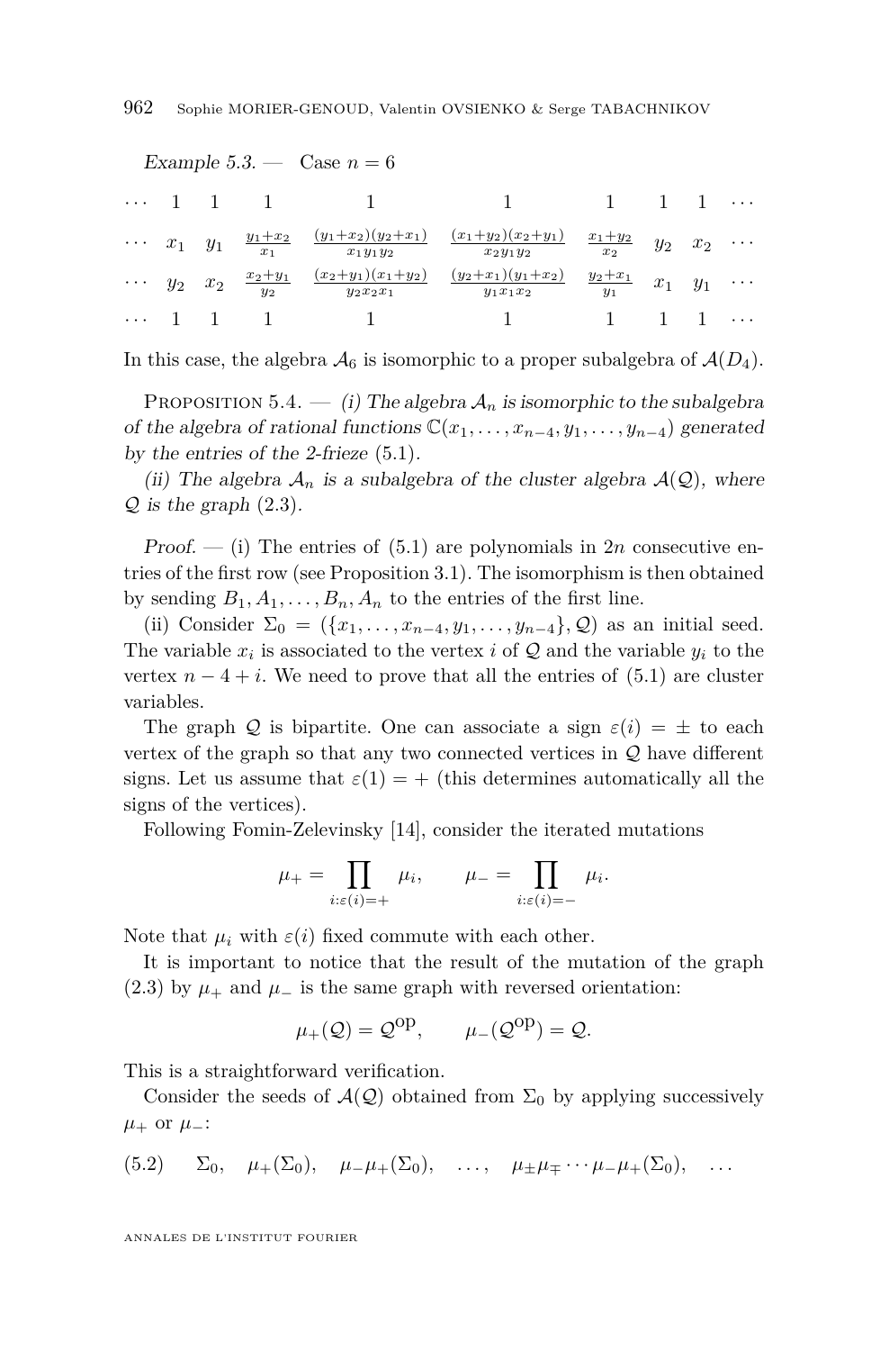*Example 5.3.* — Case $n = 6$

$$
\begin{array}{ccccccccccc}
\cdots & 1 & 1 & 1 & 1 & 1 & 1 & 1 & 1 & \cdots \\
\cdots & x_1 & y_1 & \frac{y_1+x_2}{x_1} & \frac{(y_1+x_2)(y_2+x_1)}{x_1y_1y_2} & \frac{(x_1+y_2)(x_2+y_1)}{x_2y_1y_2} & \frac{x_1+y_2}{x_2} & y_2 & x_2 & \cdots \\
\cdots & y_2 & x_2 & \frac{x_2+y_1}{y_2} & \frac{(x_2+y_1)(x_1+y_2)}{y_2x_2x_1} & \frac{(y_2+x_1)(y_1+x_2)}{y_1x_1x_2} & \frac{y_2+x_1}{y_1} & x_1 & y_1 & \cdots \\
\cdots & 1 & 1 & 1 & 1 & 1 & 1 & 1 & 1 & \cdots
\end{array}
$$

In this case, the algebra $\mathcal{A}_6$ is isomorphic to a proper subalgebra of $\mathcal{A}(D_4)$.

Proposition 5.4. — *(i) The algebra $\mathcal{A}_n$ is isomorphic to the subalgebra of the algebra of rational functions $\mathbb{C}(x_1, \ldots, x_{n-4}, y_1, \ldots, y_{n-4})$ generated by the entries of the 2-frieze* (5.1)*.*

*(ii) The algebra $\mathcal{A}_n$ is a subalgebra of the cluster algebra $\mathcal{A}(\mathcal{Q})$, where $\mathcal{Q}$ is the graph* (2.3)*.*

*Proof.* — (i) The entries of (5.1) are polynomials in $2n$ consecutive entries of the first row (see Proposition 3.1). The isomorphism is then obtained by sending $B_1, A_1, \ldots, B_n, A_n$ to the entries of the first line.

(ii) Consider $\Sigma_0 = (\{x_1, \ldots, x_{n-4}, y_1, \ldots, y_{n-4}\}, \mathcal{Q})$ as an initial seed. The variable $x_i$ is associated to the vertex $i$ of $\mathcal{Q}$ and the variable $y_i$ to the vertex $n - 4 + i$. We need to prove that all the entries of (5.1) are cluster variables.

The graph $\mathcal{Q}$ is bipartite. One can associate a sign $\varepsilon(i) = \pm$ to each vertex of the graph so that any two connected vertices in $\mathcal{Q}$ have different signs. Let us assume that $\varepsilon(1) = +$ (this determines automatically all the signs of the vertices).

Following Fomin-Zelevinsky [14], consider the iterated mutations

$$\mu_+ = \prod_{i:\varepsilon(i)=+} \mu_i, \qquad \mu_- = \prod_{i:\varepsilon(i)=-} \mu_i.$$

Note that $\mu_i$ with $\varepsilon(i)$ fixed commute with each other.

It is important to notice that the result of the mutation of the graph (2.3) by $\mu_+$ and $\mu_-$ is the same graph with reversed orientation:

$$\mu_+(\mathcal{Q}) = \mathcal{Q}^{\mathrm{op}}, \qquad \mu_-(\mathcal{Q}^{\mathrm{op}}) = \mathcal{Q}.$$

This is a straightforward verification.

Consider the seeds of $\mathcal{A}(\mathcal{Q})$ obtained from $\Sigma_0$ by applying successively $\mu_+$ or $\mu_-$:

$$\Sigma_0, \quad \mu_+(\Sigma_0), \quad \mu_-\mu_+(\Sigma_0), \quad \ldots, \quad \mu_\pm\mu_\mp \cdots \mu_-\mu_+(\Sigma_0), \quad \ldots \tag{5.2}$$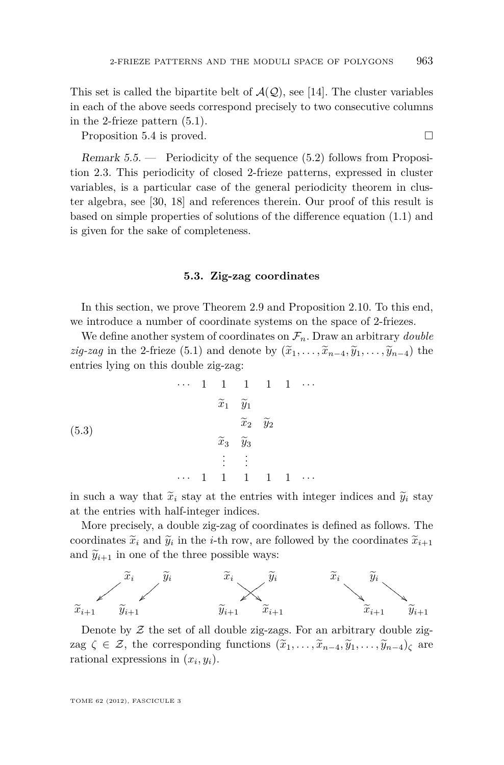This set is called the bipartite belt of $\mathcal{A}(\mathcal{Q})$, see [14]. The cluster variables in each of the above seeds correspond precisely to two consecutive columns in the 2-frieze pattern (5.1).

Proposition 5.4 is proved. $\square$

*Remark 5.5.* — Periodicity of the sequence (5.2) follows from Proposition 2.3. This periodicity of closed 2-frieze patterns, expressed in cluster variables, is a particular case of the general periodicity theorem in cluster algebra, see [30, 18] and references therein. Our proof of this result is based on simple properties of solutions of the difference equation (1.1) and is given for the sake of completeness.

### 5.3. Zig-zag coordinates

In this section, we prove Theorem 2.9 and Proposition 2.10. To this end, we introduce a number of coordinate systems on the space of 2-friezes.

We define another system of coordinates on $\mathcal{F}_n$. Draw an arbitrary *double zig-zag* in the 2-frieze (5.1) and denote by $(\widetilde{x}_1, \ldots, \widetilde{x}_{n-4}, \widetilde{y}_1, \ldots, \widetilde{y}_{n-4})$ the entries lying on this double zig-zag:

$$
\begin{array}{ccccccc}
\cdots & 1 & 1 & 1 & 1 & 1 & \cdots \\
 & & \widetilde{x}_1 & \widetilde{y}_1 & & & \\
 & & & \widetilde{x}_2 & \widetilde{y}_2 & & \\
 & & \widetilde{x}_3 & \widetilde{y}_3 & & & \\
 & & \vdots & \vdots & & & \\
\cdots & 1 & 1 & 1 & 1 & 1 & \cdots
\end{array}
\tag{5.3}
$$

in such a way that $\widetilde{x}_i$ stay at the entries with integer indices and $\widetilde{y}_i$ stay at the entries with half-integer indices.

More precisely, a double zig-zag of coordinates is defined as follows. The coordinates $\widetilde{x}_i$ and $\widetilde{y}_i$ in the $i$-th row, are followed by the coordinates $\widetilde{x}_{i+1}$ and $\widetilde{y}_{i+1}$ in one of the three possible ways:

$$
\begin{array}{ccccc}
 & \widetilde{x}_i & & \widetilde{y}_i & \\
 \swarrow & & \swarrow & & \\
\widetilde{x}_{i+1} & & \widetilde{y}_{i+1} & &
\end{array}
\qquad
\begin{array}{ccc}
\widetilde{x}_i & & \widetilde{y}_i \\
 & \times & \\
\widetilde{y}_{i+1} & & \widetilde{x}_{i+1}
\end{array}
\qquad
\begin{array}{ccccc}
\widetilde{x}_i & & \widetilde{y}_i & & \\
 & \searrow & & \searrow & \\
 & & \widetilde{x}_{i+1} & & \widetilde{y}_{i+1}
\end{array}
$$

Denote by $\mathcal{Z}$ the set of all double zig-zags. For an arbitrary double zig-zag $\zeta \in \mathcal{Z}$, the corresponding functions $(\widetilde{x}_1, \ldots, \widetilde{x}_{n-4}, \widetilde{y}_1, \ldots, \widetilde{y}_{n-4})_\zeta$ are rational expressions in $(x_i, y_i)$.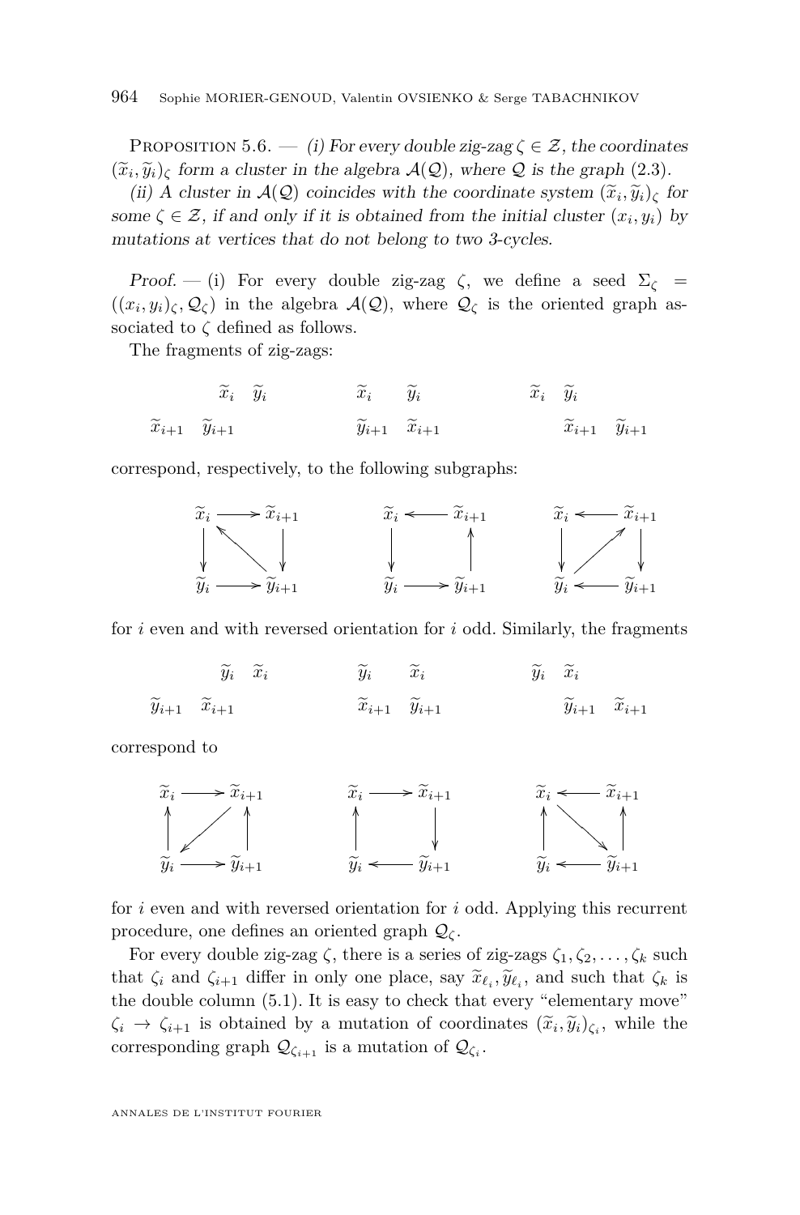Proposition 5.6. — *(i) For every double zig-zag $\zeta \in \mathcal{Z}$, the coordinates $(\widetilde{x}_i, \widetilde{y}_i)_\zeta$ form a cluster in the algebra $\mathcal{A}(\mathcal{Q})$, where $\mathcal{Q}$ is the graph (2.3).*

*(ii) A cluster in $\mathcal{A}(\mathcal{Q})$ coincides with the coordinate system $(\widetilde{x}_i, \widetilde{y}_i)_\zeta$ for some $\zeta \in \mathcal{Z}$, if and only if it is obtained from the initial cluster $(x_i, y_i)$ by mutations at vertices that do not belong to two 3-cycles.*

*Proof.* — (i) For every double zig-zag $\zeta$, we define a seed $\Sigma_\zeta = ((x_i, y_i)_\zeta, \mathcal{Q}_\zeta)$ in the algebra $\mathcal{A}(\mathcal{Q})$, where $\mathcal{Q}_\zeta$ is the oriented graph associated to $\zeta$ defined as follows.

The fragments of zig-zags:

$$\begin{array}{ccc} & \widetilde{x}_i & \widetilde{y}_i \\ \widetilde{x}_{i+1} & \widetilde{y}_{i+1} & \end{array} \qquad \begin{array}{cc} \widetilde{x}_i & \widetilde{y}_i \\ \widetilde{y}_{i+1} & \widetilde{x}_{i+1} \end{array} \qquad \begin{array}{ccc} \widetilde{x}_i & \widetilde{y}_i & \\ & \widetilde{x}_{i+1} & \widetilde{y}_{i+1} \end{array}$$

correspond, respectively, to the following subgraphs:

$$\begin{array}{ccc} \widetilde{x}_i & \longrightarrow & \widetilde{x}_{i+1} \\ \downarrow & \nwarrow & \downarrow \\ \widetilde{y}_i & \longrightarrow & \widetilde{y}_{i+1} \end{array} \qquad \begin{array}{ccc} \widetilde{x}_i & \longleftarrow & \widetilde{x}_{i+1} \\ \downarrow & & \uparrow \\ \widetilde{y}_i & \longrightarrow & \widetilde{y}_{i+1} \end{array} \qquad \begin{array}{ccc} \widetilde{x}_i & \longleftarrow & \widetilde{x}_{i+1} \\ \downarrow & \nearrow & \downarrow \\ \widetilde{y}_i & \longleftarrow & \widetilde{y}_{i+1} \end{array}$$

for $i$ even and with reversed orientation for $i$ odd. Similarly, the fragments

$$\begin{array}{ccc} & \widetilde{y}_i & \widetilde{x}_i \\ \widetilde{y}_{i+1} & \widetilde{x}_{i+1} & \end{array} \qquad \begin{array}{cc} \widetilde{y}_i & \widetilde{x}_i \\ \widetilde{x}_{i+1} & \widetilde{y}_{i+1} \end{array} \qquad \begin{array}{ccc} \widetilde{y}_i & \widetilde{x}_i & \\ & \widetilde{y}_{i+1} & \widetilde{x}_{i+1} \end{array}$$

correspond to

$$\begin{array}{ccc} \widetilde{x}_i & \longrightarrow & \widetilde{x}_{i+1} \\ \uparrow & \swarrow & \uparrow \\ \widetilde{y}_i & \longrightarrow & \widetilde{y}_{i+1} \end{array} \qquad \begin{array}{ccc} \widetilde{x}_i & \longrightarrow & \widetilde{x}_{i+1} \\ \uparrow & & \downarrow \\ \widetilde{y}_i & \longleftarrow & \widetilde{y}_{i+1} \end{array} \qquad \begin{array}{ccc} \widetilde{x}_i & \longleftarrow & \widetilde{x}_{i+1} \\ \uparrow & \searrow & \uparrow \\ \widetilde{y}_i & \longleftarrow & \widetilde{y}_{i+1} \end{array}$$

for $i$ even and with reversed orientation for $i$ odd. Applying this recurrent procedure, one defines an oriented graph $\mathcal{Q}_\zeta$.

For every double zig-zag $\zeta$, there is a series of zig-zags $\zeta_1, \zeta_2, \ldots, \zeta_k$ such that $\zeta_i$ and $\zeta_{i+1}$ differ in only one place, say $\widetilde{x}_{\ell_i}, \widetilde{y}_{\ell_i}$, and such that $\zeta_k$ is the double column (5.1). It is easy to check that every "elementary move" $\zeta_i \to \zeta_{i+1}$ is obtained by a mutation of coordinates $(\widetilde{x}_i, \widetilde{y}_i)_{\zeta_i}$, while the corresponding graph $\mathcal{Q}_{\zeta_{i+1}}$ is a mutation of $\mathcal{Q}_{\zeta_i}$.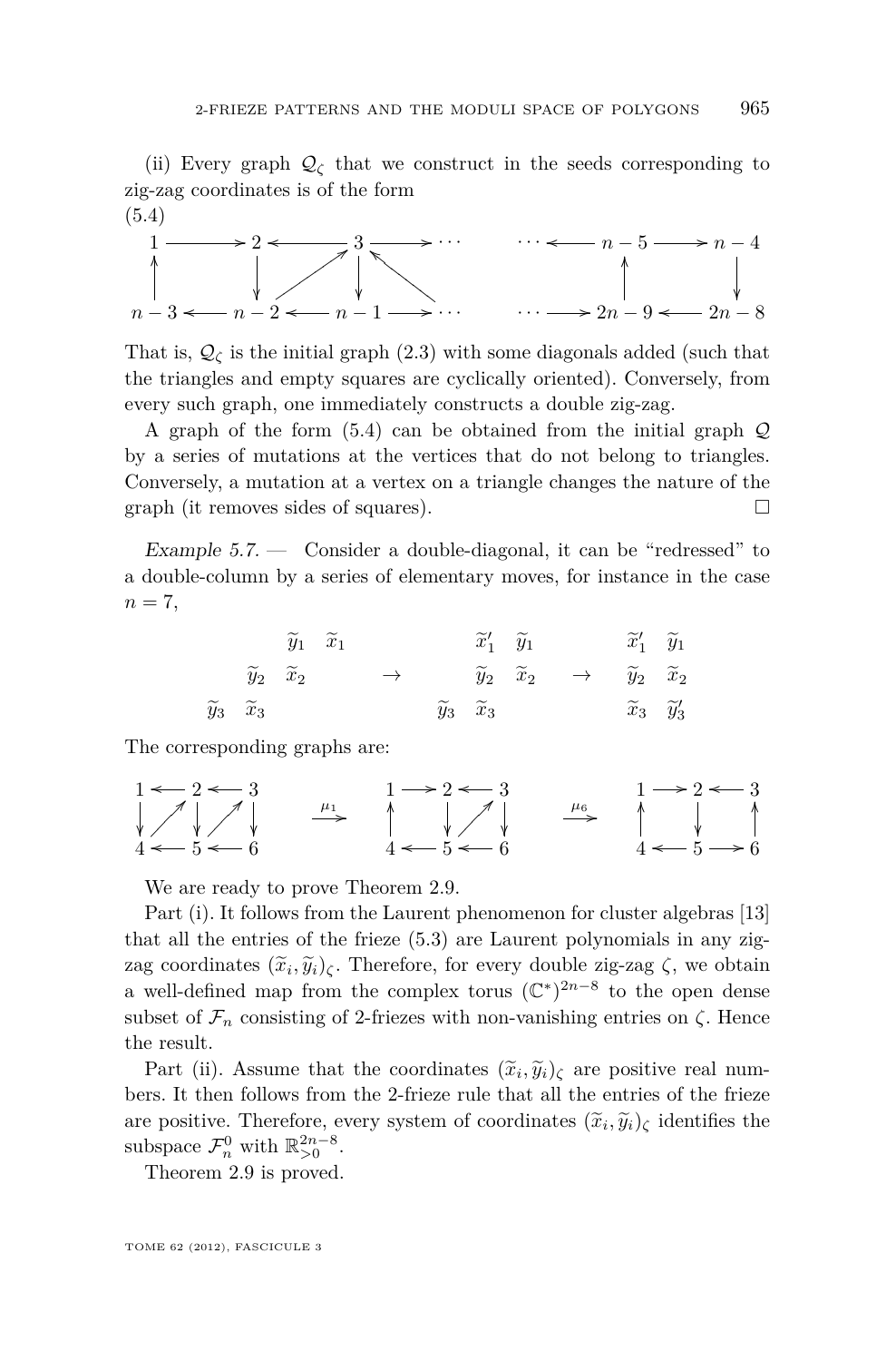(ii) Every graph $\mathcal{Q}_\zeta$ that we construct in the seeds corresponding to zig-zag coordinates is of the form

(5.4)

$$\begin{array}{ccccccccccc} 1 & \longrightarrow & 2 & \longleftarrow & 3 & \longrightarrow & \cdots & & \cdots & \longleftarrow & n-5 & \longrightarrow & n-4 \\ \uparrow & & \downarrow & \nearrow & \downarrow & \nwarrow & & & & & \uparrow & & \downarrow \\ n-3 & \longleftarrow & n-2 & \longleftarrow & n-1 & \longrightarrow & \cdots & & \cdots & \longrightarrow & 2n-9 & \longleftarrow & 2n-8 \end{array}$$

That is, $\mathcal{Q}_\zeta$ is the initial graph (2.3) with some diagonals added (such that the triangles and empty squares are cyclically oriented). Conversely, from every such graph, one immediately constructs a double zig-zag.

A graph of the form (5.4) can be obtained from the initial graph $\mathcal{Q}$ by a series of mutations at the vertices that do not belong to triangles. Conversely, a mutation at a vertex on a triangle changes the nature of the graph (it removes sides of squares). $\square$

*Example 5.7.* — Consider a double-diagonal, it can be "redressed" to a double-column by a series of elementary moves, for instance in the case $n = 7$,

$$\begin{array}{cccc} & & \widetilde{y}_1 & \widetilde{x}_1 \\ & \widetilde{y}_2 & \widetilde{x}_2 & \\ \widetilde{y}_3 & \widetilde{x}_3 & & \end{array} \quad \to \quad \begin{array}{ccc} & \widetilde{x}'_1 & \widetilde{y}_1 \\ & \widetilde{y}_2 & \widetilde{x}_2 \\ \widetilde{y}_3 & \widetilde{x}_3 & \end{array} \quad \to \quad \begin{array}{cc} \widetilde{x}'_1 & \widetilde{y}_1 \\ \widetilde{y}_2 & \widetilde{x}_2 \\ \widetilde{x}_3 & \widetilde{y}'_3 \end{array}$$

The corresponding graphs are:

$$\begin{array}{ccccc} 1 & \longleftarrow & 2 & \longleftarrow & 3 \\ \downarrow & \nearrow & \downarrow & \nearrow & \downarrow \\ 4 & \longleftarrow & 5 & \longleftarrow & 6 \end{array} \quad \xrightarrow{\mu_1} \quad \begin{array}{ccccc} 1 & \longrightarrow & 2 & \longleftarrow & 3 \\ \uparrow & & \downarrow & \nearrow & \downarrow \\ 4 & \longleftarrow & 5 & \longleftarrow & 6 \end{array} \quad \xrightarrow{\mu_6} \quad \begin{array}{ccccc} 1 & \longrightarrow & 2 & \longleftarrow & 3 \\ \uparrow & & \downarrow & & \uparrow \\ 4 & \longleftarrow & 5 & \longrightarrow & 6 \end{array}$$

We are ready to prove Theorem 2.9.

Part (i). It follows from the Laurent phenomenon for cluster algebras [13] that all the entries of the frieze (5.3) are Laurent polynomials in any zig-zag coordinates $(\widetilde{x}_i, \widetilde{y}_i)_\zeta$. Therefore, for every double zig-zag $\zeta$, we obtain a well-defined map from the complex torus $(\mathbb{C}^*)^{2n-8}$ to the open dense subset of $\mathcal{F}_n$ consisting of 2-friezes with non-vanishing entries on $\zeta$. Hence the result.

Part (ii). Assume that the coordinates $(\widetilde{x}_i, \widetilde{y}_i)_\zeta$ are positive real numbers. It then follows from the 2-frieze rule that all the entries of the frieze are positive. Therefore, every system of coordinates $(\widetilde{x}_i, \widetilde{y}_i)_\zeta$ identifies the subspace $\mathcal{F}_n^0$ with $\mathbb{R}_{>0}^{2n-8}$.

Theorem 2.9 is proved.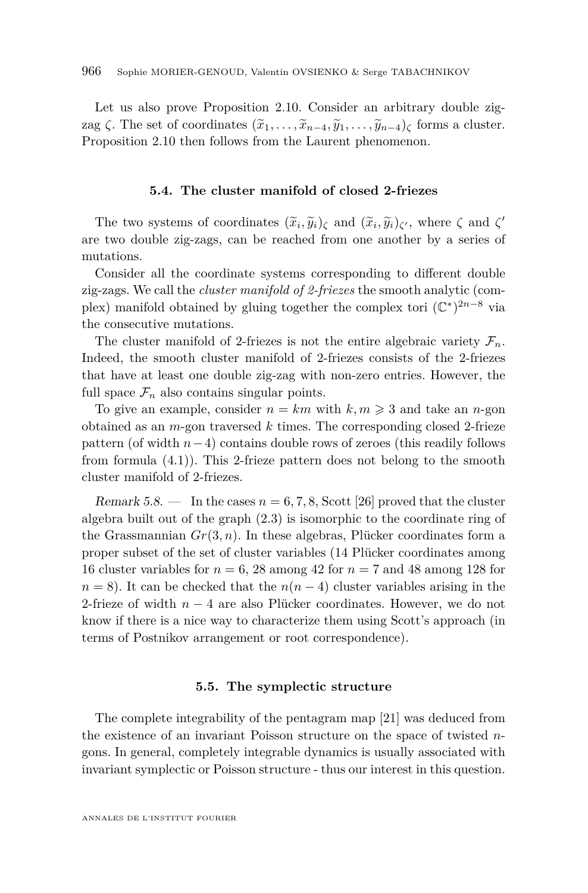Let us also prove Proposition 2.10. Consider an arbitrary double zig-zag $\zeta$. The set of coordinates $(\widetilde{x}_1, \ldots, \widetilde{x}_{n-4}, \widetilde{y}_1, \ldots, \widetilde{y}_{n-4})_\zeta$ forms a cluster. Proposition 2.10 then follows from the Laurent phenomenon.

### 5.4. The cluster manifold of closed 2-friezes

The two systems of coordinates $(\widetilde{x}_i, \widetilde{y}_i)_\zeta$ and $(\widetilde{x}_i, \widetilde{y}_i)_{\zeta'}$, where $\zeta$ and $\zeta'$ are two double zig-zags, can be reached from one another by a series of mutations.

Consider all the coordinate systems corresponding to different double zig-zags. We call the *cluster manifold of 2-friezes* the smooth analytic (complex) manifold obtained by gluing together the complex tori $(\mathbb{C}^*)^{2n-8}$ via the consecutive mutations.

The cluster manifold of 2-friezes is not the entire algebraic variety $\mathcal{F}_n$. Indeed, the smooth cluster manifold of 2-friezes consists of the 2-friezes that have at least one double zig-zag with non-zero entries. However, the full space $\mathcal{F}_n$ also contains singular points.

To give an example, consider $n = km$ with $k, m \geqslant 3$ and take an $n$-gon obtained as an $m$-gon traversed $k$ times. The corresponding closed 2-frieze pattern (of width $n-4$) contains double rows of zeroes (this readily follows from formula (4.1)). This 2-frieze pattern does not belong to the smooth cluster manifold of 2-friezes.

*Remark 5.8.* — In the cases $n = 6, 7, 8$, Scott [26] proved that the cluster algebra built out of the graph (2.3) is isomorphic to the coordinate ring of the Grassmannian $Gr(3, n)$. In these algebras, Plücker coordinates form a proper subset of the set of cluster variables (14 Plücker coordinates among 16 cluster variables for $n = 6$, 28 among 42 for $n = 7$ and 48 among 128 for $n = 8$). It can be checked that the $n(n-4)$ cluster variables arising in the 2-frieze of width $n-4$ are also Plücker coordinates. However, we do not know if there is a nice way to characterize them using Scott's approach (in terms of Postnikov arrangement or root correspondence).

### 5.5. The symplectic structure

The complete integrability of the pentagram map [21] was deduced from the existence of an invariant Poisson structure on the space of twisted $n$-gons. In general, completely integrable dynamics is usually associated with invariant symplectic or Poisson structure - thus our interest in this question.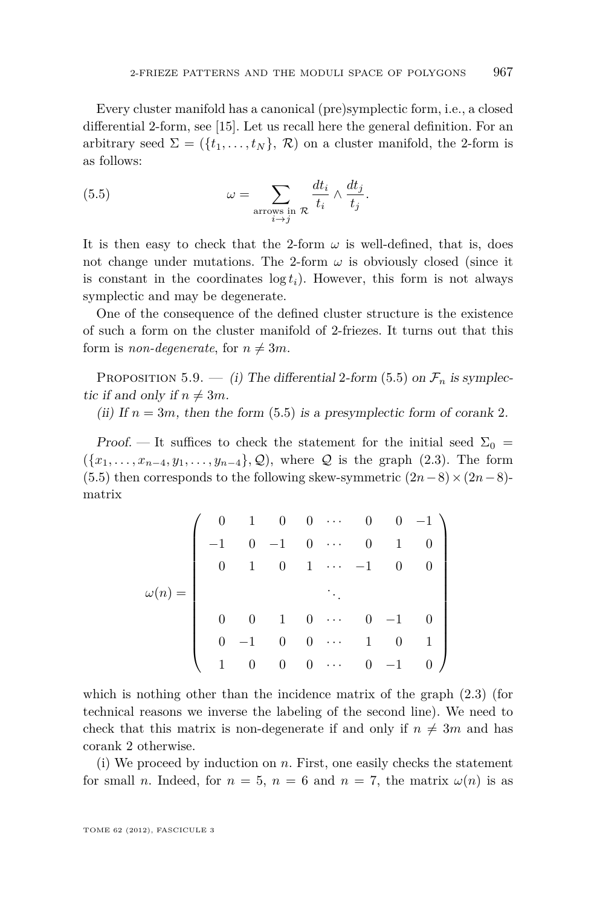Every cluster manifold has a canonical (pre)symplectic form, i.e., a closed differential 2-form, see [15]. Let us recall here the general definition. For an arbitrary seed $\Sigma = (\{t_1, \ldots, t_N\}, \mathcal{R})$ on a cluster manifold, the 2-form is as follows:

$$\omega = \sum_{\substack{\text{arrows in } \mathcal{R} \\ i \to j}} \frac{dt_i}{t_i} \wedge \frac{dt_j}{t_j}. \tag{5.5}$$

It is then easy to check that the 2-form $\omega$ is well-defined, that is, does not change under mutations. The 2-form $\omega$ is obviously closed (since it is constant in the coordinates $\log t_i$). However, this form is not always symplectic and may be degenerate.

One of the consequence of the defined cluster structure is the existence of such a form on the cluster manifold of 2-friezes. It turns out that this form is *non-degenerate*, for $n \neq 3m$.

Proposition 5.9. — *(i) The differential 2-form (5.5) on $\mathcal{F}_n$ is symplectic if and only if $n \neq 3m$.*

*(ii) If $n = 3m$, then the form (5.5) is a presymplectic form of corank 2.*

*Proof.* — It suffices to check the statement for the initial seed $\Sigma_0 = (\{x_1, \ldots, x_{n-4}, y_1, \ldots, y_{n-4}\}, \mathcal{Q})$, where $\mathcal{Q}$ is the graph (2.3). The form (5.5) then corresponds to the following skew-symmetric $(2n-8) \times (2n-8)$-matrix

$$\omega(n) = \begin{pmatrix} 0 & 1 & 0 & 0 & \cdots & 0 & 0 & -1 \\ -1 & 0 & -1 & 0 & \cdots & 0 & 1 & 0 \\ 0 & 1 & 0 & 1 & \cdots & -1 & 0 & 0 \\ & & & & \ddots & & & \\ 0 & 0 & 1 & 0 & \cdots & 0 & -1 & 0 \\ 0 & -1 & 0 & 0 & \cdots & 1 & 0 & 1 \\ 1 & 0 & 0 & 0 & \cdots & 0 & -1 & 0 \end{pmatrix}$$

which is nothing other than the incidence matrix of the graph (2.3) (for technical reasons we inverse the labeling of the second line). We need to check that this matrix is non-degenerate if and only if $n \neq 3m$ and has corank 2 otherwise.

(i) We proceed by induction on $n$. First, one easily checks the statement for small $n$. Indeed, for $n = 5$, $n = 6$ and $n = 7$, the matrix $\omega(n)$ is as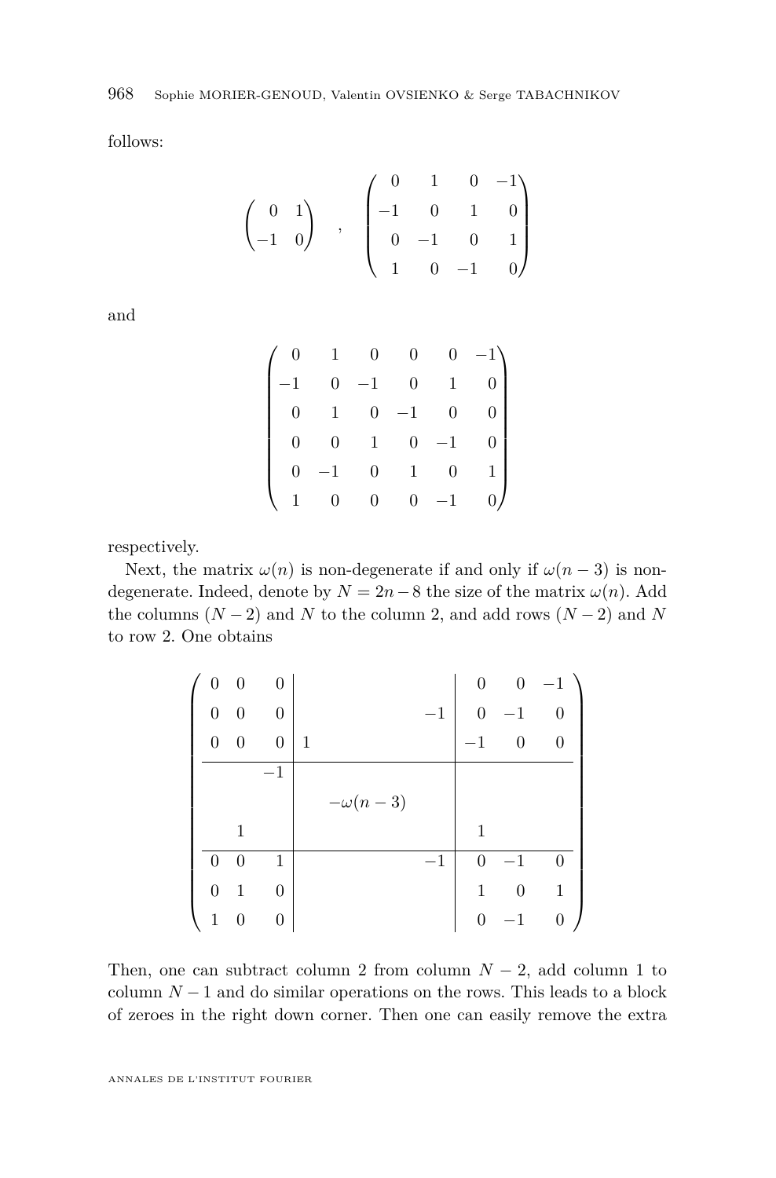follows:

$$
\begin{pmatrix} 0 & 1 \\ -1 & 0 \end{pmatrix}, \quad \begin{pmatrix} 0 & 1 & 0 & -1 \\ -1 & 0 & 1 & 0 \\ 0 & -1 & 0 & 1 \\ 1 & 0 & -1 & 0 \end{pmatrix}
$$

and

$$
\begin{pmatrix} 0 & 1 & 0 & 0 & 0 & -1 \\ -1 & 0 & -1 & 0 & 1 & 0 \\ 0 & 1 & 0 & -1 & 0 & 0 \\ 0 & 0 & 1 & 0 & -1 & 0 \\ 0 & -1 & 0 & 1 & 0 & 1 \\ 1 & 0 & 0 & 0 & -1 & 0 \end{pmatrix}
$$

respectively.

Next, the matrix $\omega(n)$ is non-degenerate if and only if $\omega(n-3)$ is non-degenerate. Indeed, denote by $N = 2n-8$ the size of the matrix $\omega(n)$. Add the columns $(N-2)$ and $N$ to the column 2, and add rows $(N-2)$ and $N$ to row 2. One obtains

$$
\left(\begin{array}{ccc|ccc|ccc}
0 & 0 & 0 & & & & 0 & 0 & -1 \\
0 & 0 & 0 & & & -1 & 0 & -1 & 0 \\
0 & 0 & 0 & 1 & & & -1 & 0 & 0 \\
\hline
 & & -1 & & & & & & \\
 & & & & -\omega(n-3) & & & & \\
 & 1 & & & & & 1 & & \\
\hline
0 & 0 & 1 & & & -1 & 0 & -1 & 0 \\
0 & 1 & 0 & & & & 1 & 0 & 1 \\
1 & 0 & 0 & & & & 0 & -1 & 0
\end{array}\right)
$$

Then, one can subtract column 2 from column $N-2$, add column 1 to column $N-1$ and do similar operations on the rows. This leads to a block of zeroes in the right down corner. Then one can easily remove the extra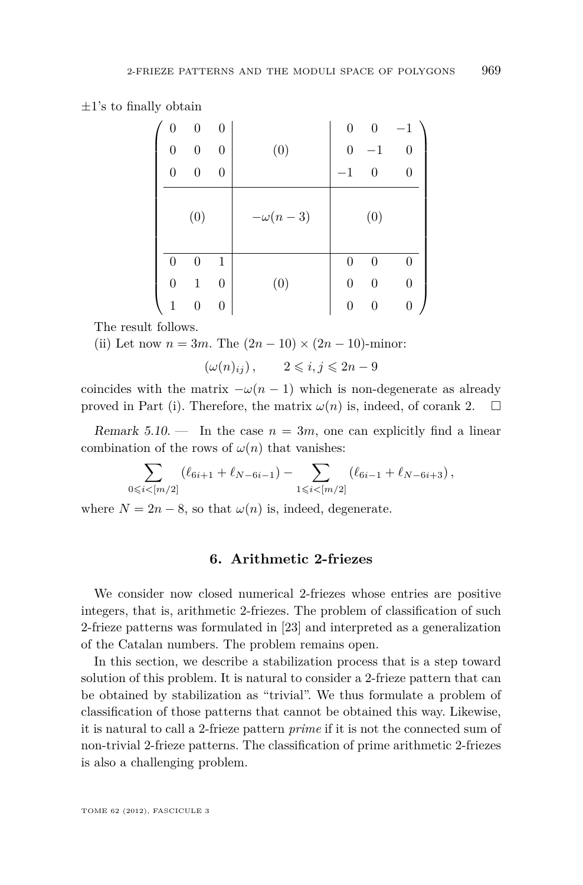$\pm 1$'s to finally obtain

$$
\left(\begin{array}{ccc|c|ccc}
0 & 0 & 0 & & 0 & 0 & -1 \\
0 & 0 & 0 & (0) & 0 & -1 & 0 \\
0 & 0 & 0 & & -1 & 0 & 0 \\
\hline
 & (0) & & -\omega(n-3) & & (0) & \\
\hline
0 & 0 & 1 & & 0 & 0 & 0 \\
0 & 1 & 0 & (0) & 0 & 0 & 0 \\
1 & 0 & 0 & & 0 & 0 & 0
\end{array}\right)
$$

The result follows.

(ii) Let now $n = 3m$. The $(2n-10) \times (2n-10)$-minor:

$$(\omega(n)_{ij}), \qquad 2 \leqslant i, j \leqslant 2n-9$$

coincides with the matrix $-\omega(n-1)$ which is non-degenerate as already proved in Part (i). Therefore, the matrix $\omega(n)$ is, indeed, of corank 2. $\square$

*Remark 5.10.* — In the case $n = 3m$, one can explicitly find a linear combination of the rows of $\omega(n)$ that vanishes:

$$\sum_{0 \leqslant i < [m/2]} (\ell_{6i+1} + \ell_{N-6i-1}) - \sum_{1 \leqslant i < [m/2]} (\ell_{6i-1} + \ell_{N-6i+3}),$$

where $N = 2n - 8$, so that $\omega(n)$ is, indeed, degenerate.

## 6. Arithmetic 2-friezes

We consider now closed numerical 2-friezes whose entries are positive integers, that is, arithmetic 2-friezes. The problem of classification of such 2-frieze patterns was formulated in [23] and interpreted as a generalization of the Catalan numbers. The problem remains open.

In this section, we describe a stabilization process that is a step toward solution of this problem. It is natural to consider a 2-frieze pattern that can be obtained by stabilization as "trivial". We thus formulate a problem of classification of those patterns that cannot be obtained this way. Likewise, it is natural to call a 2-frieze pattern *prime* if it is not the connected sum of non-trivial 2-frieze patterns. The classification of prime arithmetic 2-friezes is also a challenging problem.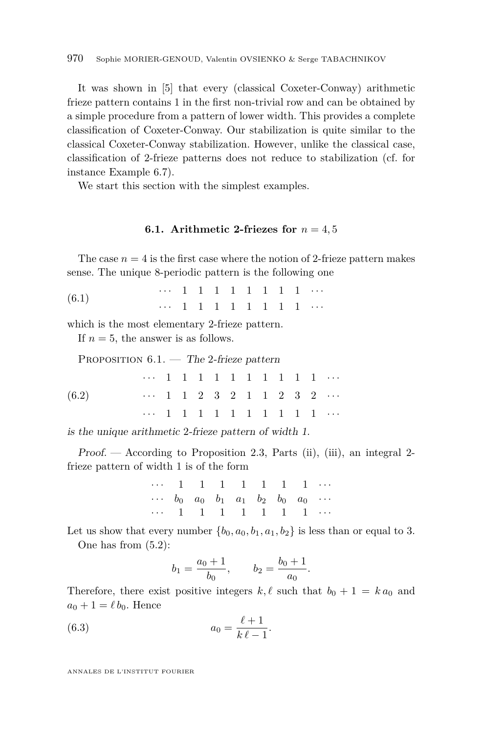It was shown in [5] that every (classical Coxeter-Conway) arithmetic frieze pattern contains 1 in the first non-trivial row and can be obtained by a simple procedure from a pattern of lower width. This provides a complete classification of Coxeter-Conway. Our stabilization is quite similar to the classical Coxeter-Conway stabilization. However, unlike the classical case, classification of 2-frieze patterns does not reduce to stabilization (cf. for instance Example 6.7).

We start this section with the simplest examples.

### 6.1. Arithmetic 2-friezes for $n = 4, 5$

The case $n = 4$ is the first case where the notion of 2-frieze pattern makes sense. The unique 8-periodic pattern is the following one

$$\begin{array}{cccccccccc} \cdots & 1 & 1 & 1 & 1 & 1 & 1 & 1 & 1 & \cdots \\ \cdots & 1 & 1 & 1 & 1 & 1 & 1 & 1 & 1 & \cdots \end{array} \tag{6.1}$$

which is the most elementary 2-frieze pattern.

If $n = 5$, the answer is as follows.

Proposition 6.1. — *The 2-frieze pattern*

$$\begin{array}{cccccccccccc} \cdots & 1 & 1 & 1 & 1 & 1 & 1 & 1 & 1 & 1 & 1 & \cdots \\ \cdots & 1 & 1 & 2 & 3 & 2 & 1 & 1 & 2 & 3 & 2 & \cdots \\ \cdots & 1 & 1 & 1 & 1 & 1 & 1 & 1 & 1 & 1 & 1 & \cdots \end{array} \tag{6.2}$$

*is the unique arithmetic 2-frieze pattern of width 1.*

*Proof.* — According to Proposition 2.3, Parts (ii), (iii), an integral 2-frieze pattern of width 1 is of the form

$$\begin{array}{ccccccccc} \cdots & 1 & 1 & 1 & 1 & 1 & 1 & 1 & \cdots \\ \cdots & b_0 & a_0 & b_1 & a_1 & b_2 & b_0 & a_0 & \cdots \\ \cdots & 1 & 1 & 1 & 1 & 1 & 1 & 1 & \cdots \end{array}$$

Let us show that every number $\{b_0, a_0, b_1, a_1, b_2\}$ is less than or equal to 3.

One has from (5.2):

$$b_1 = \frac{a_0 + 1}{b_0}, \qquad b_2 = \frac{b_0 + 1}{a_0}.$$

Therefore, there exist positive integers $k, \ell$ such that $b_0 + 1 = k\, a_0$ and $a_0 + 1 = \ell\, b_0$. Hence

$$a_0 = \frac{\ell + 1}{k\,\ell - 1}. \tag{6.3}$$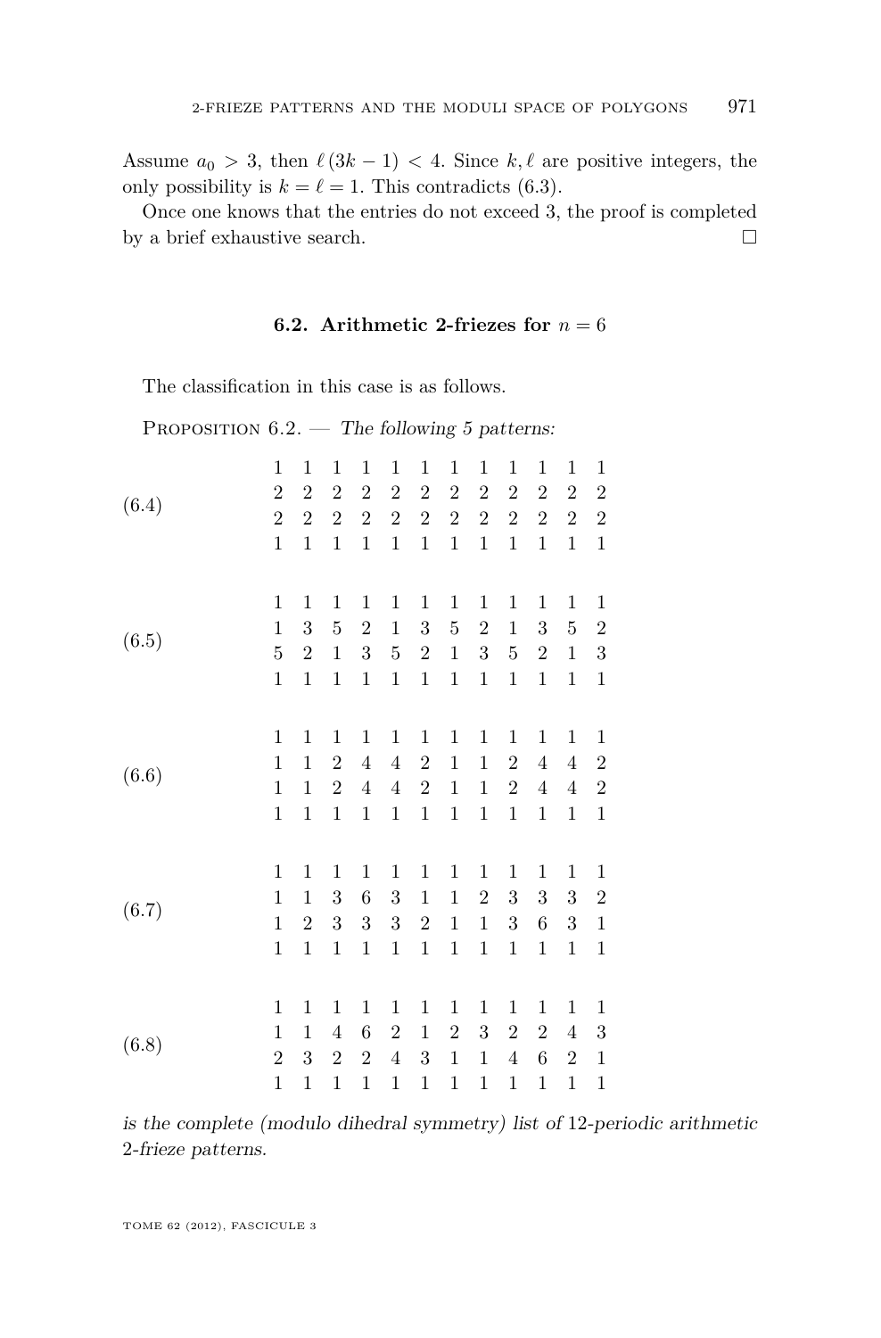Assume $a_0 > 3$, then $\ell(3k-1) < 4$. Since $k, \ell$ are positive integers, the only possibility is $k = \ell = 1$. This contradicts (6.3).

Once one knows that the entries do not exceed 3, the proof is completed by a brief exhaustive search. $\square$

### 6.2. Arithmetic 2-friezes for $n = 6$

The classification in this case is as follows.

Proposition 6.2. — *The following 5 patterns:*

$$\begin{array}{cccccccccccc}
1 & 1 & 1 & 1 & 1 & 1 & 1 & 1 & 1 & 1 & 1 & 1 \\
2 & 2 & 2 & 2 & 2 & 2 & 2 & 2 & 2 & 2 & 2 & 2 \\
2 & 2 & 2 & 2 & 2 & 2 & 2 & 2 & 2 & 2 & 2 & 2 \\
1 & 1 & 1 & 1 & 1 & 1 & 1 & 1 & 1 & 1 & 1 & 1
\end{array} \tag{6.4}$$

$$\begin{array}{cccccccccccc}
1 & 1 & 1 & 1 & 1 & 1 & 1 & 1 & 1 & 1 & 1 & 1 \\
1 & 3 & 5 & 2 & 1 & 3 & 5 & 2 & 1 & 3 & 5 & 2 \\
5 & 2 & 1 & 3 & 5 & 2 & 1 & 3 & 5 & 2 & 1 & 3 \\
1 & 1 & 1 & 1 & 1 & 1 & 1 & 1 & 1 & 1 & 1 & 1
\end{array} \tag{6.5}$$

$$\begin{array}{cccccccccccc}
1 & 1 & 1 & 1 & 1 & 1 & 1 & 1 & 1 & 1 & 1 & 1 \\
1 & 1 & 2 & 4 & 4 & 2 & 1 & 1 & 2 & 4 & 4 & 2 \\
1 & 1 & 2 & 4 & 4 & 2 & 1 & 1 & 2 & 4 & 4 & 2 \\
1 & 1 & 1 & 1 & 1 & 1 & 1 & 1 & 1 & 1 & 1 & 1
\end{array} \tag{6.6}$$

$$\begin{array}{cccccccccccc}
1 & 1 & 1 & 1 & 1 & 1 & 1 & 1 & 1 & 1 & 1 & 1 \\
1 & 1 & 3 & 6 & 3 & 1 & 1 & 2 & 3 & 3 & 3 & 2 \\
1 & 2 & 3 & 3 & 3 & 2 & 1 & 1 & 3 & 6 & 3 & 1 \\
1 & 1 & 1 & 1 & 1 & 1 & 1 & 1 & 1 & 1 & 1 & 1
\end{array} \tag{6.7}$$

$$\begin{array}{cccccccccccc}
1 & 1 & 1 & 1 & 1 & 1 & 1 & 1 & 1 & 1 & 1 & 1 \\
1 & 1 & 4 & 6 & 2 & 1 & 2 & 3 & 2 & 2 & 4 & 3 \\
2 & 3 & 2 & 2 & 4 & 3 & 1 & 1 & 4 & 6 & 2 & 1 \\
1 & 1 & 1 & 1 & 1 & 1 & 1 & 1 & 1 & 1 & 1 & 1
\end{array} \tag{6.8}$$

*is the complete (modulo dihedral symmetry) list of* 12*-periodic arithmetic* 2*-frieze patterns.*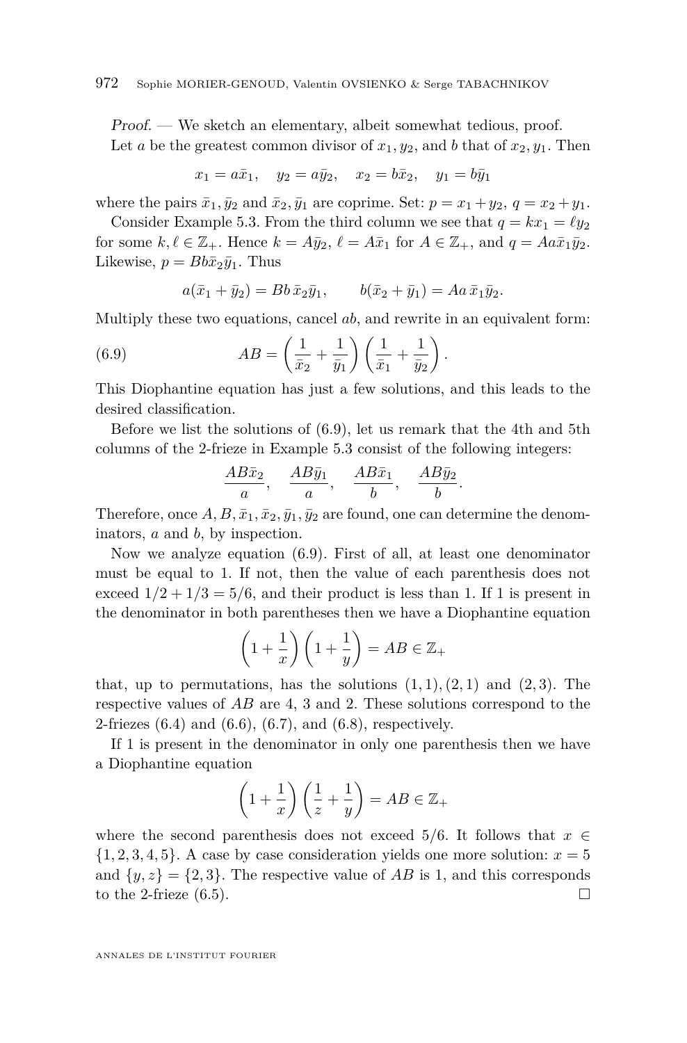*Proof.* — We sketch an elementary, albeit somewhat tedious, proof.

Let $a$ be the greatest common divisor of $x_1, y_2$, and $b$ that of $x_2, y_1$. Then

$$x_1 = a\bar{x}_1, \quad y_2 = a\bar{y}_2, \quad x_2 = b\bar{x}_2, \quad y_1 = b\bar{y}_1$$

where the pairs $\bar{x}_1, \bar{y}_2$ and $\bar{x}_2, \bar{y}_1$ are coprime. Set: $p = x_1 + y_2$, $q = x_2 + y_1$.

Consider Example 5.3. From the third column we see that $q = kx_1 = \ell y_2$ for some $k, \ell \in \mathbb{Z}_+$. Hence $k = A\bar{y}_2$, $\ell = A\bar{x}_1$ for $A \in \mathbb{Z}_+$, and $q = Aa\bar{x}_1\bar{y}_2$. Likewise, $p = Bb\bar{x}_2\bar{y}_1$. Thus

$$a(\bar{x}_1 + \bar{y}_2) = Bb\,\bar{x}_2\bar{y}_1, \qquad b(\bar{x}_2 + \bar{y}_1) = Aa\,\bar{x}_1\bar{y}_2.$$

Multiply these two equations, cancel $ab$, and rewrite in an equivalent form:

$$AB = \left(\frac{1}{\bar{x}_2} + \frac{1}{\bar{y}_1}\right)\left(\frac{1}{\bar{x}_1} + \frac{1}{\bar{y}_2}\right). \tag{6.9}$$

This Diophantine equation has just a few solutions, and this leads to the desired classification.

Before we list the solutions of (6.9), let us remark that the 4th and 5th columns of the 2-frieze in Example 5.3 consist of the following integers:

$$\frac{AB\bar{x}_2}{a}, \quad \frac{AB\bar{y}_1}{a}, \quad \frac{AB\bar{x}_1}{b}, \quad \frac{AB\bar{y}_2}{b}.$$

Therefore, once $A, B, \bar{x}_1, \bar{x}_2, \bar{y}_1, \bar{y}_2$ are found, one can determine the denominators, $a$ and $b$, by inspection.

Now we analyze equation (6.9). First of all, at least one denominator must be equal to 1. If not, then the value of each parenthesis does not exceed $1/2 + 1/3 = 5/6$, and their product is less than 1. If 1 is present in the denominator in both parentheses then we have a Diophantine equation

$$\left(1 + \frac{1}{x}\right)\left(1 + \frac{1}{y}\right) = AB \in \mathbb{Z}_+$$

that, up to permutations, has the solutions $(1,1), (2,1)$ and $(2,3)$. The respective values of $AB$ are 4, 3 and 2. These solutions correspond to the 2-friezes (6.4) and (6.6), (6.7), and (6.8), respectively.

If 1 is present in the denominator in only one parenthesis then we have a Diophantine equation

$$\left(1 + \frac{1}{x}\right)\left(\frac{1}{z} + \frac{1}{y}\right) = AB \in \mathbb{Z}_+$$

where the second parenthesis does not exceed 5/6. It follows that $x \in \{1, 2, 3, 4, 5\}$. A case by case consideration yields one more solution: $x = 5$ and $\{y, z\} = \{2, 3\}$. The respective value of $AB$ is 1, and this corresponds to the 2-frieze (6.5). □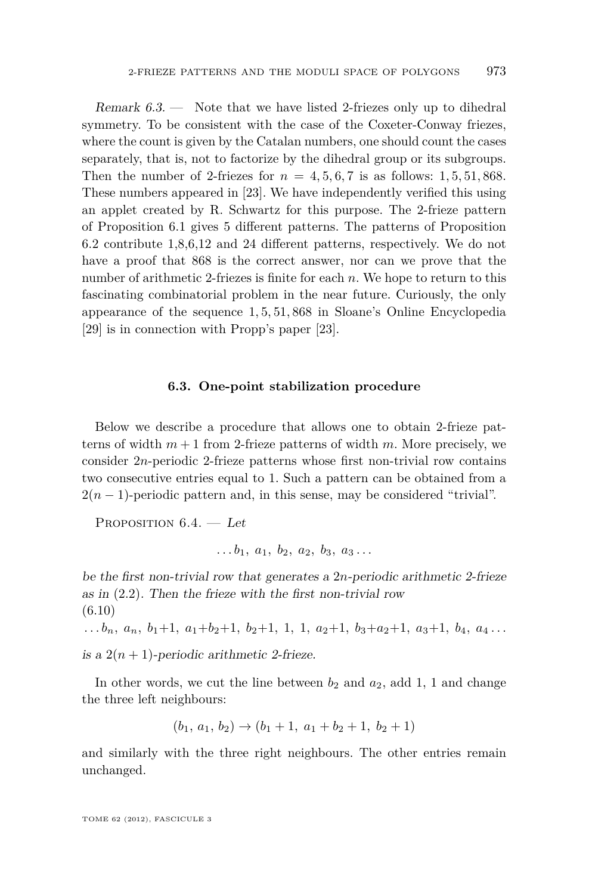*Remark 6.3.* — Note that we have listed 2-friezes only up to dihedral symmetry. To be consistent with the case of the Coxeter-Conway friezes, where the count is given by the Catalan numbers, one should count the cases separately, that is, not to factorize by the dihedral group or its subgroups. Then the number of 2-friezes for $n = 4, 5, 6, 7$ is as follows: $1, 5, 51, 868$. These numbers appeared in [23]. We have independently verified this using an applet created by R. Schwartz for this purpose. The 2-frieze pattern of Proposition 6.1 gives 5 different patterns. The patterns of Proposition 6.2 contribute 1,8,6,12 and 24 different patterns, respectively. We do not have a proof that 868 is the correct answer, nor can we prove that the number of arithmetic 2-friezes is finite for each $n$. We hope to return to this fascinating combinatorial problem in the near future. Curiously, the only appearance of the sequence $1, 5, 51, 868$ in Sloane's Online Encyclopedia [29] is in connection with Propp's paper [23].

### 6.3. One-point stabilization procedure

Below we describe a procedure that allows one to obtain 2-frieze patterns of width $m+1$ from 2-frieze patterns of width $m$. More precisely, we consider $2n$-periodic 2-frieze patterns whose first non-trivial row contains two consecutive entries equal to 1. Such a pattern can be obtained from a $2(n-1)$-periodic pattern and, in this sense, may be considered "trivial".

Proposition 6.4. — *Let*

$$\ldots b_1,\ a_1,\ b_2,\ a_2,\ b_3,\ a_3 \ldots$$

*be the first non-trivial row that generates a $2n$-periodic arithmetic 2-frieze as in* (2.2)*. Then the frieze with the first non-trivial row*

(6.10)

$$\ldots b_n,\ a_n,\ b_1{+}1,\ a_1{+}b_2{+}1,\ b_2{+}1,\ 1,\ 1,\ a_2{+}1,\ b_3{+}a_2{+}1,\ a_3{+}1,\ b_4,\ a_4 \ldots$$

*is a $2(n+1)$-periodic arithmetic 2-frieze.*

In other words, we cut the line between $b_2$ and $a_2$, add 1, 1 and change the three left neighbours:

$$(b_1,\ a_1,\ b_2) \rightarrow (b_1+1,\ a_1+b_2+1,\ b_2+1)$$

and similarly with the three right neighbours. The other entries remain unchanged.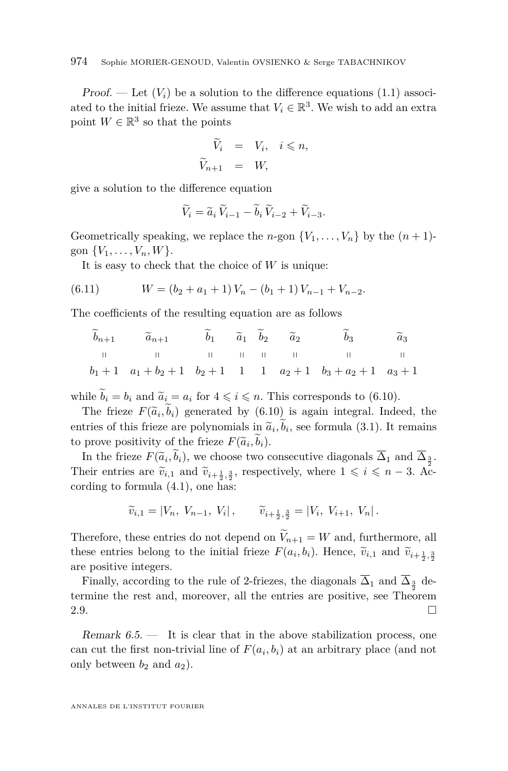*Proof.* — Let $(V_i)$ be a solution to the difference equations (1.1) associated to the initial frieze. We assume that $V_i \in \mathbb{R}^3$. We wish to add an extra point $W \in \mathbb{R}^3$ so that the points

$$\begin{aligned} \widetilde{V}_i &= V_i, \quad i \leqslant n, \\ \widetilde{V}_{n+1} &= W, \end{aligned}$$

give a solution to the difference equation

$$\widetilde{V}_i = \widetilde{a}_i \, \widetilde{V}_{i-1} - \widetilde{b}_i \, \widetilde{V}_{i-2} + \widetilde{V}_{i-3}.$$

Geometrically speaking, we replace the $n$-gon $\{V_1, \ldots, V_n\}$ by the $(n+1)$-gon $\{V_1, \ldots, V_n, W\}$.

It is easy to check that the choice of $W$ is unique:

$$W = (b_2 + a_1 + 1)\, V_n - (b_1 + 1)\, V_{n-1} + V_{n-2}. \tag{6.11}$$

The coefficients of the resulting equation are as follows

$$\begin{array}{cccccccc} \widetilde{b}_{n+1} & \widetilde{a}_{n+1} & \widetilde{b}_1 & \widetilde{a}_1 & \widetilde{b}_2 & \widetilde{a}_2 & \widetilde{b}_3 & \widetilde{a}_3 \\ \shortparallel & \shortparallel & \shortparallel & \shortparallel & \shortparallel & \shortparallel & \shortparallel & \shortparallel \\ b_1 + 1 & a_1 + b_2 + 1 & b_2 + 1 & 1 & 1 & a_2 + 1 & b_3 + a_2 + 1 & a_3 + 1 \end{array}$$

while $\widetilde{b}_i = b_i$ and $\widetilde{a}_i = a_i$ for $4 \leqslant i \leqslant n$. This corresponds to (6.10).

The frieze $F(\widetilde{a}_i, \widetilde{b}_i)$ generated by (6.10) is again integral. Indeed, the entries of this frieze are polynomials in $\widetilde{a}_i, \widetilde{b}_i$, see formula (3.1). It remains to prove positivity of the frieze $F(\widetilde{a}_i, \widetilde{b}_i)$.

In the frieze $F(\widetilde{a}_i, \widetilde{b}_i)$, we choose two consecutive diagonals $\overline{\Delta}_1$ and $\overline{\Delta}_{\frac{3}{2}}$. Their entries are $\widetilde{v}_{i,1}$ and $\widetilde{v}_{i+\frac{1}{2},\frac{3}{2}}$, respectively, where $1 \leqslant i \leqslant n-3$. According to formula (4.1), one has:

$$\widetilde{v}_{i,1} = |V_n,\ V_{n-1},\ V_i|\,, \qquad \widetilde{v}_{i+\frac{1}{2},\frac{3}{2}} = |V_i,\ V_{i+1},\ V_n|\,.$$

Therefore, these entries do not depend on $\widetilde{V}_{n+1} = W$ and, furthermore, all these entries belong to the initial frieze $F(a_i, b_i)$. Hence, $\widetilde{v}_{i,1}$ and $\widetilde{v}_{i+\frac{1}{2},\frac{3}{2}}$ are positive integers.

Finally, according to the rule of 2-friezes, the diagonals $\overline{\Delta}_1$ and $\overline{\Delta}_{\frac{3}{2}}$ determine the rest and, moreover, all the entries are positive, see Theorem 2.9. □

*Remark 6.5.* — It is clear that in the above stabilization process, one can cut the first non-trivial line of $F(a_i, b_i)$ at an arbitrary place (and not only between $b_2$ and $a_2$).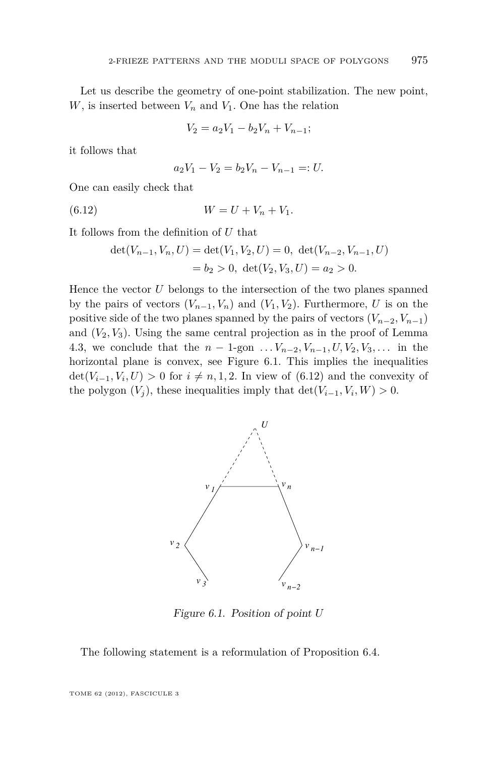Let us describe the geometry of one-point stabilization. The new point, $W$, is inserted between $V_n$ and $V_1$. One has the relation

$$V_2 = a_2 V_1 - b_2 V_n + V_{n-1};$$

it follows that

$$a_2 V_1 - V_2 = b_2 V_n - V_{n-1} =: U.$$

One can easily check that

$$W = U + V_n + V_1. \tag{6.12}$$

It follows from the definition of $U$ that

$$\det(V_{n-1}, V_n, U) = \det(V_1, V_2, U) = 0,\ \det(V_{n-2}, V_{n-1}, U) = b_2 > 0,\ \det(V_2, V_3, U) = a_2 > 0.$$

Hence the vector $U$ belongs to the intersection of the two planes spanned by the pairs of vectors $(V_{n-1}, V_n)$ and $(V_1, V_2)$. Furthermore, $U$ is on the positive side of the two planes spanned by the pairs of vectors $(V_{n-2}, V_{n-1})$ and $(V_2, V_3)$. Using the same central projection as in the proof of Lemma 4.3, we conclude that the $n-1$-gon $\ldots V_{n-2}, V_{n-1}, U, V_2, V_3, \ldots$ in the horizontal plane is convex, see Figure 6.1. This implies the inequalities $\det(V_{i-1}, V_i, U) > 0$ for $i \neq n, 1, 2$. In view of (6.12) and the convexity of the polygon $(V_j)$, these inequalities imply that $\det(V_{i-1}, V_i, W) > 0$.

U

$v_1$

$v_n$

$v_2$

$v_{n-1}$

$v_3$

$v_{n-2}$

*Figure 6.1. Position of point $U$*

The following statement is a reformulation of Proposition 6.4.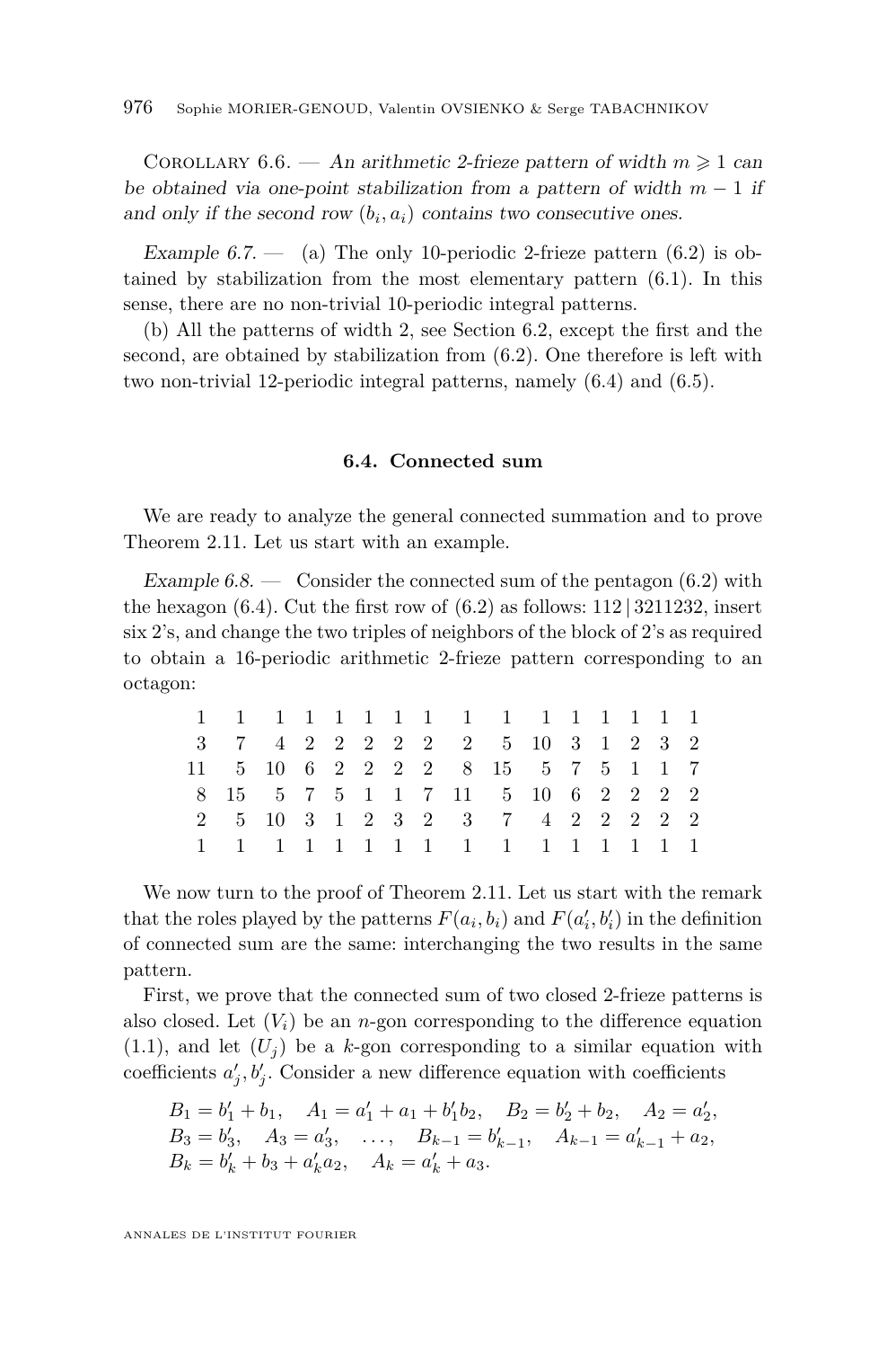Corollary 6.6. — *An arithmetic 2-frieze pattern of width $m \geqslant 1$ can be obtained via one-point stabilization from a pattern of width $m-1$ if and only if the second row $(b_i, a_i)$ contains two consecutive ones.*

*Example 6.7.* — (a) The only 10-periodic 2-frieze pattern (6.2) is obtained by stabilization from the most elementary pattern (6.1). In this sense, there are no non-trivial 10-periodic integral patterns.

(b) All the patterns of width 2, see Section 6.2, except the first and the second, are obtained by stabilization from (6.2). One therefore is left with two non-trivial 12-periodic integral patterns, namely (6.4) and (6.5).

### 6.4. Connected sum

We are ready to analyze the general connected summation and to prove Theorem 2.11. Let us start with an example.

*Example 6.8.* — Consider the connected sum of the pentagon (6.2) with the hexagon (6.4). Cut the first row of (6.2) as follows: 112 | 3211232, insert six 2's, and change the two triples of neighbors of the block of 2's as required to obtain a 16-periodic arithmetic 2-frieze pattern corresponding to an octagon:

$$
\begin{array}{cccccccccccccccc}
1 & 1 & 1 & 1 & 1 & 1 & 1 & 1 & 1 & 1 & 1 & 1 & 1 & 1 & 1 & 1\\
3 & 7 & 4 & 2 & 2 & 2 & 2 & 2 & 2 & 5 & 10 & 3 & 1 & 2 & 3 & 2\\
11 & 5 & 10 & 6 & 2 & 2 & 2 & 2 & 8 & 15 & 5 & 7 & 5 & 1 & 1 & 7\\
8 & 15 & 5 & 7 & 5 & 1 & 1 & 7 & 11 & 5 & 10 & 6 & 2 & 2 & 2 & 2\\
2 & 5 & 10 & 3 & 1 & 2 & 3 & 2 & 3 & 7 & 4 & 2 & 2 & 2 & 2 & 2\\
1 & 1 & 1 & 1 & 1 & 1 & 1 & 1 & 1 & 1 & 1 & 1 & 1 & 1 & 1 & 1
\end{array}
$$

We now turn to the proof of Theorem 2.11. Let us start with the remark that the roles played by the patterns $F(a_i, b_i)$ and $F(a_i', b_i')$ in the definition of connected sum are the same: interchanging the two results in the same pattern.

First, we prove that the connected sum of two closed 2-frieze patterns is also closed. Let $(V_i)$ be an $n$-gon corresponding to the difference equation (1.1), and let $(U_j)$ be a $k$-gon corresponding to a similar equation with coefficients $a_j', b_j'$. Consider a new difference equation with coefficients

$$
\begin{array}{llll}
B_1 = b_1' + b_1, & A_1 = a_1' + a_1 + b_1' b_2, & B_2 = b_2' + b_2, & A_2 = a_2',\\
B_3 = b_3', & A_3 = a_3', \quad \ldots, & B_{k-1} = b_{k-1}', & A_{k-1} = a_{k-1}' + a_2,\\
B_k = b_k' + b_3 + a_k' a_2, & A_k = a_k' + a_3. & &
\end{array}
$$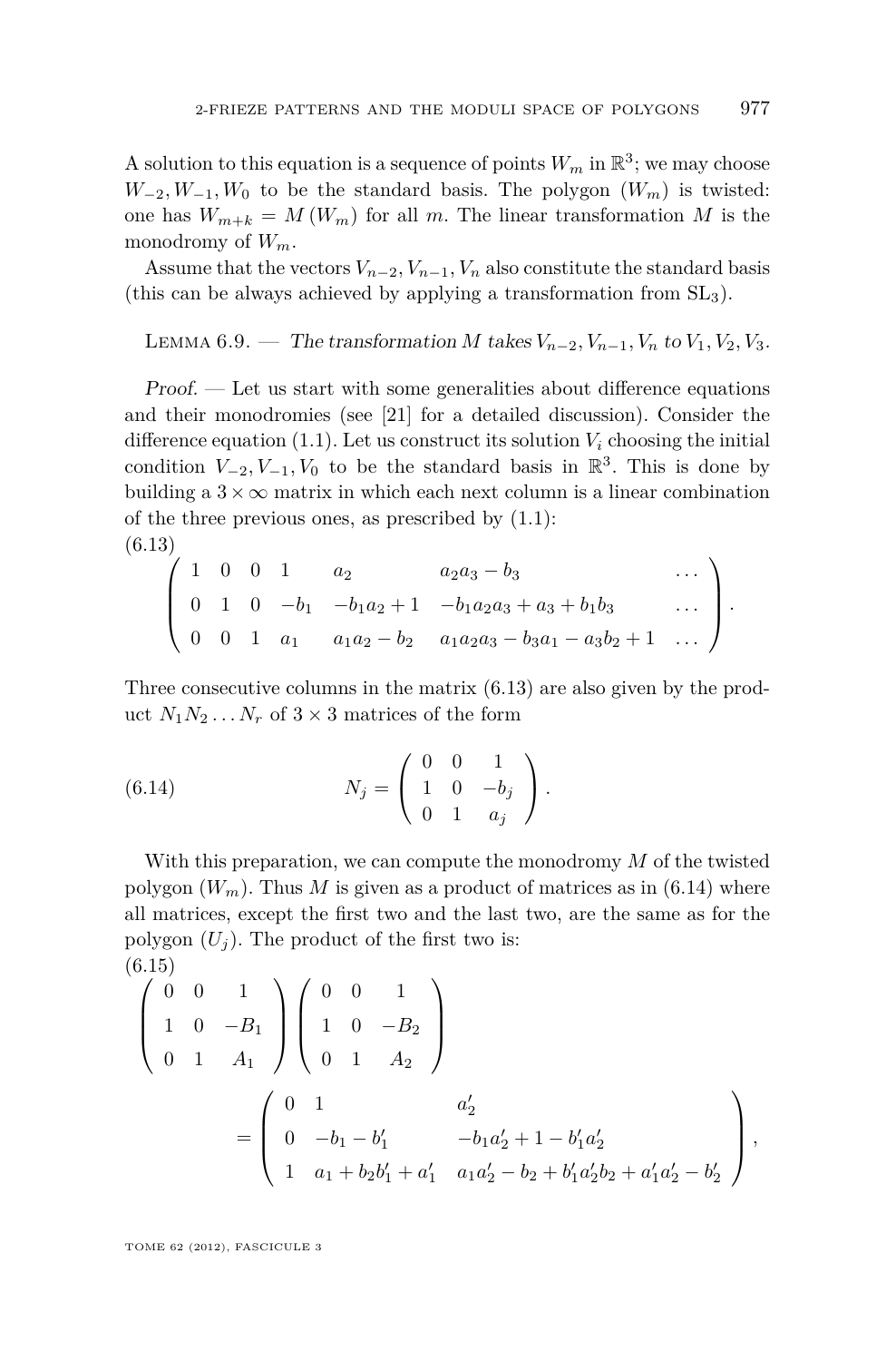A solution to this equation is a sequence of points $W_m$ in $\mathbb{R}^3$; we may choose $W_{-2}, W_{-1}, W_0$ to be the standard basis. The polygon $(W_m)$ is twisted: one has $W_{m+k} = M(W_m)$ for all $m$. The linear transformation $M$ is the monodromy of $W_m$.

Assume that the vectors $V_{n-2}, V_{n-1}, V_n$ also constitute the standard basis (this can be always achieved by applying a transformation from $\mathrm{SL}_3$).

Lemma 6.9. — *The transformation $M$ takes $V_{n-2}, V_{n-1}, V_n$ to $V_1, V_2, V_3$.*

*Proof.* — Let us start with some generalities about difference equations and their monodromies (see [21] for a detailed discussion). Consider the difference equation (1.1). Let us construct its solution $V_i$ choosing the initial condition $V_{-2}, V_{-1}, V_0$ to be the standard basis in $\mathbb{R}^3$. This is done by building a $3 \times \infty$ matrix in which each next column is a linear combination of the three previous ones, as prescribed by (1.1):

$$
\left(\begin{array}{ccccccc}
1 & 0 & 0 & 1 & a_2 & a_2a_3 - b_3 & \dots \\
0 & 1 & 0 & -b_1 & -b_1a_2 + 1 & -b_1a_2a_3 + a_3 + b_1b_3 & \dots \\
0 & 0 & 1 & a_1 & a_1a_2 - b_2 & a_1a_2a_3 - b_3a_1 - a_3b_2 + 1 & \dots
\end{array}\right). \tag{6.13}
$$

Three consecutive columns in the matrix (6.13) are also given by the product $N_1N_2 \dots N_r$ of $3 \times 3$ matrices of the form

$$
N_j = \left(\begin{array}{ccc}
0 & 0 & 1 \\
1 & 0 & -b_j \\
0 & 1 & a_j
\end{array}\right). \tag{6.14}
$$

With this preparation, we can compute the monodromy $M$ of the twisted polygon $(W_m)$. Thus $M$ is given as a product of matrices as in (6.14) where all matrices, except the first two and the last two, are the same as for the polygon $(U_j)$. The product of the first two is:

$$
\left(\begin{array}{ccc}
0 & 0 & 1 \\
1 & 0 & -B_1 \\
0 & 1 & A_1
\end{array}\right)
\left(\begin{array}{ccc}
0 & 0 & 1 \\
1 & 0 & -B_2 \\
0 & 1 & A_2
\end{array}\right)
= \left(\begin{array}{ccc}
0 & 1 & a_2' \\
0 & -b_1 - b_1' & -b_1a_2' + 1 - b_1'a_2' \\
1 & a_1 + b_2b_1' + a_1' & a_1a_2' - b_2 + b_1'a_2'b_2 + a_1'a_2' - b_2'
\end{array}\right), \tag{6.15}
$$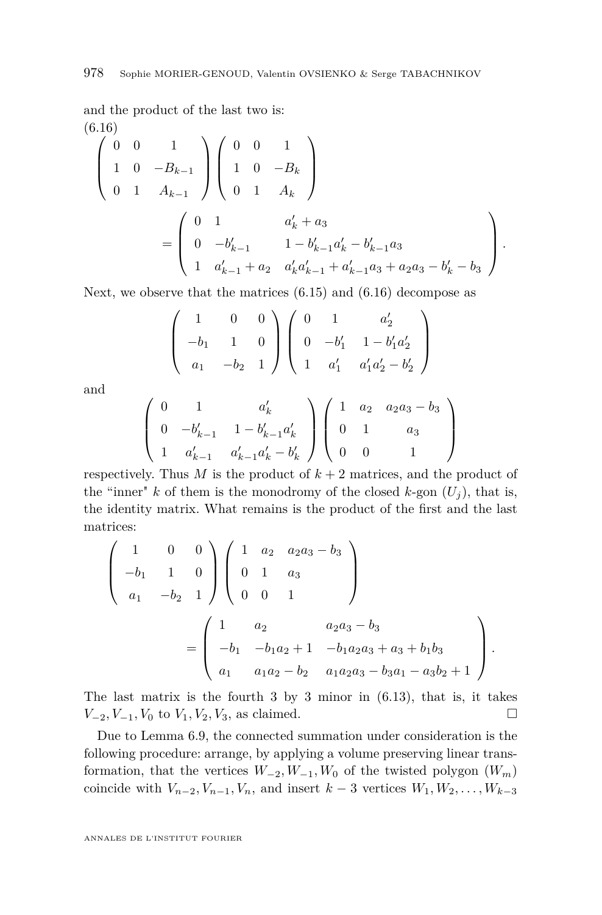and the product of the last two is:

(6.16)

$$\begin{pmatrix} 0 & 0 & 1 \\ 1 & 0 & -B_{k-1} \\ 0 & 1 & A_{k-1} \end{pmatrix} \begin{pmatrix} 0 & 0 & 1 \\ 1 & 0 & -B_k \\ 0 & 1 & A_k \end{pmatrix} = \begin{pmatrix} 0 & 1 & a'_k + a_3 \\ 0 & -b'_{k-1} & 1 - b'_{k-1}a'_k - b'_{k-1}a_3 \\ 1 & a'_{k-1} + a_2 & a'_k a'_{k-1} + a'_{k-1}a_3 + a_2 a_3 - b'_k - b_3 \end{pmatrix}.$$

Next, we observe that the matrices (6.15) and (6.16) decompose as

$$\begin{pmatrix} 1 & 0 & 0 \\ -b_1 & 1 & 0 \\ a_1 & -b_2 & 1 \end{pmatrix} \begin{pmatrix} 0 & 1 & a'_2 \\ 0 & -b'_1 & 1 - b'_1 a'_2 \\ 1 & a'_1 & a'_1 a'_2 - b'_2 \end{pmatrix}$$

and

$$\begin{pmatrix} 0 & 1 & a'_k \\ 0 & -b'_{k-1} & 1 - b'_{k-1}a'_k \\ 1 & a'_{k-1} & a'_{k-1}a'_k - b'_k \end{pmatrix} \begin{pmatrix} 1 & a_2 & a_2 a_3 - b_3 \\ 0 & 1 & a_3 \\ 0 & 0 & 1 \end{pmatrix}$$

respectively. Thus $M$ is the product of $k+2$ matrices, and the product of the "inner" $k$ of them is the monodromy of the closed $k$-gon $(U_j)$, that is, the identity matrix. What remains is the product of the first and the last matrices:

$$\begin{pmatrix} 1 & 0 & 0 \\ -b_1 & 1 & 0 \\ a_1 & -b_2 & 1 \end{pmatrix} \begin{pmatrix} 1 & a_2 & a_2 a_3 - b_3 \\ 0 & 1 & a_3 \\ 0 & 0 & 1 \end{pmatrix} = \begin{pmatrix} 1 & a_2 & a_2 a_3 - b_3 \\ -b_1 & -b_1 a_2 + 1 & -b_1 a_2 a_3 + a_3 + b_1 b_3 \\ a_1 & a_1 a_2 - b_2 & a_1 a_2 a_3 - b_3 a_1 - a_3 b_2 + 1 \end{pmatrix}.$$

The last matrix is the fourth 3 by 3 minor in (6.13), that is, it takes $V_{-2}, V_{-1}, V_0$ to $V_1, V_2, V_3$, as claimed. □

Due to Lemma 6.9, the connected summation under consideration is the following procedure: arrange, by applying a volume preserving linear transformation, that the vertices $W_{-2}, W_{-1}, W_0$ of the twisted polygon $(W_m)$ coincide with $V_{n-2}, V_{n-1}, V_n$, and insert $k-3$ vertices $W_1, W_2, \ldots, W_{k-3}$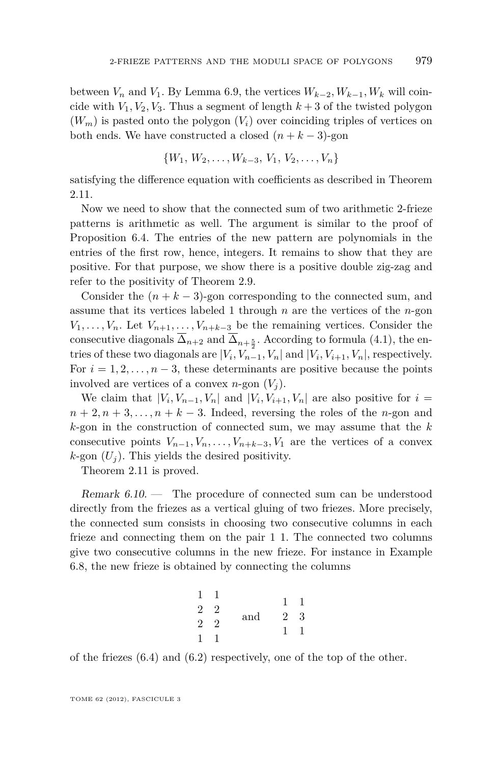between $V_n$ and $V_1$. By Lemma 6.9, the vertices $W_{k-2}, W_{k-1}, W_k$ will coincide with $V_1, V_2, V_3$. Thus a segment of length $k+3$ of the twisted polygon $(W_m)$ is pasted onto the polygon $(V_i)$ over coinciding triples of vertices on both ends. We have constructed a closed $(n+k-3)$-gon

$$\{W_1, W_2, \ldots, W_{k-3}, V_1, V_2, \ldots, V_n\}$$

satisfying the difference equation with coefficients as described in Theorem 2.11.

Now we need to show that the connected sum of two arithmetic 2-frieze patterns is arithmetic as well. The argument is similar to the proof of Proposition 6.4. The entries of the new pattern are polynomials in the entries of the first row, hence, integers. It remains to show that they are positive. For that purpose, we show there is a positive double zig-zag and refer to the positivity of Theorem 2.9.

Consider the $(n+k-3)$-gon corresponding to the connected sum, and assume that its vertices labeled 1 through $n$ are the vertices of the $n$-gon $V_1, \ldots, V_n$. Let $V_{n+1}, \ldots, V_{n+k-3}$ be the remaining vertices. Consider the consecutive diagonals $\Delta_{n+2}$ and $\Delta_{n+\frac{5}{2}}$. According to formula (4.1), the entries of these two diagonals are $|V_i, V_{n-1}, V_n|$ and $|V_i, V_{i+1}, V_n|$, respectively. For $i = 1, 2, \ldots, n-3$, these determinants are positive because the points involved are vertices of a convex $n$-gon $(V_j)$.

We claim that $|V_i, V_{n-1}, V_n|$ and $|V_i, V_{i+1}, V_n|$ are also positive for $i = n+2, n+3, \ldots, n+k-3$. Indeed, reversing the roles of the $n$-gon and $k$-gon in the construction of connected sum, we may assume that the $k$ consecutive points $V_{n-1}, V_n, \ldots, V_{n+k-3}, V_1$ are the vertices of a convex $k$-gon $(U_j)$. This yields the desired positivity.

Theorem 2.11 is proved.

*Remark 6.10.* — The procedure of connected sum can be understood directly from the friezes as a vertical gluing of two friezes. More precisely, the connected sum consists in choosing two consecutive columns in each frieze and connecting them on the pair 1 1. The connected two columns give two consecutive columns in the new frieze. For instance in Example 6.8, the new frieze is obtained by connecting the columns

$$\begin{matrix} 1 & 1 \\ 2 & 2 \\ 2 & 2 \\ 1 & 1 \end{matrix} \qquad \text{and} \qquad \begin{matrix} 1 & 1 \\ 2 & 3 \\ 1 & 1 \end{matrix}$$

of the friezes (6.4) and (6.2) respectively, one of the top of the other.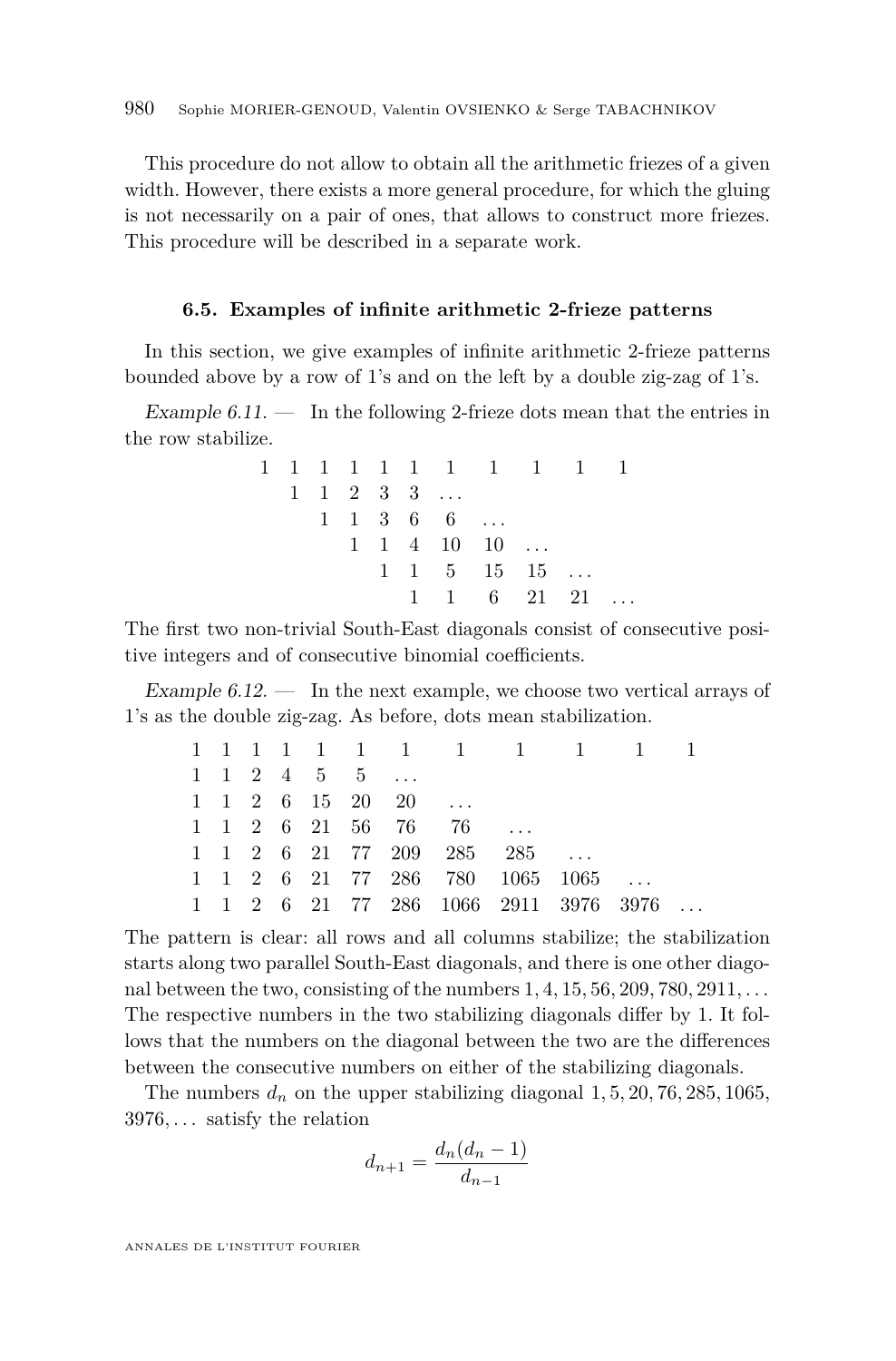This procedure do not allow to obtain all the arithmetic friezes of a given width. However, there exists a more general procedure, for which the gluing is not necessarily on a pair of ones, that allows to construct more friezes. This procedure will be described in a separate work.

### 6.5. Examples of infinite arithmetic 2-frieze patterns

In this section, we give examples of infinite arithmetic 2-frieze patterns bounded above by a row of 1's and on the left by a double zig-zag of 1's.

*Example 6.11.* — In the following 2-frieze dots mean that the entries in the row stabilize.

$$
\begin{array}{ccccccccccccccccc}
1 & 1 & 1 & 1 & 1 & 1 & 1 & 1 & 1 & 1 & 1 & & & & & & \\
& 1 & 1 & 2 & 3 & 3 & \ldots & & & & & & & & & & \\
& & 1 & 1 & 3 & 6 & 6 & \ldots & & & & & & & & & \\
& & & 1 & 1 & 4 & 10 & 10 & \ldots & & & & & & & & \\
& & & & 1 & 1 & 5 & 15 & 15 & \ldots & & & & & & & \\
& & & & & 1 & 1 & 6 & 21 & 21 & \ldots & & & & & &
\end{array}
$$

The first two non-trivial South-East diagonals consist of consecutive positive integers and of consecutive binomial coefficients.

*Example 6.12.* — In the next example, we choose two vertical arrays of 1's as the double zig-zag. As before, dots mean stabilization.

$$
\begin{array}{cccccccccccccc}
1 & 1 & 1 & 1 & 1 & 1 & 1 & 1 & 1 & 1 & 1 & 1 & & \\
1 & 1 & 2 & 4 & 5 & 5 & \ldots & & & & & & & \\
1 & 1 & 2 & 6 & 15 & 20 & 20 & \ldots & & & & & & \\
1 & 1 & 2 & 6 & 21 & 56 & 76 & 76 & \ldots & & & & & \\
1 & 1 & 2 & 6 & 21 & 77 & 209 & 285 & 285 & \ldots & & & & \\
1 & 1 & 2 & 6 & 21 & 77 & 286 & 780 & 1065 & 1065 & \ldots & & & \\
1 & 1 & 2 & 6 & 21 & 77 & 286 & 1066 & 2911 & 3976 & 3976 & \ldots & &
\end{array}
$$

The pattern is clear: all rows and all columns stabilize; the stabilization starts along two parallel South-East diagonals, and there is one other diagonal between the two, consisting of the numbers $1, 4, 15, 56, 209, 780, 2911, \ldots$ The respective numbers in the two stabilizing diagonals differ by 1. It follows that the numbers on the diagonal between the two are the differences between the consecutive numbers on either of the stabilizing diagonals.

The numbers $d_n$ on the upper stabilizing diagonal $1, 5, 20, 76, 285, 1065, 3976, \ldots$ satisfy the relation

$$
d_{n+1} = \frac{d_n(d_n - 1)}{d_{n-1}}
$$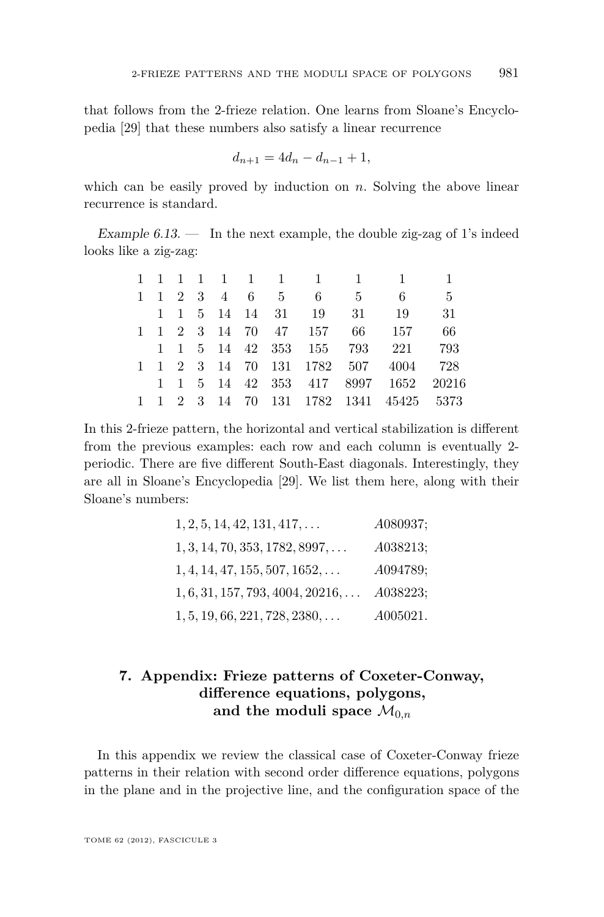that follows from the 2-frieze relation. One learns from Sloane's Encyclopedia [29] that these numbers also satisfy a linear recurrence

$$d_{n+1} = 4d_n - d_{n-1} + 1,$$

which can be easily proved by induction on $n$. Solving the above linear recurrence is standard.

*Example 6.13.* — In the next example, the double zig-zag of 1's indeed looks like a zig-zag:

| | | | | | | | | | | |
|---|---|---|---|---|---|---|---|---|---|---|
| 1 | 1 | 1 | 1 | 1 | 1 | 1 | 1 | 1 | 1 | 1 |
| 1 | 1 | 2 | 3 | 4 | 6 | 5 | 6 | 5 | 6 | 5 |
| | 1 | 1 | 5 | 14 | 14 | 31 | 19 | 31 | 19 | 31 |
| 1 | 1 | 2 | 3 | 14 | 70 | 47 | 157 | 66 | 157 | 66 |
| | 1 | 1 | 5 | 14 | 42 | 353 | 155 | 793 | 221 | 793 |
| 1 | 1 | 2 | 3 | 14 | 70 | 131 | 1782 | 507 | 4004 | 728 |
| | 1 | 1 | 5 | 14 | 42 | 353 | 417 | 8997 | 1652 | 20216 |
| 1 | 1 | 2 | 3 | 14 | 70 | 131 | 1782 | 1341 | 45425 | 5373 |

In this 2-frieze pattern, the horizontal and vertical stabilization is different from the previous examples: each row and each column is eventually 2-periodic. There are five different South-East diagonals. Interestingly, they are all in Sloane's Encyclopedia [29]. We list them here, along with their Sloane's numbers:

$1, 2, 5, 14, 42, 131, 417, \ldots$ &nbsp;&nbsp;&nbsp; *A*080937;

$1, 3, 14, 70, 353, 1782, 8997, \ldots$ &nbsp;&nbsp;&nbsp; *A*038213;

$1, 4, 14, 47, 155, 507, 1652, \ldots$ &nbsp;&nbsp;&nbsp; *A*094789;

$1, 6, 31, 157, 793, 4004, 20216, \ldots$ &nbsp;&nbsp;&nbsp; *A*038223;

$1, 5, 19, 66, 221, 728, 2380, \ldots$ &nbsp;&nbsp;&nbsp; *A*005021.

## 7. Appendix: Frieze patterns of Coxeter-Conway, difference equations, polygons, and the moduli space $\mathcal{M}_{0,n}$

In this appendix we review the classical case of Coxeter-Conway frieze patterns in their relation with second order difference equations, polygons in the plane and in the projective line, and the configuration space of the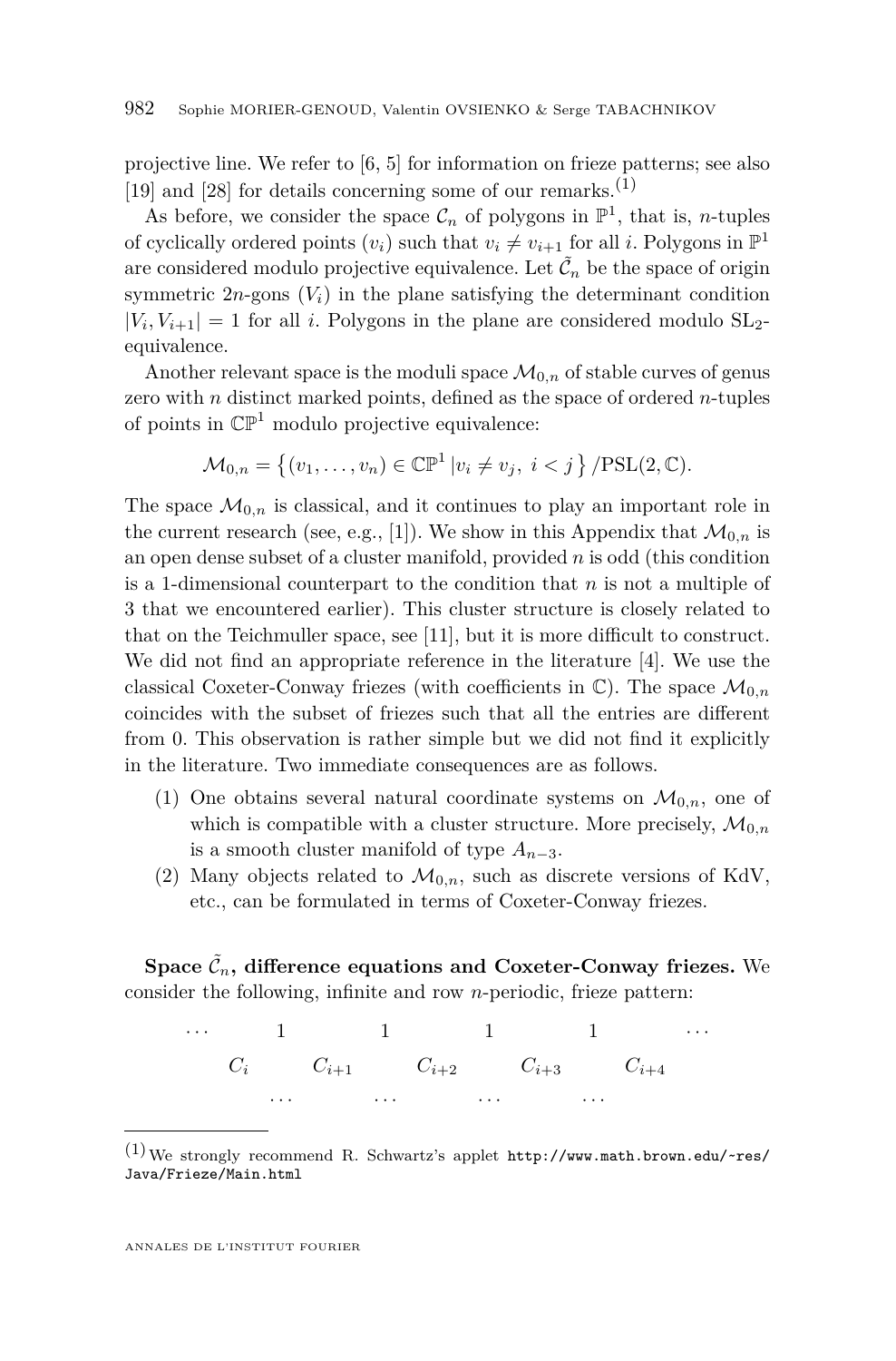projective line. We refer to [6, 5] for information on frieze patterns; see also [19] and [28] for details concerning some of our remarks.(1)

As before, we consider the space $\mathcal{C}_n$ of polygons in $\mathbb{P}^1$, that is, $n$-tuples of cyclically ordered points $(v_i)$ such that $v_i \neq v_{i+1}$ for all $i$. Polygons in $\mathbb{P}^1$ are considered modulo projective equivalence. Let $\tilde{\mathcal{C}}_n$ be the space of origin symmetric $2n$-gons $(V_i)$ in the plane satisfying the determinant condition $|V_i, V_{i+1}| = 1$ for all $i$. Polygons in the plane are considered modulo $\mathrm{SL}_2$-equivalence.

Another relevant space is the moduli space $\mathcal{M}_{0,n}$ of stable curves of genus zero with $n$ distinct marked points, defined as the space of ordered $n$-tuples of points in $\mathbb{CP}^1$ modulo projective equivalence:

$$\mathcal{M}_{0,n} = \left\{ (v_1, \ldots, v_n) \in \mathbb{CP}^1 \,|\, v_i \neq v_j,\ i < j \right\} / \mathrm{PSL}(2, \mathbb{C}).$$

The space $\mathcal{M}_{0,n}$ is classical, and it continues to play an important role in the current research (see, e.g., [1]). We show in this Appendix that $\mathcal{M}_{0,n}$ is an open dense subset of a cluster manifold, provided $n$ is odd (this condition is a 1-dimensional counterpart to the condition that $n$ is not a multiple of 3 that we encountered earlier). This cluster structure is closely related to that on the Teichmuller space, see [11], but it is more difficult to construct. We did not find an appropriate reference in the literature [4]. We use the classical Coxeter-Conway friezes (with coefficients in $\mathbb{C}$). The space $\mathcal{M}_{0,n}$ coincides with the subset of friezes such that all the entries are different from 0. This observation is rather simple but we did not find it explicitly in the literature. Two immediate consequences are as follows.

1. One obtains several natural coordinate systems on $\mathcal{M}_{0,n}$, one of which is compatible with a cluster structure. More precisely, $\mathcal{M}_{0,n}$ is a smooth cluster manifold of type $A_{n-3}$.
2. Many objects related to $\mathcal{M}_{0,n}$, such as discrete versions of KdV, etc., can be formulated in terms of Coxeter-Conway friezes.

**Space $\tilde{\mathcal{C}}_n$, difference equations and Coxeter-Conway friezes.** We consider the following, infinite and row $n$-periodic, frieze pattern:

$$\begin{array}{ccccccccccc}
\cdots & & 1 & & 1 & & 1 & & 1 & & \cdots \\
& C_i & & C_{i+1} & & C_{i+2} & & C_{i+3} & & C_{i+4} & \\
& & \cdots & & \cdots & & \cdots & & \cdots & &
\end{array}$$

(1) We strongly recommend R. Schwartz's applet http://www.math.brown.edu/~res/Java/Frieze/Main.html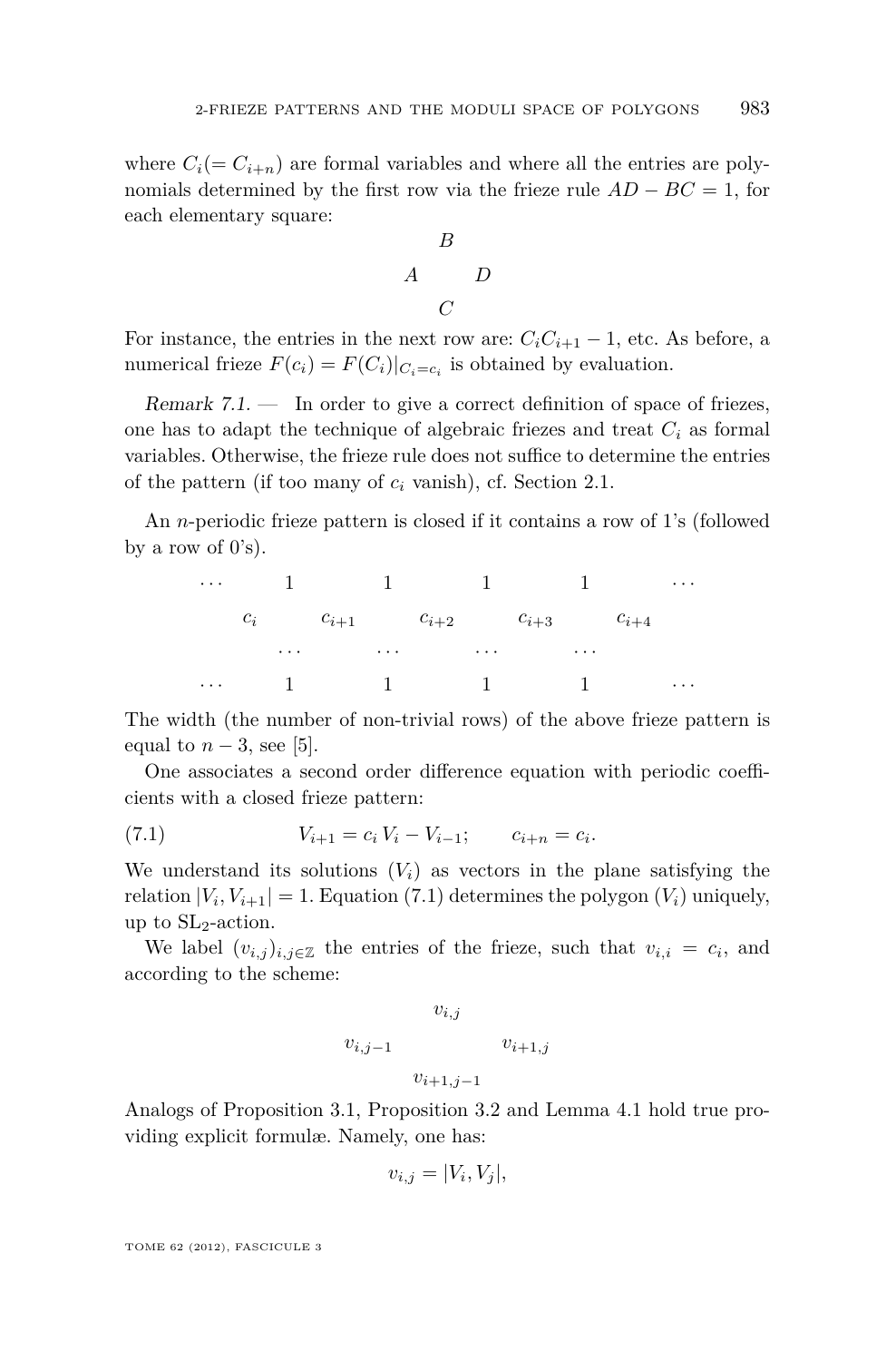where $C_i (= C_{i+n})$ are formal variables and where all the entries are polynomials determined by the first row via the frieze rule $AD - BC = 1$, for each elementary square:

$$
\begin{array}{ccc}
 & B & \\
A & & D \\
 & C &
\end{array}
$$

For instance, the entries in the next row are: $C_i C_{i+1} - 1$, etc. As before, a numerical frieze $F(c_i) = F(C_i)|_{C_i = c_i}$ is obtained by evaluation.

*Remark 7.1.* — In order to give a correct definition of space of friezes, one has to adapt the technique of algebraic friezes and treat $C_i$ as formal variables. Otherwise, the frieze rule does not suffice to determine the entries of the pattern (if too many of $c_i$ vanish), cf. Section 2.1.

An $n$-periodic frieze pattern is closed if it contains a row of 1's (followed by a row of 0's).

$$
\begin{array}{ccccccccccc}
\cdots & & 1 & & 1 & & 1 & & 1 & & \cdots \\
 & c_i & & c_{i+1} & & c_{i+2} & & c_{i+3} & & c_{i+4} & \\
 & & \cdots & & \cdots & & \cdots & & \cdots & & \\
\cdots & & 1 & & 1 & & 1 & & 1 & & \cdots
\end{array}
$$

The width (the number of non-trivial rows) of the above frieze pattern is equal to $n - 3$, see [5].

One associates a second order difference equation with periodic coefficients with a closed frieze pattern:

$$
V_{i+1} = c_i \, V_i - V_{i-1}; \qquad c_{i+n} = c_i. \tag{7.1}
$$

We understand its solutions $(V_i)$ as vectors in the plane satisfying the relation $|V_i, V_{i+1}| = 1$. Equation (7.1) determines the polygon $(V_i)$ uniquely, up to $\mathrm{SL}_2$-action.

We label $(v_{i,j})_{i,j \in \mathbb{Z}}$ the entries of the frieze, such that $v_{i,i} = c_i$, and according to the scheme:

$$
\begin{array}{ccc}
 & v_{i,j} & \\
v_{i,j-1} & & v_{i+1,j} \\
 & v_{i+1,j-1} &
\end{array}
$$

Analogs of Proposition 3.1, Proposition 3.2 and Lemma 4.1 hold true providing explicit formulæ. Namely, one has:

$$
v_{i,j} = |V_i, V_j|,
$$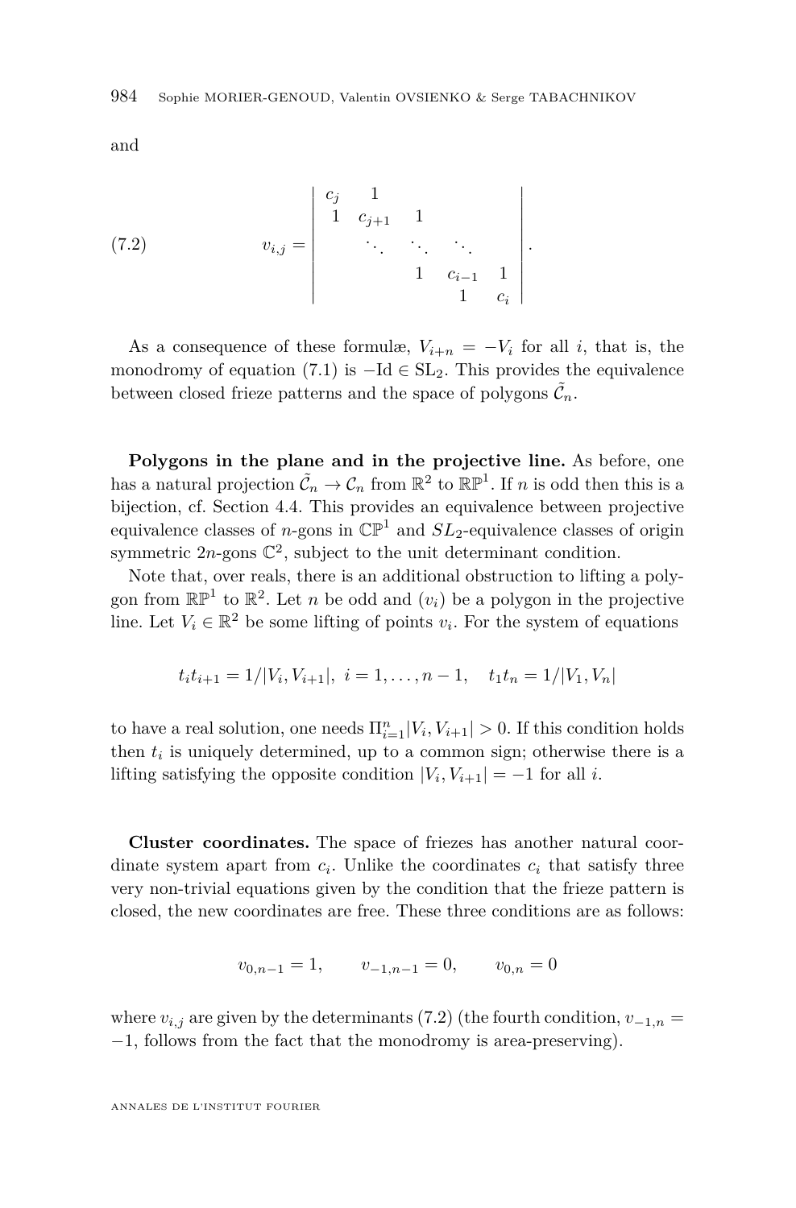and

$$
v_{i,j} = \begin{vmatrix} c_j & 1 & & & \\ 1 & c_{j+1} & 1 & & \\ & \ddots & \ddots & \ddots & \\ & & 1 & c_{i-1} & 1 \\ & & & 1 & c_i \end{vmatrix}. \tag{7.2}
$$

As a consequence of these formulæ, $V_{i+n} = -V_i$ for all $i$, that is, the monodromy of equation (7.1) is $-\mathrm{Id} \in \mathrm{SL}_2$. This provides the equivalence between closed frieze patterns and the space of polygons $\tilde{\mathcal{C}}_n$.

**Polygons in the plane and in the projective line.** As before, one has a natural projection $\tilde{\mathcal{C}}_n \to \mathcal{C}_n$ from $\mathbb{R}^2$ to $\mathbb{RP}^1$. If $n$ is odd then this is a bijection, cf. Section 4.4. This provides an equivalence between projective equivalence classes of $n$-gons in $\mathbb{CP}^1$ and $SL_2$-equivalence classes of origin symmetric $2n$-gons $\mathbb{C}^2$, subject to the unit determinant condition.

Note that, over reals, there is an additional obstruction to lifting a polygon from $\mathbb{RP}^1$ to $\mathbb{R}^2$. Let $n$ be odd and $(v_i)$ be a polygon in the projective line. Let $V_i \in \mathbb{R}^2$ be some lifting of points $v_i$. For the system of equations

$$
t_i t_{i+1} = 1/|V_i, V_{i+1}|, \ i = 1, \ldots, n-1, \quad t_1 t_n = 1/|V_1, V_n|
$$

to have a real solution, one needs $\Pi_{i=1}^n |V_i, V_{i+1}| > 0$. If this condition holds then $t_i$ is uniquely determined, up to a common sign; otherwise there is a lifting satisfying the opposite condition $|V_i, V_{i+1}| = -1$ for all $i$.

**Cluster coordinates.** The space of friezes has another natural coordinate system apart from $c_i$. Unlike the coordinates $c_i$ that satisfy three very non-trivial equations given by the condition that the frieze pattern is closed, the new coordinates are free. These three conditions are as follows:

$$
v_{0,n-1} = 1, \qquad v_{-1,n-1} = 0, \qquad v_{0,n} = 0
$$

where $v_{i,j}$ are given by the determinants (7.2) (the fourth condition, $v_{-1,n} = -1$, follows from the fact that the monodromy is area-preserving).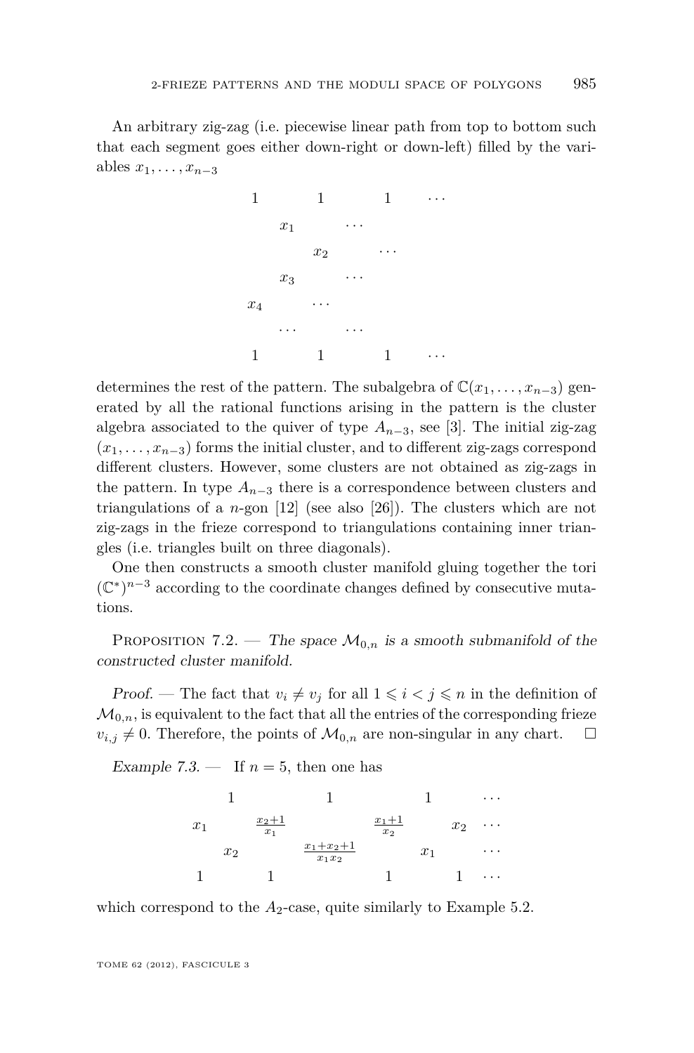An arbitrary zig-zag (i.e. piecewise linear path from top to bottom such that each segment goes either down-right or down-left) filled by the variables $x_1, \ldots, x_{n-3}$

$$
\begin{array}{ccccccc}
1 & & 1 & & 1 & & \cdots \\
& x_1 & & \cdots & & & \\
& & x_2 & & \cdots & & \\
& x_3 & & \cdots & & & \\
x_4 & & \cdots & & & & \\
& \cdots & & \cdots & & & \\
1 & & 1 & & 1 & & \cdots
\end{array}
$$

determines the rest of the pattern. The subalgebra of $\mathbb{C}(x_1, \ldots, x_{n-3})$ generated by all the rational functions arising in the pattern is the cluster algebra associated to the quiver of type $A_{n-3}$, see [3]. The initial zig-zag $(x_1, \ldots, x_{n-3})$ forms the initial cluster, and to different zig-zags correspond different clusters. However, some clusters are not obtained as zig-zags in the pattern. In type $A_{n-3}$ there is a correspondence between clusters and triangulations of a $n$-gon [12] (see also [26]). The clusters which are not zig-zags in the frieze correspond to triangulations containing inner triangles (i.e. triangles built on three diagonals).

One then constructs a smooth cluster manifold gluing together the tori $(\mathbb{C}^*)^{n-3}$ according to the coordinate changes defined by consecutive mutations.

Proposition 7.2. — *The space $\mathcal{M}_{0,n}$ is a smooth submanifold of the constructed cluster manifold.*

*Proof.* — The fact that $v_i \neq v_j$ for all $1 \leqslant i < j \leqslant n$ in the definition of $\mathcal{M}_{0,n}$, is equivalent to the fact that all the entries of the corresponding frieze $v_{i,j} \neq 0$. Therefore, the points of $\mathcal{M}_{0,n}$ are non-singular in any chart. $\square$

*Example 7.3.* — If $n = 5$, then one has

$$
\begin{array}{ccccccccc}
 & 1 & & 1 & & 1 & & \cdots \\
x_1 & & \frac{x_2+1}{x_1} & & \frac{x_1+1}{x_2} & & x_2 & \cdots \\
 & x_2 & & \frac{x_1+x_2+1}{x_1 x_2} & & x_1 & & \cdots \\
1 & & 1 & & 1 & & 1 & \cdots
\end{array}
$$

which correspond to the $A_2$-case, quite similarly to Example 5.2.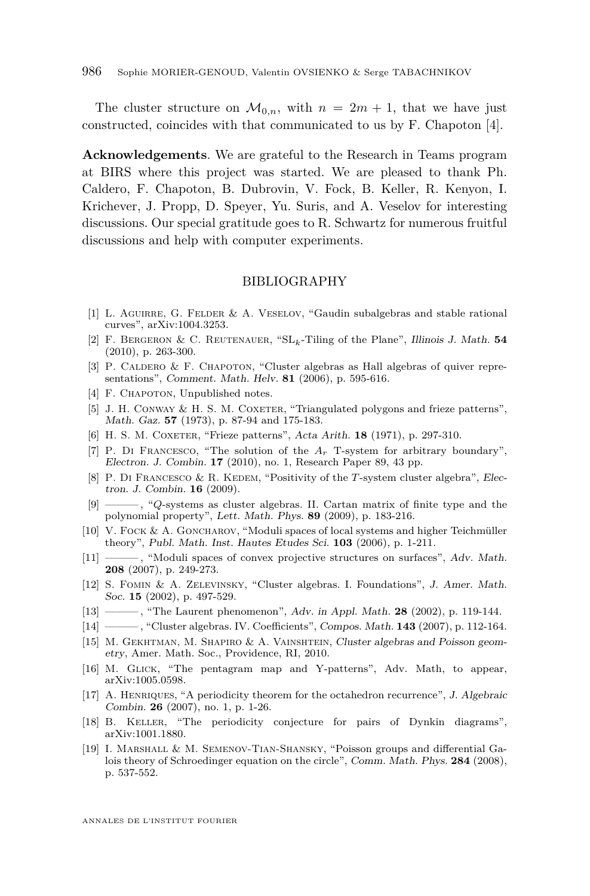The cluster structure on $\mathcal{M}_{0,n}$, with $n = 2m + 1$, that we have just constructed, coincides with that communicated to us by F. Chapoton [4].

**Acknowledgements**. We are grateful to the Research in Teams program at BIRS where this project was started. We are pleased to thank Ph. Caldero, F. Chapoton, B. Dubrovin, V. Fock, B. Keller, R. Kenyon, I. Krichever, J. Propp, D. Speyer, Yu. Suris, and A. Veselov for interesting discussions. Our special gratitude goes to R. Schwartz for numerous fruitful discussions and help with computer experiments.

## BIBLIOGRAPHY

[1] L. Aguirre, G. Felder & A. Veselov, "Gaudin subalgebras and stable rational curves", arXiv:1004.3253.

[2] F. Bergeron & C. Reutenauer, "$\mathrm{SL}_k$-Tiling of the Plane", *Illinois J. Math.* **54** (2010), p. 263-300.

[3] P. Caldero & F. Chapoton, "Cluster algebras as Hall algebras of quiver representations", *Comment. Math. Helv.* **81** (2006), p. 595-616.

[4] F. Chapoton, Unpublished notes.

[5] J. H. Conway & H. S. M. Coxeter, "Triangulated polygons and frieze patterns", *Math. Gaz.* **57** (1973), p. 87-94 and 175-183.

[6] H. S. M. Coxeter, "Frieze patterns", *Acta Arith.* **18** (1971), p. 297-310.

[7] P. Di Francesco, "The solution of the $A_r$ T-system for arbitrary boundary", *Electron. J. Combin.* **17** (2010), no. 1, Research Paper 89, 43 pp.

[8] P. Di Francesco & R. Kedem, "Positivity of the $T$-system cluster algebra", *Electron. J. Combin.* **16** (2009).

[9] ———, "$Q$-systems as cluster algebras. II. Cartan matrix of finite type and the polynomial property", *Lett. Math. Phys.* **89** (2009), p. 183-216.

[10] V. Fock & A. Goncharov, "Moduli spaces of local systems and higher Teichmüller theory", *Publ. Math. Inst. Hautes Etudes Sci.* **103** (2006), p. 1-211.

[11] ———, "Moduli spaces of convex projective structures on surfaces", *Adv. Math.* **208** (2007), p. 249-273.

[12] S. Fomin & A. Zelevinsky, "Cluster algebras. I. Foundations", *J. Amer. Math. Soc.* **15** (2002), p. 497-529.

[13] ———, "The Laurent phenomenon", *Adv. in Appl. Math.* **28** (2002), p. 119-144.

[14] ———, "Cluster algebras. IV. Coefficients", *Compos. Math.* **143** (2007), p. 112-164.

[15] M. Gekhtman, M. Shapiro & A. Vainshtein, *Cluster algebras and Poisson geometry*, Amer. Math. Soc., Providence, RI, 2010.

[16] M. Glick, "The pentagram map and Y-patterns", Adv. Math, to appear, arXiv:1005.0598.

[17] A. Henriques, "A periodicity theorem for the octahedron recurrence", *J. Algebraic Combin.* **26** (2007), no. 1, p. 1-26.

[18] B. Keller, "The periodicity conjecture for pairs of Dynkin diagrams", arXiv:1001.1880.

[19] I. Marshall & M. Semenov-Tian-Shansky, "Poisson groups and differential Galois theory of Schroedinger equation on the circle", *Comm. Math. Phys.* **284** (2008), p. 537-552.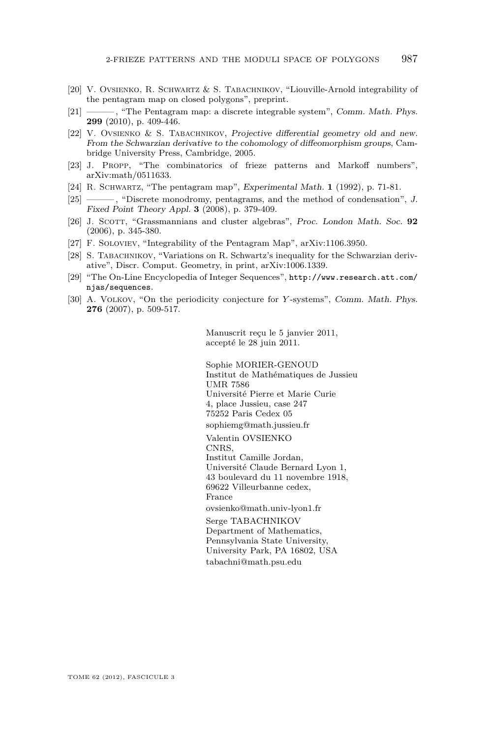[20] V. Ovsienko, R. Schwartz & S. Tabachnikov, "Liouville-Arnold integrability of the pentagram map on closed polygons", preprint.

[21] ———, "The Pentagram map: a discrete integrable system", *Comm. Math. Phys.* **299** (2010), p. 409-446.

[22] V. Ovsienko & S. Tabachnikov, *Projective differential geometry old and new. From the Schwarzian derivative to the cohomology of diffeomorphism groups*, Cambridge University Press, Cambridge, 2005.

[23] J. Propp, "The combinatorics of frieze patterns and Markoff numbers", arXiv:math/0511633.

[24] R. Schwartz, "The pentagram map", *Experimental Math.* **1** (1992), p. 71-81.

[25] ———, "Discrete monodromy, pentagrams, and the method of condensation", *J. Fixed Point Theory Appl.* **3** (2008), p. 379-409.

[26] J. Scott, "Grassmannians and cluster algebras", *Proc. London Math. Soc.* **92** (2006), p. 345-380.

[27] F. Soloviev, "Integrability of the Pentagram Map", arXiv:1106.3950.

[28] S. Tabachnikov, "Variations on R. Schwartz's inequality for the Schwarzian derivative", Discr. Comput. Geometry, in print, arXiv:1006.1339.

[29] "The On-Line Encyclopedia of Integer Sequences", http://www.research.att.com/njas/sequences.

[30] A. Volkov, "On the periodicity conjecture for $Y$-systems", *Comm. Math. Phys.* **276** (2007), p. 509-517.

Manuscrit reçu le 5 janvier 2011,
accepté le 28 juin 2011.

Sophie MORIER-GENOUD
Institut de Mathématiques de Jussieu
UMR 7586
Université Pierre et Marie Curie
4, place Jussieu, case 247
75252 Paris Cedex 05
sophiemg@math.jussieu.fr

Valentin OVSIENKO
CNRS,
Institut Camille Jordan,
Université Claude Bernard Lyon 1,
43 boulevard du 11 novembre 1918,
69622 Villeurbanne cedex,
France
ovsienko@math.univ-lyon1.fr

Serge TABACHNIKOV
Department of Mathematics,
Pennsylvania State University,
University Park, PA 16802, USA
tabachni@math.psu.edu